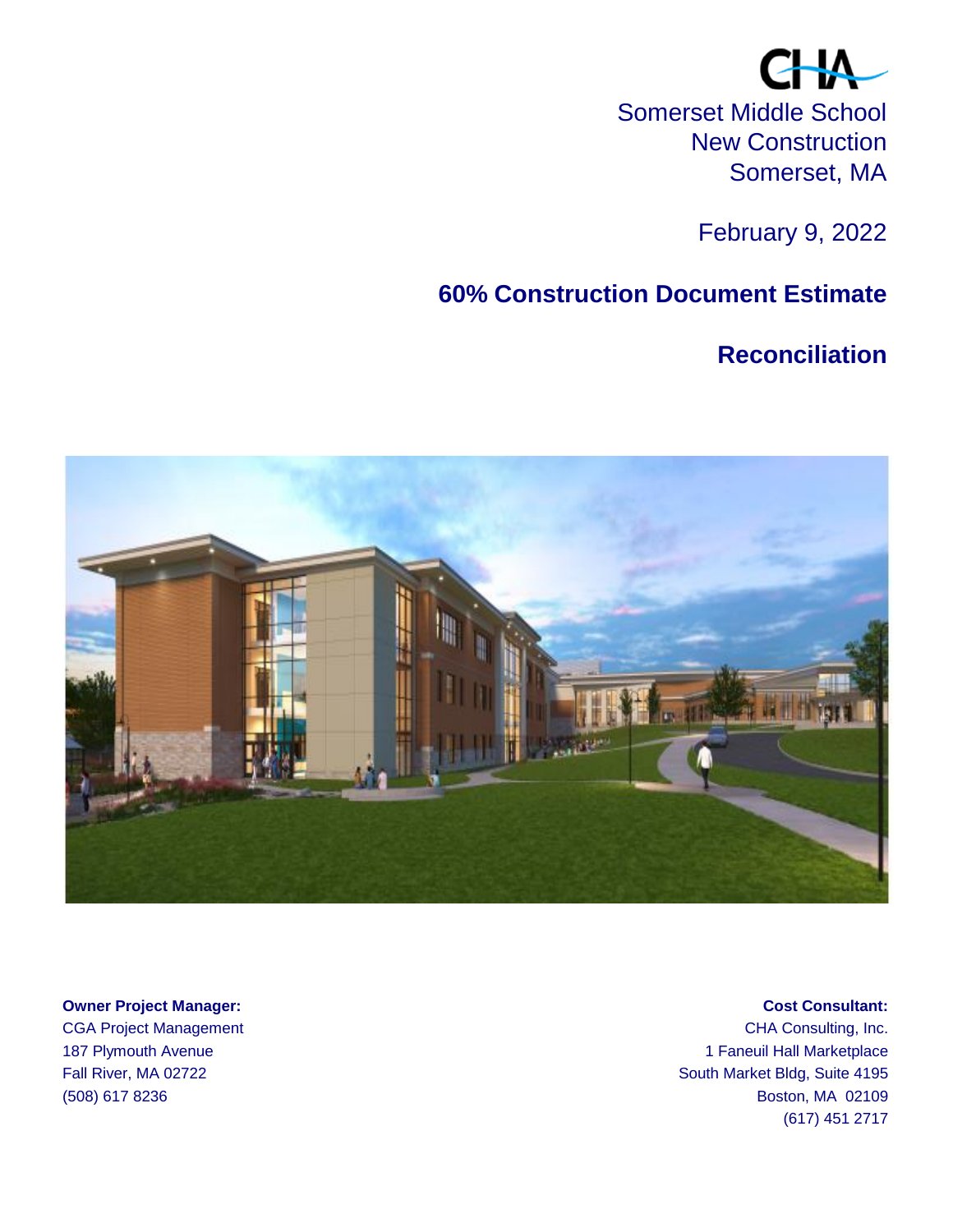CHA

Somerset Middle School
New Construction
Somerset, MA

February 9, 2022

## 60% Construction Document Estimate

## Reconciliation

**Owner Project Manager:**
CGA Project Management
187 Plymouth Avenue
Fall River, MA 02722
(508) 617 8236

**Cost Consultant:**
CHA Consulting, Inc.
1 Faneuil Hall Marketplace
South Market Bldg, Suite 4195
Boston, MA 02109
(617) 451 2717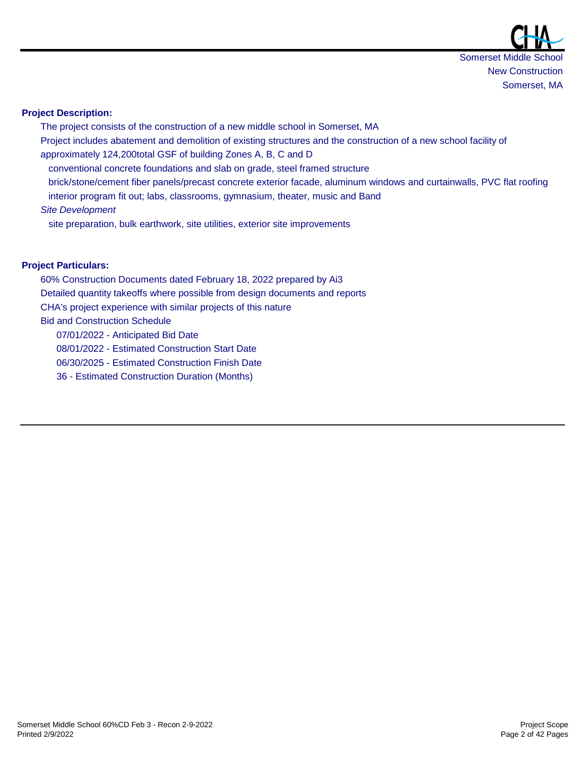Somerset Middle School
New Construction
Somerset, MA

**Project Description:**

The project consists of the construction of a new middle school in Somerset, MA

Project includes abatement and demolition of existing structures and the construction of a new school facility of approximately 124,200total GSF of building Zones A, B, C and D

- conventional concrete foundations and slab on grade, steel framed structure
- brick/stone/cement fiber panels/precast concrete exterior facade, aluminum windows and curtainwalls, PVC flat roofing
- interior program fit out; labs, classrooms, gymnasium, theater, music and Band

*Site Development*

- site preparation, bulk earthwork, site utilities, exterior site improvements

**Project Particulars:**

60% Construction Documents dated February 18, 2022 prepared by Ai3

Detailed quantity takeoffs where possible from design documents and reports

CHA's project experience with similar projects of this nature

Bid and Construction Schedule

- 07/01/2022 - Anticipated Bid Date
- 08/01/2022 - Estimated Construction Start Date
- 06/30/2025 - Estimated Construction Finish Date
- 36 - Estimated Construction Duration (Months)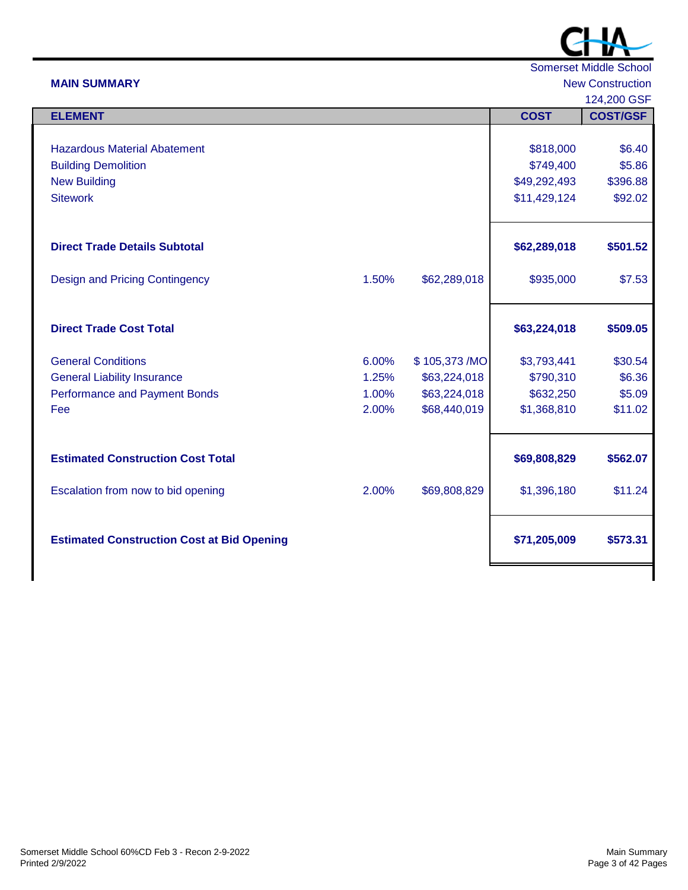Somerset Middle School
New Construction
124,200 GSF

## MAIN SUMMARY

| ELEMENT | | | COST | COST/GSF |
| --- | --- | --- | --- | --- |
| Hazardous Material Abatement | | | $818,000 | $6.40 |
| Building Demolition | | | $749,400 | $5.86 |
| New Building | | | $49,292,493 | $396.88 |
| Sitework | | | $11,429,124 | $92.02 |
| **Direct Trade Details Subtotal** | | | **$62,289,018** | **$501.52** |
| Design and Pricing Contingency | 1.50% | $62,289,018 | $935,000 | $7.53 |
| **Direct Trade Cost Total** | | | **$63,224,018** | **$509.05** |
| General Conditions | 6.00% | $ 105,373 /MO | $3,793,441 | $30.54 |
| General Liability Insurance | 1.25% | $63,224,018 | $790,310 | $6.36 |
| Performance and Payment Bonds | 1.00% | $63,224,018 | $632,250 | $5.09 |
| Fee | 2.00% | $68,440,019 | $1,368,810 | $11.02 |
| **Estimated Construction Cost Total** | | | **$69,808,829** | **$562.07** |
| Escalation from now to bid opening | 2.00% | $69,808,829 | $1,396,180 | $11.24 |
| **Estimated Construction Cost at Bid Opening** | | | **$71,205,009** | **$573.31** |

Somerset Middle School 60%CD Feb 3 - Recon 2-9-2022
Printed 2/9/2022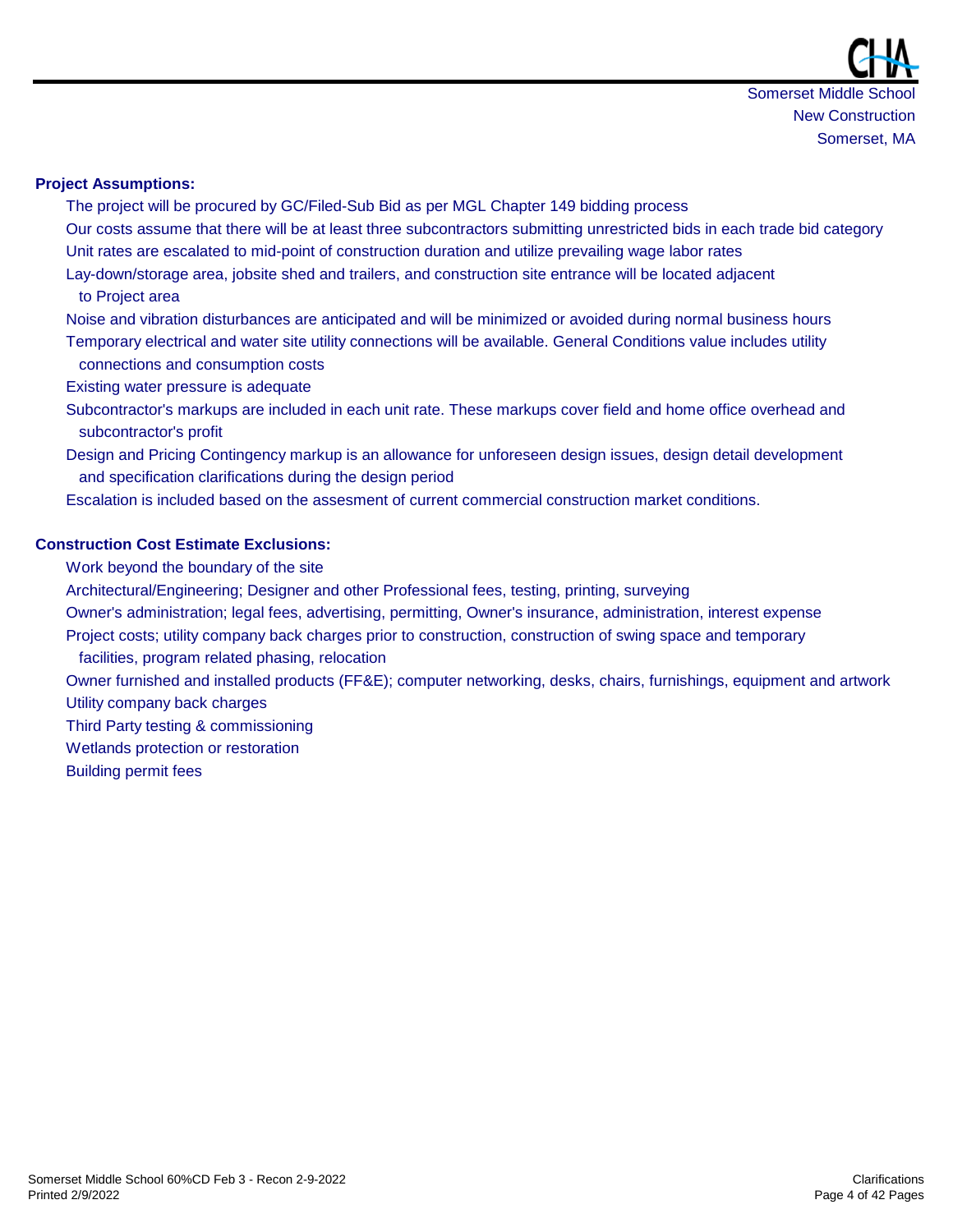Somerset Middle School
New Construction
Somerset, MA

**Project Assumptions:**

- The project will be procured by GC/Filed-Sub Bid as per MGL Chapter 149 bidding process
- Our costs assume that there will be at least three subcontractors submitting unrestricted bids in each trade bid category
- Unit rates are escalated to mid-point of construction duration and utilize prevailing wage labor rates
- Lay-down/storage area, jobsite shed and trailers, and construction site entrance will be located adjacent to Project area
- Noise and vibration disturbances are anticipated and will be minimized or avoided during normal business hours
- Temporary electrical and water site utility connections will be available. General Conditions value includes utility connections and consumption costs
- Existing water pressure is adequate
- Subcontractor's markups are included in each unit rate. These markups cover field and home office overhead and subcontractor's profit
- Design and Pricing Contingency markup is an allowance for unforeseen design issues, design detail development and specification clarifications during the design period
- Escalation is included based on the assesment of current commercial construction market conditions.

**Construction Cost Estimate Exclusions:**

- Work beyond the boundary of the site
- Architectural/Engineering; Designer and other Professional fees, testing, printing, surveying
- Owner's administration; legal fees, advertising, permitting, Owner's insurance, administration, interest expense
- Project costs; utility company back charges prior to construction, construction of swing space and temporary facilities, program related phasing, relocation
- Owner furnished and installed products (FF&E); computer networking, desks, chairs, furnishings, equipment and artwork
- Utility company back charges
- Third Party testing & commissioning
- Wetlands protection or restoration
- Building permit fees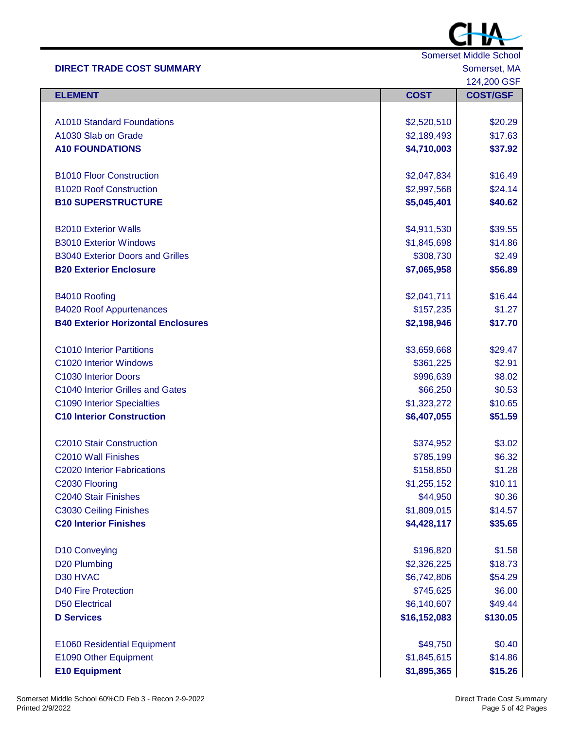## DIRECT TRADE COST SUMMARY

Somerset Middle School
Somerset, MA
124,200 GSF

| ELEMENT | COST | COST/GSF |
|---|---|---|
| A1010 Standard Foundations | $2,520,510 | $20.29 |
| A1030 Slab on Grade | $2,189,493 | $17.63 |
| **A10 FOUNDATIONS** | **$4,710,003** | **$37.92** |
| | | |
| B1010 Floor Construction | $2,047,834 | $16.49 |
| B1020 Roof Construction | $2,997,568 | $24.14 |
| **B10 SUPERSTRUCTURE** | **$5,045,401** | **$40.62** |
| | | |
| B2010 Exterior Walls | $4,911,530 | $39.55 |
| B3010 Exterior Windows | $1,845,698 | $14.86 |
| B3040 Exterior Doors and Grilles | $308,730 | $2.49 |
| **B20 Exterior Enclosure** | **$7,065,958** | **$56.89** |
| | | |
| B4010 Roofing | $2,041,711 | $16.44 |
| B4020 Roof Appurtenances | $157,235 | $1.27 |
| **B40 Exterior Horizontal Enclosures** | **$2,198,946** | **$17.70** |
| | | |
| C1010 Interior Partitions | $3,659,668 | $29.47 |
| C1020 Interior Windows | $361,225 | $2.91 |
| C1030 Interior Doors | $996,639 | $8.02 |
| C1040 Interior Grilles and Gates | $66,250 | $0.53 |
| C1090 Interior Specialties | $1,323,272 | $10.65 |
| **C10 Interior Construction** | **$6,407,055** | **$51.59** |
| | | |
| C2010 Stair Construction | $374,952 | $3.02 |
| C2010 Wall Finishes | $785,199 | $6.32 |
| C2020 Interior Fabrications | $158,850 | $1.28 |
| C2030 Flooring | $1,255,152 | $10.11 |
| C2040 Stair Finishes | $44,950 | $0.36 |
| C3030 Ceiling Finishes | $1,809,015 | $14.57 |
| **C20 Interior Finishes** | **$4,428,117** | **$35.65** |
| | | |
| D10 Conveying | $196,820 | $1.58 |
| D20 Plumbing | $2,326,225 | $18.73 |
| D30 HVAC | $6,742,806 | $54.29 |
| D40 Fire Protection | $745,625 | $6.00 |
| D50 Electrical | $6,140,607 | $49.44 |
| **D Services** | **$16,152,083** | **$130.05** |
| | | |
| E1060 Residential Equipment | $49,750 | $0.40 |
| E1090 Other Equipment | $1,845,615 | $14.86 |
| **E10 Equipment** | **$1,895,365** | **$15.26** |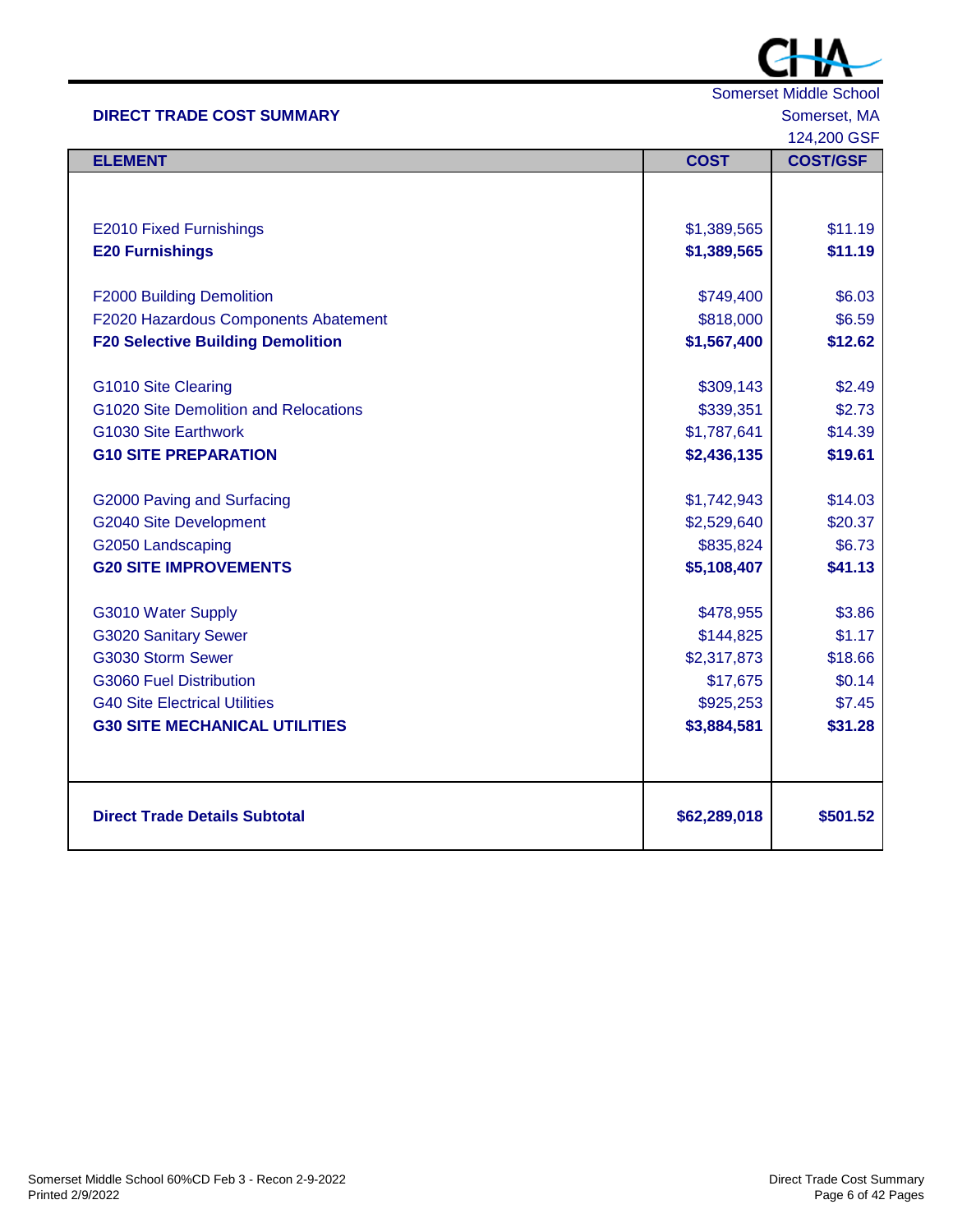**DIRECT TRADE COST SUMMARY**

Somerset Middle School
Somerset, MA
124,200 GSF

| ELEMENT | COST | COST/GSF |
|---|---|---|
| E2010 Fixed Furnishings | $1,389,565 | $11.19 |
| **E20 Furnishings** | **$1,389,565** | **$11.19** |
| | | |
| F2000 Building Demolition | $749,400 | $6.03 |
| F2020 Hazardous Components Abatement | $818,000 | $6.59 |
| **F20 Selective Building Demolition** | **$1,567,400** | **$12.62** |
| | | |
| G1010 Site Clearing | $309,143 | $2.49 |
| G1020 Site Demolition and Relocations | $339,351 | $2.73 |
| G1030 Site Earthwork | $1,787,641 | $14.39 |
| **G10 SITE PREPARATION** | **$2,436,135** | **$19.61** |
| | | |
| G2000 Paving and Surfacing | $1,742,943 | $14.03 |
| G2040 Site Development | $2,529,640 | $20.37 |
| G2050 Landscaping | $835,824 | $6.73 |
| **G20 SITE IMPROVEMENTS** | **$5,108,407** | **$41.13** |
| | | |
| G3010 Water Supply | $478,955 | $3.86 |
| G3020 Sanitary Sewer | $144,825 | $1.17 |
| G3030 Storm Sewer | $2,317,873 | $18.66 |
| G3060 Fuel Distribution | $17,675 | $0.14 |
| G40 Site Electrical Utilities | $925,253 | $7.45 |
| **G30 SITE MECHANICAL UTILITIES** | **$3,884,581** | **$31.28** |
| | | |
| **Direct Trade Details Subtotal** | **$62,289,018** | **$501.52** |

Somerset Middle School 60%CD Feb 3 - Recon 2-9-2022
Printed 2/9/2022

Direct Trade Cost Summary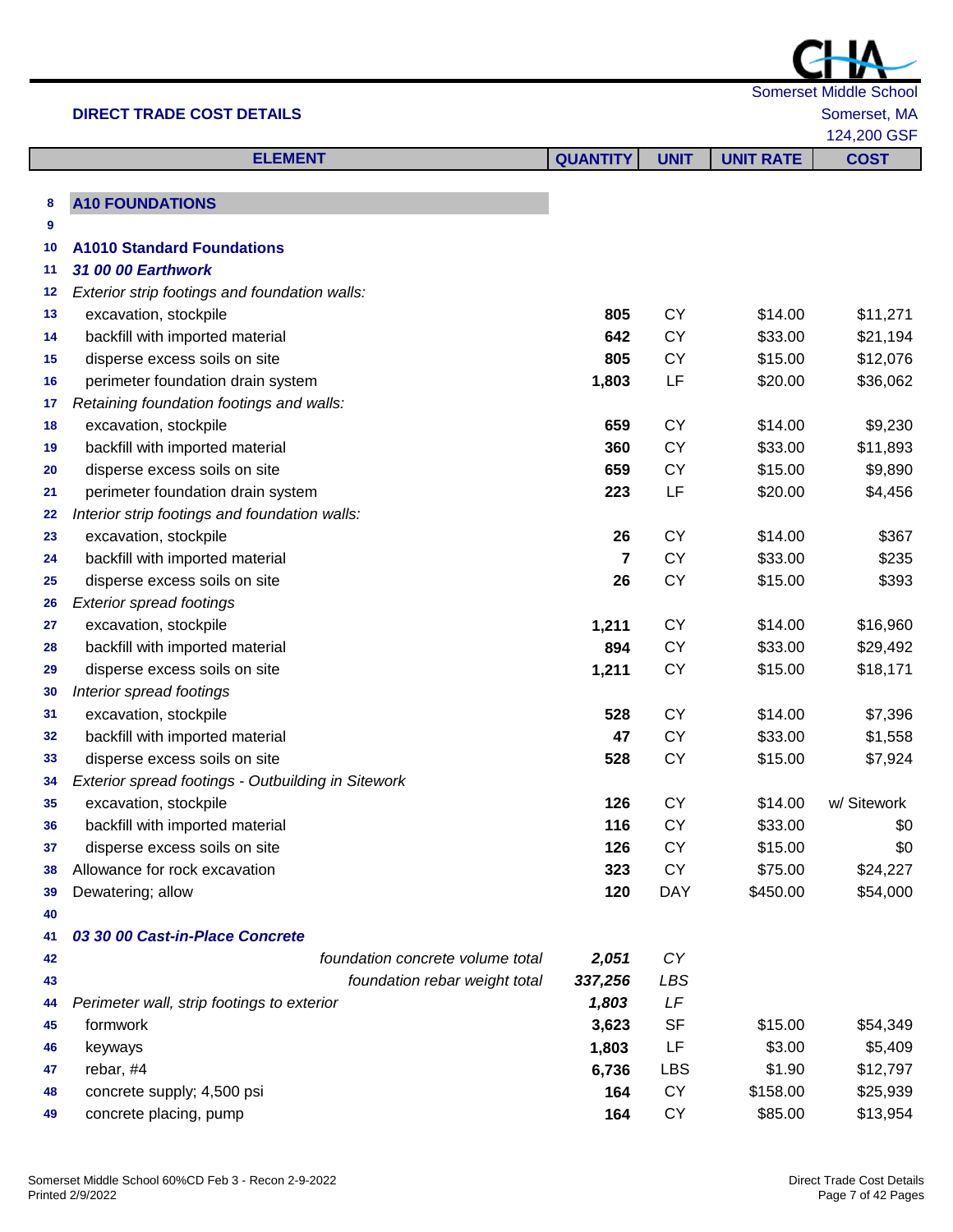Somerset Middle School
Somerset, MA
124,200 GSF

## DIRECT TRADE COST DETAILS

| | ELEMENT | QUANTITY | UNIT | UNIT RATE | COST |
|---|---|---|---|---|---|
| 8 | **A10 FOUNDATIONS** | | | | |
| 9 | | | | | |
| 10 | **A1010 Standard Foundations** | | | | |
| 11 | ***31 00 00 Earthwork*** | | | | |
| 12 | *Exterior strip footings and foundation walls:* | | | | |
| 13 | excavation, stockpile | **805** | CY | $14.00 | $11,271 |
| 14 | backfill with imported material | **642** | CY | $33.00 | $21,194 |
| 15 | disperse excess soils on site | **805** | CY | $15.00 | $12,076 |
| 16 | perimeter foundation drain system | **1,803** | LF | $20.00 | $36,062 |
| 17 | *Retaining foundation footings and walls:* | | | | |
| 18 | excavation, stockpile | **659** | CY | $14.00 | $9,230 |
| 19 | backfill with imported material | **360** | CY | $33.00 | $11,893 |
| 20 | disperse excess soils on site | **659** | CY | $15.00 | $9,890 |
| 21 | perimeter foundation drain system | **223** | LF | $20.00 | $4,456 |
| 22 | *Interior strip footings and foundation walls:* | | | | |
| 23 | excavation, stockpile | **26** | CY | $14.00 | $367 |
| 24 | backfill with imported material | **7** | CY | $33.00 | $235 |
| 25 | disperse excess soils on site | **26** | CY | $15.00 | $393 |
| 26 | *Exterior spread footings* | | | | |
| 27 | excavation, stockpile | **1,211** | CY | $14.00 | $16,960 |
| 28 | backfill with imported material | **894** | CY | $33.00 | $29,492 |
| 29 | disperse excess soils on site | **1,211** | CY | $15.00 | $18,171 |
| 30 | *Interior spread footings* | | | | |
| 31 | excavation, stockpile | **528** | CY | $14.00 | $7,396 |
| 32 | backfill with imported material | **47** | CY | $33.00 | $1,558 |
| 33 | disperse excess soils on site | **528** | CY | $15.00 | $7,924 |
| 34 | *Exterior spread footings - Outbuilding in Sitework* | | | | |
| 35 | excavation, stockpile | **126** | CY | $14.00 | w/ Sitework |
| 36 | backfill with imported material | **116** | CY | $33.00 | $0 |
| 37 | disperse excess soils on site | **126** | CY | $15.00 | $0 |
| 38 | Allowance for rock excavation | **323** | CY | $75.00 | $24,227 |
| 39 | Dewatering; allow | **120** | DAY | $450.00 | $54,000 |
| 40 | | | | | |
| 41 | ***03 30 00 Cast-in-Place Concrete*** | | | | |
| 42 | *foundation concrete volume total* | ***2,051*** | *CY* | | |
| 43 | *foundation rebar weight total* | ***337,256*** | *LBS* | | |
| 44 | *Perimeter wall, strip footings to exterior* | ***1,803*** | *LF* | | |
| 45 | formwork | **3,623** | SF | $15.00 | $54,349 |
| 46 | keyways | **1,803** | LF | $3.00 | $5,409 |
| 47 | rebar, #4 | **6,736** | LBS | $1.90 | $12,797 |
| 48 | concrete supply; 4,500 psi | **164** | CY | $158.00 | $25,939 |
| 49 | concrete placing, pump | **164** | CY | $85.00 | $13,954 |

Somerset Middle School 60%CD Feb 3 - Recon 2-9-2022
Printed 2/9/2022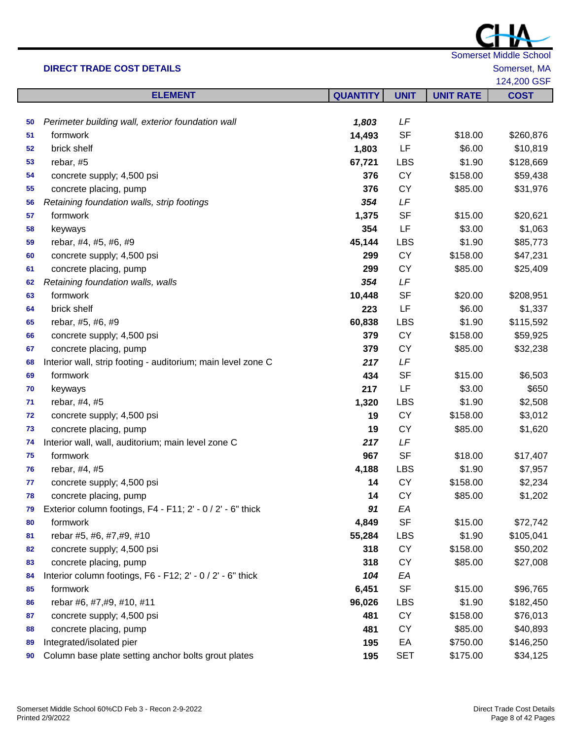**DIRECT TRADE COST DETAILS**

Somerset Middle School
Somerset, MA
124,200 GSF

| | ELEMENT | QUANTITY | UNIT | UNIT RATE | COST |
|---|---|---|---|---|---|
| 50 | *Perimeter building wall, exterior foundation wall* | ***1,803*** | *LF* | | |
| 51 | formwork | **14,493** | SF | $18.00 | $260,876 |
| 52 | brick shelf | **1,803** | LF | $6.00 | $10,819 |
| 53 | rebar, #5 | **67,721** | LBS | $1.90 | $128,669 |
| 54 | concrete supply; 4,500 psi | **376** | CY | $158.00 | $59,438 |
| 55 | concrete placing, pump | **376** | CY | $85.00 | $31,976 |
| 56 | *Retaining foundation walls, strip footings* | ***354*** | *LF* | | |
| 57 | formwork | **1,375** | SF | $15.00 | $20,621 |
| 58 | keyways | **354** | LF | $3.00 | $1,063 |
| 59 | rebar, #4, #5, #6, #9 | **45,144** | LBS | $1.90 | $85,773 |
| 60 | concrete supply; 4,500 psi | **299** | CY | $158.00 | $47,231 |
| 61 | concrete placing, pump | **299** | CY | $85.00 | $25,409 |
| 62 | *Retaining foundation walls, walls* | ***354*** | *LF* | | |
| 63 | formwork | **10,448** | SF | $20.00 | $208,951 |
| 64 | brick shelf | **223** | LF | $6.00 | $1,337 |
| 65 | rebar, #5, #6, #9 | **60,838** | LBS | $1.90 | $115,592 |
| 66 | concrete supply; 4,500 psi | **379** | CY | $158.00 | $59,925 |
| 67 | concrete placing, pump | **379** | CY | $85.00 | $32,238 |
| 68 | Interior wall, strip footing - auditorium; main level zone C | ***217*** | *LF* | | |
| 69 | formwork | **434** | SF | $15.00 | $6,503 |
| 70 | keyways | **217** | LF | $3.00 | $650 |
| 71 | rebar, #4, #5 | **1,320** | LBS | $1.90 | $2,508 |
| 72 | concrete supply; 4,500 psi | **19** | CY | $158.00 | $3,012 |
| 73 | concrete placing, pump | **19** | CY | $85.00 | $1,620 |
| 74 | Interior wall, wall, auditorium; main level zone C | ***217*** | *LF* | | |
| 75 | formwork | **967** | SF | $18.00 | $17,407 |
| 76 | rebar, #4, #5 | **4,188** | LBS | $1.90 | $7,957 |
| 77 | concrete supply; 4,500 psi | **14** | CY | $158.00 | $2,234 |
| 78 | concrete placing, pump | **14** | CY | $85.00 | $1,202 |
| 79 | Exterior column footings, F4 - F11; 2' - 0 / 2' - 6" thick | ***91*** | *EA* | | |
| 80 | formwork | **4,849** | SF | $15.00 | $72,742 |
| 81 | rebar #5, #6, #7,#9, #10 | **55,284** | LBS | $1.90 | $105,041 |
| 82 | concrete supply; 4,500 psi | **318** | CY | $158.00 | $50,202 |
| 83 | concrete placing, pump | **318** | CY | $85.00 | $27,008 |
| 84 | Interior column footings, F6 - F12; 2' - 0 / 2' - 6" thick | ***104*** | *EA* | | |
| 85 | formwork | **6,451** | SF | $15.00 | $96,765 |
| 86 | rebar #6, #7,#9, #10, #11 | **96,026** | LBS | $1.90 | $182,450 |
| 87 | concrete supply; 4,500 psi | **481** | CY | $158.00 | $76,013 |
| 88 | concrete placing, pump | **481** | CY | $85.00 | $40,893 |
| 89 | Integrated/isolated pier | **195** | EA | $750.00 | $146,250 |
| 90 | Column base plate setting anchor bolts grout plates | **195** | SET | $175.00 | $34,125 |

Somerset Middle School 60%CD Feb 3 - Recon 2-9-2022
Printed 2/9/2022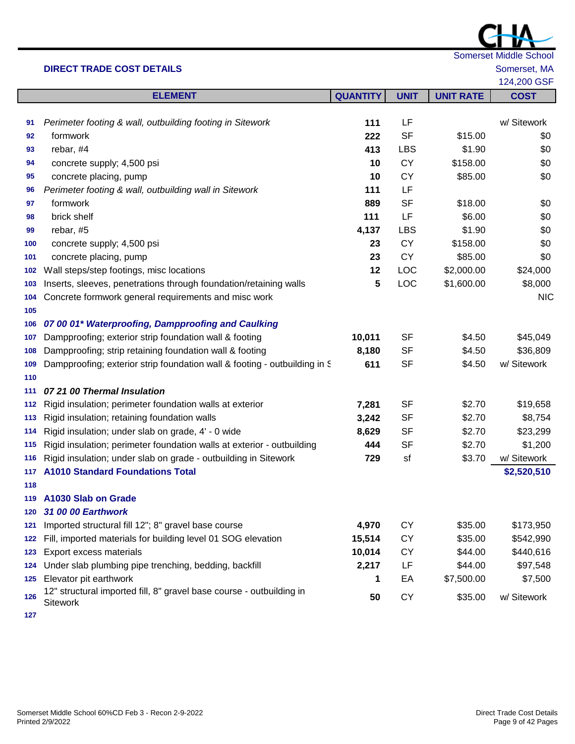**DIRECT TRADE COST DETAILS**

Somerset Middle School
Somerset, MA
124,200 GSF

| | ELEMENT | QUANTITY | UNIT | UNIT RATE | COST |
|---|---|---|---|---|---|
| 91 | *Perimeter footing & wall, outbuilding footing in Sitework* | 111 | LF | | w/ Sitework |
| 92 | formwork | 222 | SF | $15.00 | $0 |
| 93 | rebar, #4 | 413 | LBS | $1.90 | $0 |
| 94 | concrete supply; 4,500 psi | 10 | CY | $158.00 | $0 |
| 95 | concrete placing, pump | 10 | CY | $85.00 | $0 |
| 96 | *Perimeter footing & wall, outbuilding wall in Sitework* | 111 | LF | | |
| 97 | formwork | 889 | SF | $18.00 | $0 |
| 98 | brick shelf | 111 | LF | $6.00 | $0 |
| 99 | rebar, #5 | 4,137 | LBS | $1.90 | $0 |
| 100 | concrete supply; 4,500 psi | 23 | CY | $158.00 | $0 |
| 101 | concrete placing, pump | 23 | CY | $85.00 | $0 |
| 102 | Wall steps/step footings, misc locations | 12 | LOC | $2,000.00 | $24,000 |
| 103 | Inserts, sleeves, penetrations through foundation/retaining walls | 5 | LOC | $1,600.00 | $8,000 |
| 104 | Concrete formwork general requirements and misc work | | | | NIC |
| 105 | | | | | |
| 106 | ***07 00 01* Waterproofing, Dampproofing and Caulking*** | | | | |
| 107 | Dampproofing; exterior strip foundation wall & footing | 10,011 | SF | $4.50 | $45,049 |
| 108 | Dampproofing; strip retaining foundation wall & footing | 8,180 | SF | $4.50 | $36,809 |
| 109 | Dampproofing; exterior strip foundation wall & footing - outbuilding in S | 611 | SF | $4.50 | w/ Sitework |
| 110 | | | | | |
| 111 | ***07 21 00 Thermal Insulation*** | | | | |
| 112 | Rigid insulation; perimeter foundation walls at exterior | 7,281 | SF | $2.70 | $19,658 |
| 113 | Rigid insulation; retaining foundation walls | 3,242 | SF | $2.70 | $8,754 |
| 114 | Rigid insulation; under slab on grade, 4' - 0 wide | 8,629 | SF | $2.70 | $23,299 |
| 115 | Rigid insulation; perimeter foundation walls at exterior - outbuilding | 444 | SF | $2.70 | $1,200 |
| 116 | Rigid insulation; under slab on grade - outbuilding in Sitework | 729 | sf | $3.70 | w/ Sitework |
| 117 | **A1010 Standard Foundations Total** | | | | **$2,520,510** |
| 118 | | | | | |
| 119 | **A1030 Slab on Grade** | | | | |
| 120 | ***31 00 00 Earthwork*** | | | | |
| 121 | Imported structural fill 12"; 8" gravel base course | 4,970 | CY | $35.00 | $173,950 |
| 122 | Fill, imported materials for building level 01 SOG elevation | 15,514 | CY | $35.00 | $542,990 |
| 123 | Export excess materials | 10,014 | CY | $44.00 | $440,616 |
| 124 | Under slab plumbing pipe trenching, bedding, backfill | 2,217 | LF | $44.00 | $97,548 |
| 125 | Elevator pit earthwork | 1 | EA | $7,500.00 | $7,500 |
| 126 | 12" structural imported fill, 8" gravel base course - outbuilding in Sitework | 50 | CY | $35.00 | w/ Sitework |
| 127 | | | | | |

Somerset Middle School 60%CD Feb 3 - Recon 2-9-2022
Printed 2/9/2022

Direct Trade Cost Details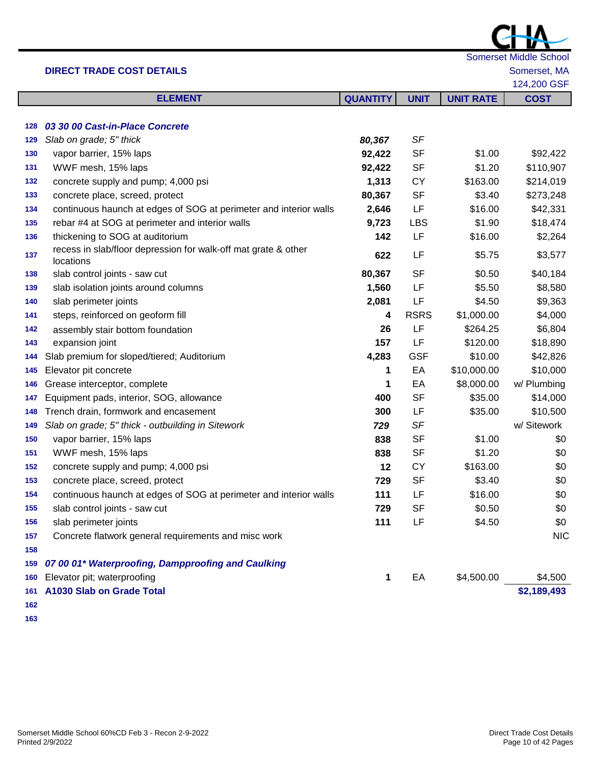**DIRECT TRADE COST DETAILS**

Somerset Middle School
Somerset, MA
124,200 GSF

| | ELEMENT | QUANTITY | UNIT | UNIT RATE | COST |
|---|---|---|---|---|---|
| 128 | ***03 30 00 Cast-in-Place Concrete*** | | | | |
| 129 | *Slab on grade; 5" thick* | ***80,367*** | *SF* | | |
| 130 | vapor barrier, 15% laps | **92,422** | SF | $1.00 | $92,422 |
| 131 | WWF mesh, 15% laps | **92,422** | SF | $1.20 | $110,907 |
| 132 | concrete supply and pump; 4,000 psi | **1,313** | CY | $163.00 | $214,019 |
| 133 | concrete place, screed, protect | **80,367** | SF | $3.40 | $273,248 |
| 134 | continuous haunch at edges of SOG at perimeter and interior walls | **2,646** | LF | $16.00 | $42,331 |
| 135 | rebar #4 at SOG at perimeter and interior walls | **9,723** | LBS | $1.90 | $18,474 |
| 136 | thickening to SOG at auditorium | **142** | LF | $16.00 | $2,264 |
| 137 | recess in slab/floor depression for walk-off mat grate & other locations | **622** | LF | $5.75 | $3,577 |
| 138 | slab control joints - saw cut | **80,367** | SF | $0.50 | $40,184 |
| 139 | slab isolation joints around columns | **1,560** | LF | $5.50 | $8,580 |
| 140 | slab perimeter joints | **2,081** | LF | $4.50 | $9,363 |
| 141 | steps, reinforced on geoform fill | **4** | RSRS | $1,000.00 | $4,000 |
| 142 | assembly stair bottom foundation | **26** | LF | $264.25 | $6,804 |
| 143 | expansion joint | **157** | LF | $120.00 | $18,890 |
| 144 | Slab premium for sloped/tiered; Auditorium | **4,283** | GSF | $10.00 | $42,826 |
| 145 | Elevator pit concrete | **1** | EA | $10,000.00 | $10,000 |
| 146 | Grease interceptor, complete | **1** | EA | $8,000.00 | w/ Plumbing |
| 147 | Equipment pads, interior, SOG, allowance | **400** | SF | $35.00 | $14,000 |
| 148 | Trench drain, formwork and encasement | **300** | LF | $35.00 | $10,500 |
| 149 | *Slab on grade; 5" thick - outbuilding in Sitework* | ***729*** | *SF* | | w/ Sitework |
| 150 | vapor barrier, 15% laps | **838** | SF | $1.00 | $0 |
| 151 | WWF mesh, 15% laps | **838** | SF | $1.20 | $0 |
| 152 | concrete supply and pump; 4,000 psi | **12** | CY | $163.00 | $0 |
| 153 | concrete place, screed, protect | **729** | SF | $3.40 | $0 |
| 154 | continuous haunch at edges of SOG at perimeter and interior walls | **111** | LF | $16.00 | $0 |
| 155 | slab control joints - saw cut | **729** | SF | $0.50 | $0 |
| 156 | slab perimeter joints | **111** | LF | $4.50 | $0 |
| 157 | Concrete flatwork general requirements and misc work | | | | NIC |
| 158 | | | | | |
| 159 | ***07 00 01* Waterproofing, Dampproofing and Caulking*** | | | | |
| 160 | Elevator pit; waterproofing | **1** | EA | $4,500.00 | $4,500 |
| 161 | **A1030 Slab on Grade Total** | | | | **$2,189,493** |
| 162 | | | | | |
| 163 | | | | | |

Somerset Middle School 60%CD Feb 3 - Recon 2-9-2022
Printed 2/9/2022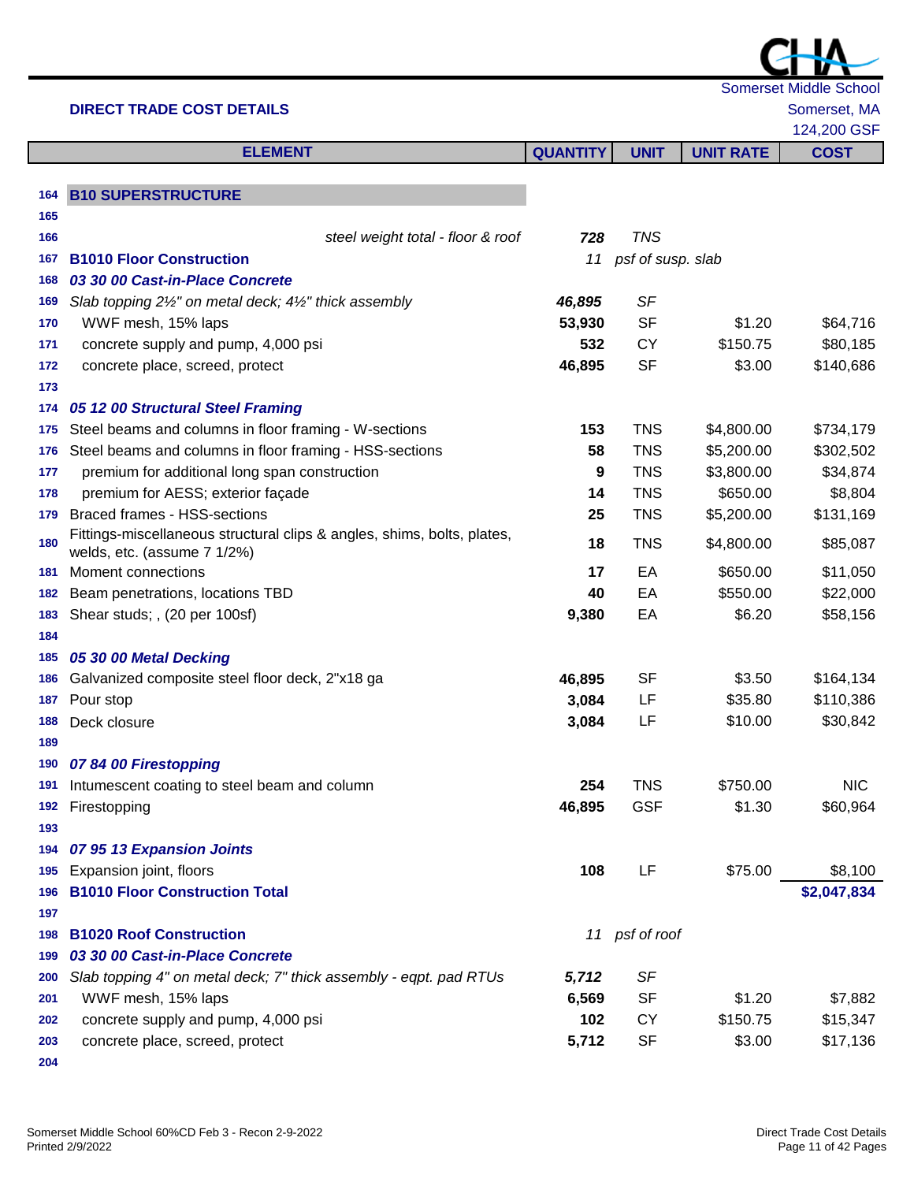**DIRECT TRADE COST DETAILS**

Somerset Middle School
Somerset, MA
124,200 GSF

| | ELEMENT | QUANTITY | UNIT | UNIT RATE | COST |
|---|---|---|---|---|---|
| 164 | **B10 SUPERSTRUCTURE** | | | | |
| 165 | | | | | |
| 166 | *steel weight total - floor & roof* | ***728*** | *TNS* | | |
| 167 | **B1010 Floor Construction** | *11* | *psf of susp. slab* | | |
| 168 | ***03 30 00 Cast-in-Place Concrete*** | | | | |
| 169 | *Slab topping 2½" on metal deck; 4½" thick assembly* | ***46,895*** | *SF* | | |
| 170 | WWF mesh, 15% laps | **53,930** | SF | $1.20 | $64,716 |
| 171 | concrete supply and pump, 4,000 psi | **532** | CY | $150.75 | $80,185 |
| 172 | concrete place, screed, protect | **46,895** | SF | $3.00 | $140,686 |
| 173 | | | | | |
| 174 | ***05 12 00 Structural Steel Framing*** | | | | |
| 175 | Steel beams and columns in floor framing - W-sections | **153** | TNS | $4,800.00 | $734,179 |
| 176 | Steel beams and columns in floor framing - HSS-sections | **58** | TNS | $5,200.00 | $302,502 |
| 177 | premium for additional long span construction | **9** | TNS | $3,800.00 | $34,874 |
| 178 | premium for AESS; exterior façade | **14** | TNS | $650.00 | $8,804 |
| 179 | Braced frames - HSS-sections | **25** | TNS | $5,200.00 | $131,169 |
| 180 | Fittings-miscellaneous structural clips & angles, shims, bolts, plates, welds, etc. (assume 7 1/2%) | **18** | TNS | $4,800.00 | $85,087 |
| 181 | Moment connections | **17** | EA | $650.00 | $11,050 |
| 182 | Beam penetrations, locations TBD | **40** | EA | $550.00 | $22,000 |
| 183 | Shear studs; , (20 per 100sf) | **9,380** | EA | $6.20 | $58,156 |
| 184 | | | | | |
| 185 | ***05 30 00 Metal Decking*** | | | | |
| 186 | Galvanized composite steel floor deck, 2"x18 ga | **46,895** | SF | $3.50 | $164,134 |
| 187 | Pour stop | **3,084** | LF | $35.80 | $110,386 |
| 188 | Deck closure | **3,084** | LF | $10.00 | $30,842 |
| 189 | | | | | |
| 190 | ***07 84 00 Firestopping*** | | | | |
| 191 | Intumescent coating to steel beam and column | **254** | TNS | $750.00 | NIC |
| 192 | Firestopping | **46,895** | GSF | $1.30 | $60,964 |
| 193 | | | | | |
| 194 | ***07 95 13 Expansion Joints*** | | | | |
| 195 | Expansion joint, floors | **108** | LF | $75.00 | $8,100 |
| 196 | **B1010 Floor Construction Total** | | | | **$2,047,834** |
| 197 | | | | | |
| 198 | **B1020 Roof Construction** | *11* | *psf of roof* | | |
| 199 | ***03 30 00 Cast-in-Place Concrete*** | | | | |
| 200 | *Slab topping 4" on metal deck; 7" thick assembly - eqpt. pad RTUs* | ***5,712*** | *SF* | | |
| 201 | WWF mesh, 15% laps | **6,569** | SF | $1.20 | $7,882 |
| 202 | concrete supply and pump, 4,000 psi | **102** | CY | $150.75 | $15,347 |
| 203 | concrete place, screed, protect | **5,712** | SF | $3.00 | $17,136 |
| 204 | | | | | |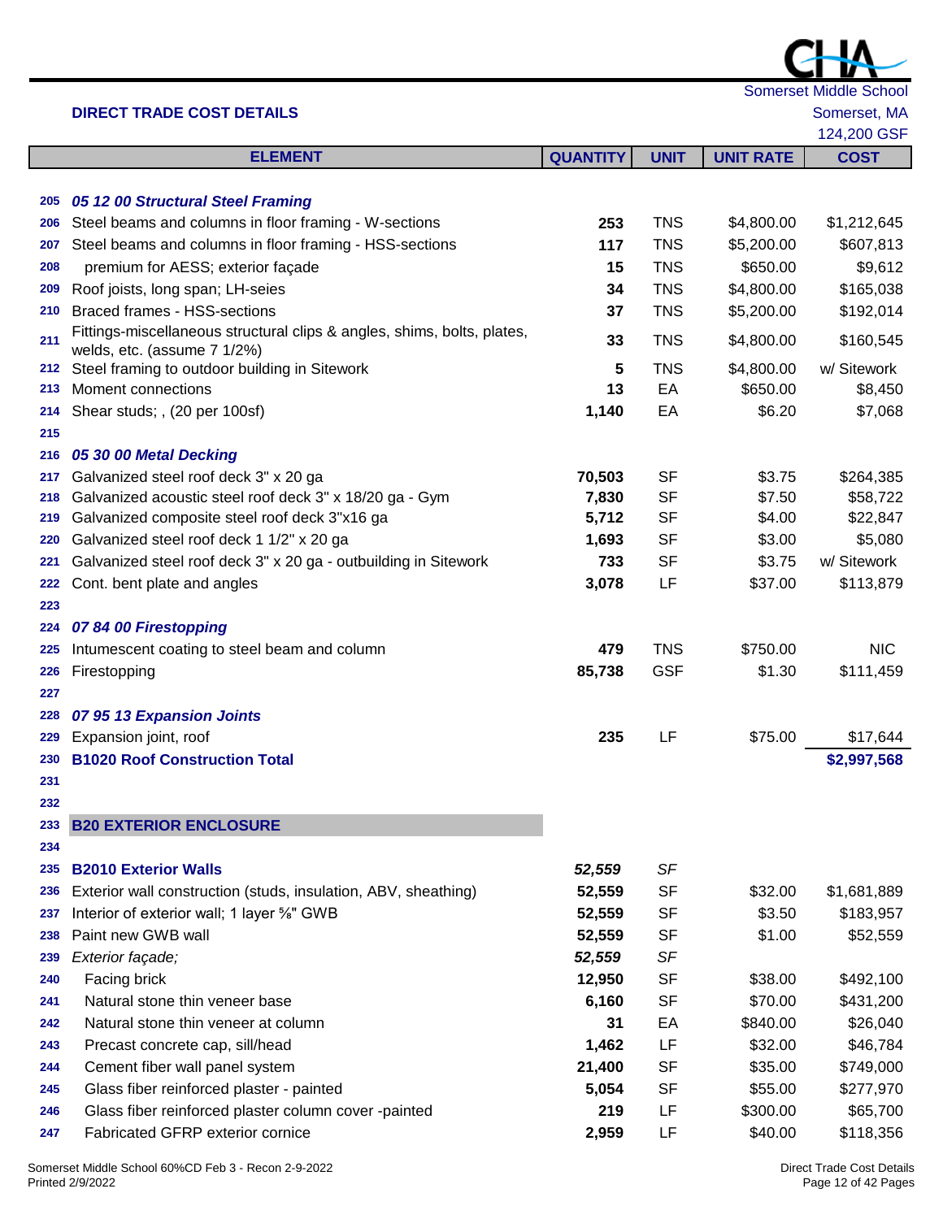**DIRECT TRADE COST DETAILS**

Somerset Middle School
Somerset, MA
124,200 GSF

| | ELEMENT | QUANTITY | UNIT | UNIT RATE | COST |
|---|---|---|---|---|---|
| 205 | ***05 12 00 Structural Steel Framing*** | | | | |
| 206 | Steel beams and columns in floor framing - W-sections | 253 | TNS | $4,800.00 | $1,212,645 |
| 207 | Steel beams and columns in floor framing - HSS-sections | 117 | TNS | $5,200.00 | $607,813 |
| 208 | premium for AESS; exterior façade | 15 | TNS | $650.00 | $9,612 |
| 209 | Roof joists, long span; LH-seies | 34 | TNS | $4,800.00 | $165,038 |
| 210 | Braced frames - HSS-sections | 37 | TNS | $5,200.00 | $192,014 |
| 211 | Fittings-miscellaneous structural clips & angles, shims, bolts, plates, welds, etc. (assume 7 1/2%) | 33 | TNS | $4,800.00 | $160,545 |
| 212 | Steel framing to outdoor building in Sitework | 5 | TNS | $4,800.00 | w/ Sitework |
| 213 | Moment connections | 13 | EA | $650.00 | $8,450 |
| 214 | Shear studs; , (20 per 100sf) | 1,140 | EA | $6.20 | $7,068 |
| 215 | | | | | |
| 216 | ***05 30 00 Metal Decking*** | | | | |
| 217 | Galvanized steel roof deck 3" x 20 ga | 70,503 | SF | $3.75 | $264,385 |
| 218 | Galvanized acoustic steel roof deck 3" x 18/20 ga - Gym | 7,830 | SF | $7.50 | $58,722 |
| 219 | Galvanized composite steel roof deck 3"x16 ga | 5,712 | SF | $4.00 | $22,847 |
| 220 | Galvanized steel roof deck 1 1/2" x 20 ga | 1,693 | SF | $3.00 | $5,080 |
| 221 | Galvanized steel roof deck 3" x 20 ga - outbuilding in Sitework | 733 | SF | $3.75 | w/ Sitework |
| 222 | Cont. bent plate and angles | 3,078 | LF | $37.00 | $113,879 |
| 223 | | | | | |
| 224 | ***07 84 00 Firestopping*** | | | | |
| 225 | Intumescent coating to steel beam and column | 479 | TNS | $750.00 | NIC |
| 226 | Firestopping | 85,738 | GSF | $1.30 | $111,459 |
| 227 | | | | | |
| 228 | ***07 95 13 Expansion Joints*** | | | | |
| 229 | Expansion joint, roof | 235 | LF | $75.00 | $17,644 |
| 230 | **B1020 Roof Construction Total** | | | | **$2,997,568** |
| 231 | | | | | |
| 232 | | | | | |
| 233 | **B20 EXTERIOR ENCLOSURE** | | | | |
| 234 | | | | | |
| 235 | **B2010 Exterior Walls** | *52,559* | *SF* | | |
| 236 | Exterior wall construction (studs, insulation, ABV, sheathing) | 52,559 | SF | $32.00 | $1,681,889 |
| 237 | Interior of exterior wall; 1 layer ⅝" GWB | 52,559 | SF | $3.50 | $183,957 |
| 238 | Paint new GWB wall | 52,559 | SF | $1.00 | $52,559 |
| 239 | *Exterior façade;* | *52,559* | *SF* | | |
| 240 | Facing brick | 12,950 | SF | $38.00 | $492,100 |
| 241 | Natural stone thin veneer base | 6,160 | SF | $70.00 | $431,200 |
| 242 | Natural stone thin veneer at column | 31 | EA | $840.00 | $26,040 |
| 243 | Precast concrete cap, sill/head | 1,462 | LF | $32.00 | $46,784 |
| 244 | Cement fiber wall panel system | 21,400 | SF | $35.00 | $749,000 |
| 245 | Glass fiber reinforced plaster - painted | 5,054 | SF | $55.00 | $277,970 |
| 246 | Glass fiber reinforced plaster column cover -painted | 219 | LF | $300.00 | $65,700 |
| 247 | Fabricated GFRP exterior cornice | 2,959 | LF | $40.00 | $118,356 |

Somerset Middle School 60%CD Feb 3 - Recon 2-9-2022
Printed 2/9/2022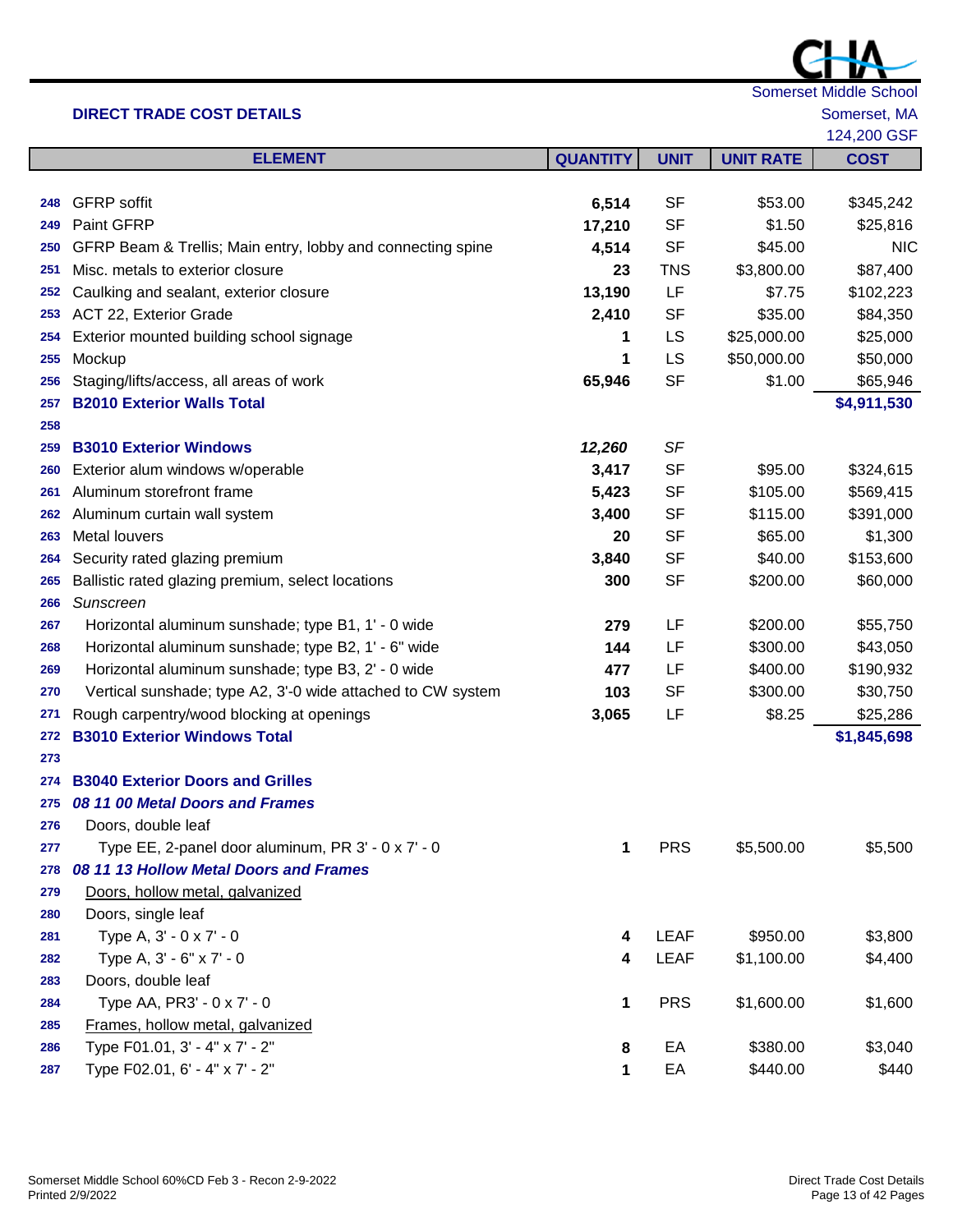**DIRECT TRADE COST DETAILS**

Somerset Middle School
Somerset, MA
124,200 GSF

| | ELEMENT | QUANTITY | UNIT | UNIT RATE | COST |
|---|---|---|---|---|---|
| 248 | GFRP soffit | **6,514** | SF | $53.00 | $345,242 |
| 249 | Paint GFRP | **17,210** | SF | $1.50 | $25,816 |
| 250 | GFRP Beam & Trellis; Main entry, lobby and connecting spine | **4,514** | SF | $45.00 | NIC |
| 251 | Misc. metals to exterior closure | **23** | TNS | $3,800.00 | $87,400 |
| 252 | Caulking and sealant, exterior closure | **13,190** | LF | $7.75 | $102,223 |
| 253 | ACT 22, Exterior Grade | **2,410** | SF | $35.00 | $84,350 |
| 254 | Exterior mounted building school signage | **1** | LS | $25,000.00 | $25,000 |
| 255 | Mockup | **1** | LS | $50,000.00 | $50,000 |
| 256 | Staging/lifts/access, all areas of work | **65,946** | SF | $1.00 | $65,946 |
| 257 | **B2010 Exterior Walls Total** | | | | **$4,911,530** |
| 258 | | | | | |
| 259 | **B3010 Exterior Windows** | ***12,260*** | *SF* | | |
| 260 | Exterior alum windows w/operable | **3,417** | SF | $95.00 | $324,615 |
| 261 | Aluminum storefront frame | **5,423** | SF | $105.00 | $569,415 |
| 262 | Aluminum curtain wall system | **3,400** | SF | $115.00 | $391,000 |
| 263 | Metal louvers | **20** | SF | $65.00 | $1,300 |
| 264 | Security rated glazing premium | **3,840** | SF | $40.00 | $153,600 |
| 265 | Ballistic rated glazing premium, select locations | **300** | SF | $200.00 | $60,000 |
| 266 | *Sunscreen* | | | | |
| 267 | Horizontal aluminum sunshade; type B1, 1' - 0 wide | **279** | LF | $200.00 | $55,750 |
| 268 | Horizontal aluminum sunshade; type B2, 1' - 6" wide | **144** | LF | $300.00 | $43,050 |
| 269 | Horizontal aluminum sunshade; type B3, 2' - 0 wide | **477** | LF | $400.00 | $190,932 |
| 270 | Vertical sunshade; type A2, 3'-0 wide attached to CW system | **103** | SF | $300.00 | $30,750 |
| 271 | Rough carpentry/wood blocking at openings | **3,065** | LF | $8.25 | $25,286 |
| 272 | **B3010 Exterior Windows Total** | | | | **$1,845,698** |
| 273 | | | | | |
| 274 | **B3040 Exterior Doors and Grilles** | | | | |
| 275 | ***08 11 00 Metal Doors and Frames*** | | | | |
| 276 | Doors, double leaf | | | | |
| 277 | Type EE, 2-panel door aluminum, PR 3' - 0 x 7' - 0 | **1** | PRS | $5,500.00 | $5,500 |
| 278 | ***08 11 13 Hollow Metal Doors and Frames*** | | | | |
| 279 | Doors, hollow metal, galvanized | | | | |
| 280 | Doors, single leaf | | | | |
| 281 | Type A, 3' - 0 x 7' - 0 | **4** | LEAF | $950.00 | $3,800 |
| 282 | Type A, 3' - 6" x 7' - 0 | **4** | LEAF | $1,100.00 | $4,400 |
| 283 | Doors, double leaf | | | | |
| 284 | Type AA, PR3' - 0 x 7' - 0 | **1** | PRS | $1,600.00 | $1,600 |
| 285 | Frames, hollow metal, galvanized | | | | |
| 286 | Type F01.01, 3' - 4" x 7' - 2" | **8** | EA | $380.00 | $3,040 |
| 287 | Type F02.01, 6' - 4" x 7' - 2" | **1** | EA | $440.00 | $440 |

Somerset Middle School 60%CD Feb 3 - Recon 2-9-2022
Printed 2/9/2022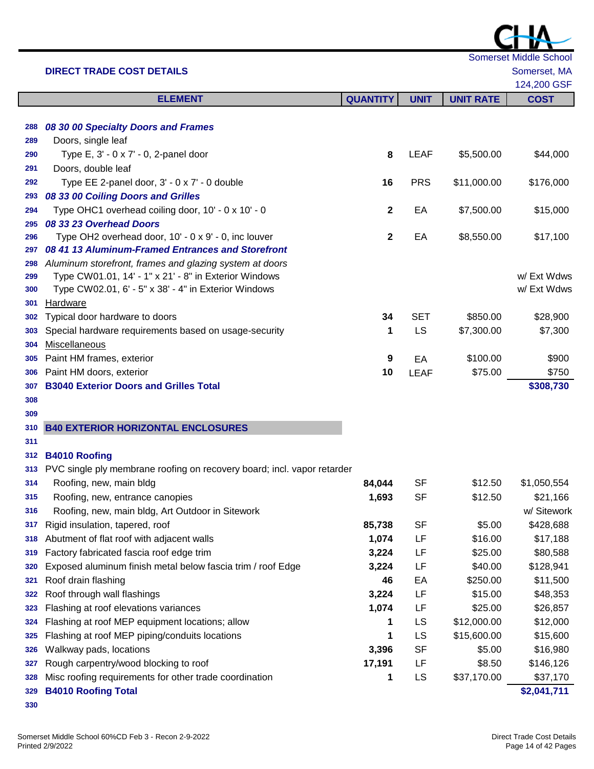**DIRECT TRADE COST DETAILS**

Somerset Middle School
Somerset, MA
124,200 GSF

| | ELEMENT | QUANTITY | UNIT | UNIT RATE | COST |
|---|---|---|---|---|---|
| 288 | ***08 30 00 Specialty Doors and Frames*** | | | | |
| 289 | Doors, single leaf | | | | |
| 290 | Type E, 3' - 0 x 7' - 0, 2-panel door | **8** | LEAF | $5,500.00 | $44,000 |
| 291 | Doors, double leaf | | | | |
| 292 | Type EE 2-panel door, 3' - 0 x 7' - 0 double | **16** | PRS | $11,000.00 | $176,000 |
| 293 | ***08 33 00 Coiling Doors and Grilles*** | | | | |
| 294 | Type OHC1 overhead coiling door, 10' - 0 x 10' - 0 | **2** | EA | $7,500.00 | $15,000 |
| 295 | ***08 33 23 Overhead Doors*** | | | | |
| 296 | Type OH2 overhead door, 10' - 0 x 9' - 0, inc louver | **2** | EA | $8,550.00 | $17,100 |
| 297 | ***08 41 13 Aluminum-Framed Entrances and Storefront*** | | | | |
| 298 | *Aluminum storefront, frames and glazing system at doors* | | | | |
| 299 | Type CW01.01, 14' - 1" x 21' - 8" in Exterior Windows | | | | w/ Ext Wdws |
| 300 | Type CW02.01, 6' - 5" x 38' - 4" in Exterior Windows | | | | w/ Ext Wdws |
| 301 | Hardware | | | | |
| 302 | Typical door hardware to doors | **34** | SET | $850.00 | $28,900 |
| 303 | Special hardware requirements based on usage-security | **1** | LS | $7,300.00 | $7,300 |
| 304 | Miscellaneous | | | | |
| 305 | Paint HM frames, exterior | **9** | EA | $100.00 | $900 |
| 306 | Paint HM doors, exterior | **10** | LEAF | $75.00 | $750 |
| 307 | **B3040 Exterior Doors and Grilles Total** | | | | **$308,730** |
| 308 | | | | | |
| 309 | | | | | |
| 310 | **B40 EXTERIOR HORIZONTAL ENCLOSURES** | | | | |
| 311 | | | | | |
| 312 | **B4010 Roofing** | | | | |
| 313 | PVC single ply membrane roofing on recovery board; incl. vapor retarder | | | | |
| 314 | Roofing, new, main bldg | **84,044** | SF | $12.50 | $1,050,554 |
| 315 | Roofing, new, entrance canopies | **1,693** | SF | $12.50 | $21,166 |
| 316 | Roofing, new, main bldg, Art Outdoor in Sitework | | | | w/ Sitework |
| 317 | Rigid insulation, tapered, roof | **85,738** | SF | $5.00 | $428,688 |
| 318 | Abutment of flat roof with adjacent walls | **1,074** | LF | $16.00 | $17,188 |
| 319 | Factory fabricated fascia roof edge trim | **3,224** | LF | $25.00 | $80,588 |
| 320 | Exposed aluminum finish metal below fascia trim / roof Edge | **3,224** | LF | $40.00 | $128,941 |
| 321 | Roof drain flashing | **46** | EA | $250.00 | $11,500 |
| 322 | Roof through wall flashings | **3,224** | LF | $15.00 | $48,353 |
| 323 | Flashing at roof elevations variances | **1,074** | LF | $25.00 | $26,857 |
| 324 | Flashing at roof MEP equipment locations; allow | **1** | LS | $12,000.00 | $12,000 |
| 325 | Flashing at roof MEP piping/conduits locations | **1** | LS | $15,600.00 | $15,600 |
| 326 | Walkway pads, locations | **3,396** | SF | $5.00 | $16,980 |
| 327 | Rough carpentry/wood blocking to roof | **17,191** | LF | $8.50 | $146,126 |
| 328 | Misc roofing requirements for other trade coordination | **1** | LS | $37,170.00 | $37,170 |
| 329 | **B4010 Roofing Total** | | | | **$2,041,711** |
| 330 | | | | | |

Somerset Middle School 60%CD Feb 3 - Recon 2-9-2022
Printed 2/9/2022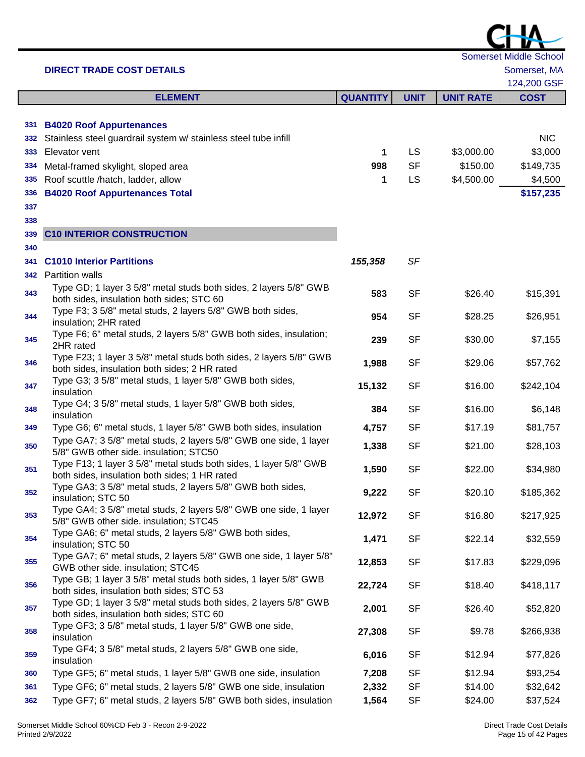**DIRECT TRADE COST DETAILS**

Somerset Middle School
Somerset, MA
124,200 GSF

| | ELEMENT | QUANTITY | UNIT | UNIT RATE | COST |
|---|---|---|---|---|---|
| 331 | **B4020 Roof Appurtenances** | | | | |
| 332 | Stainless steel guardrail system w/ stainless steel tube infill | | | | NIC |
| 333 | Elevator vent | **1** | LS | $3,000.00 | $3,000 |
| 334 | Metal-framed skylight, sloped area | **998** | SF | $150.00 | $149,735 |
| 335 | Roof scuttle /hatch, ladder, allow | **1** | LS | $4,500.00 | $4,500 |
| 336 | **B4020 Roof Appurtenances Total** | | | | **$157,235** |
| 337 | | | | | |
| 338 | | | | | |
| 339 | **C10 INTERIOR CONSTRUCTION** | | | | |
| 340 | | | | | |
| 341 | **C1010 Interior Partitions** | ***155,358*** | *SF* | | |
| 342 | Partition walls | | | | |
| 343 | Type GD; 1 layer 3 5/8" metal studs both sides, 2 layers 5/8" GWB both sides, insulation both sides; STC 60 | **583** | SF | $26.40 | $15,391 |
| 344 | Type F3; 3 5/8" metal studs, 2 layers 5/8" GWB both sides, insulation; 2HR rated | **954** | SF | $28.25 | $26,951 |
| 345 | Type F6; 6" metal studs, 2 layers 5/8" GWB both sides, insulation; 2HR rated | **239** | SF | $30.00 | $7,155 |
| 346 | Type F23; 1 layer 3 5/8" metal studs both sides, 2 layers 5/8" GWB both sides, insulation both sides; 2 HR rated | **1,988** | SF | $29.06 | $57,762 |
| 347 | Type G3; 3 5/8" metal studs, 1 layer 5/8" GWB both sides, insulation | **15,132** | SF | $16.00 | $242,104 |
| 348 | Type G4; 3 5/8" metal studs, 1 layer 5/8" GWB both sides, insulation | **384** | SF | $16.00 | $6,148 |
| 349 | Type G6; 6" metal studs, 1 layer 5/8" GWB both sides, insulation | **4,757** | SF | $17.19 | $81,757 |
| 350 | Type GA7; 3 5/8" metal studs, 2 layers 5/8" GWB one side, 1 layer 5/8" GWB other side. insulation; STC50 | **1,338** | SF | $21.00 | $28,103 |
| 351 | Type F13; 1 layer 3 5/8" metal studs both sides, 1 layer 5/8" GWB both sides, insulation both sides; 1 HR rated | **1,590** | SF | $22.00 | $34,980 |
| 352 | Type GA3; 3 5/8" metal studs, 2 layers 5/8" GWB both sides, insulation; STC 50 | **9,222** | SF | $20.10 | $185,362 |
| 353 | Type GA4; 3 5/8" metal studs, 2 layers 5/8" GWB one side, 1 layer 5/8" GWB other side. insulation; STC45 | **12,972** | SF | $16.80 | $217,925 |
| 354 | Type GA6; 6" metal studs, 2 layers 5/8" GWB both sides, insulation; STC 50 | **1,471** | SF | $22.14 | $32,559 |
| 355 | Type GA7; 6" metal studs, 2 layers 5/8" GWB one side, 1 layer 5/8" GWB other side. insulation; STC45 | **12,853** | SF | $17.83 | $229,096 |
| 356 | Type GB; 1 layer 3 5/8" metal studs both sides, 1 layer 5/8" GWB both sides, insulation both sides; STC 53 | **22,724** | SF | $18.40 | $418,117 |
| 357 | Type GD; 1 layer 3 5/8" metal studs both sides, 2 layers 5/8" GWB both sides, insulation both sides; STC 60 | **2,001** | SF | $26.40 | $52,820 |
| 358 | Type GF3; 3 5/8" metal studs, 1 layer 5/8" GWB one side, insulation | **27,308** | SF | $9.78 | $266,938 |
| 359 | Type GF4; 3 5/8" metal studs, 2 layers 5/8" GWB one side, insulation | **6,016** | SF | $12.94 | $77,826 |
| 360 | Type GF5; 6" metal studs, 1 layer 5/8" GWB one side, insulation | **7,208** | SF | $12.94 | $93,254 |
| 361 | Type GF6; 6" metal studs, 2 layers 5/8" GWB one side, insulation | **2,332** | SF | $14.00 | $32,642 |
| 362 | Type GF7; 6" metal studs, 2 layers 5/8" GWB both sides, insulation | **1,564** | SF | $24.00 | $37,524 |

Somerset Middle School 60%CD Feb 3 - Recon 2-9-2022
Printed 2/9/2022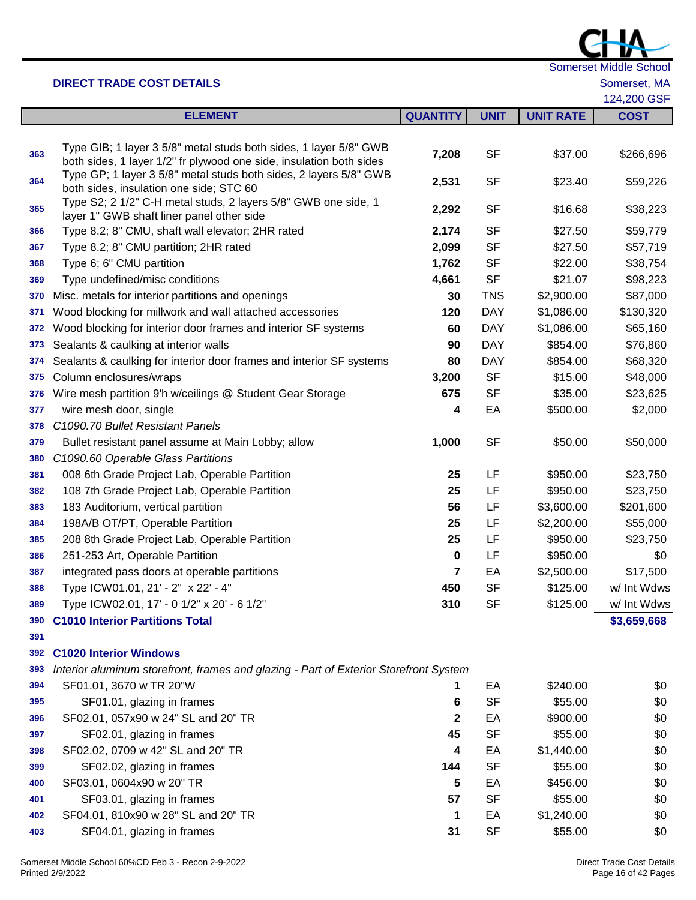**DIRECT TRADE COST DETAILS**

Somerset Middle School
Somerset, MA
124,200 GSF

| | ELEMENT | QUANTITY | UNIT | UNIT RATE | COST |
|---|---|---|---|---|---|
| 363 | Type GIB; 1 layer 3 5/8" metal studs both sides, 1 layer 5/8" GWB both sides, 1 layer 1/2" fr plywood one side, insulation both sides | 7,208 | SF | $37.00 | $266,696 |
| 364 | Type GP; 1 layer 3 5/8" metal studs both sides, 2 layers 5/8" GWB both sides, insulation one side; STC 60 | 2,531 | SF | $23.40 | $59,226 |
| 365 | Type S2; 2 1/2" C-H metal studs, 2 layers 5/8" GWB one side, 1 layer 1" GWB shaft liner panel other side | 2,292 | SF | $16.68 | $38,223 |
| 366 | Type 8.2; 8" CMU, shaft wall elevator; 2HR rated | 2,174 | SF | $27.50 | $59,779 |
| 367 | Type 8.2; 8" CMU partition; 2HR rated | 2,099 | SF | $27.50 | $57,719 |
| 368 | Type 6; 6" CMU partition | 1,762 | SF | $22.00 | $38,754 |
| 369 | Type undefined/misc conditions | 4,661 | SF | $21.07 | $98,223 |
| 370 | Misc. metals for interior partitions and openings | 30 | TNS | $2,900.00 | $87,000 |
| 371 | Wood blocking for millwork and wall attached accessories | 120 | DAY | $1,086.00 | $130,320 |
| 372 | Wood blocking for interior door frames and interior SF systems | 60 | DAY | $1,086.00 | $65,160 |
| 373 | Sealants & caulking at interior walls | 90 | DAY | $854.00 | $76,860 |
| 374 | Sealants & caulking for interior door frames and interior SF systems | 80 | DAY | $854.00 | $68,320 |
| 375 | Column enclosures/wraps | 3,200 | SF | $15.00 | $48,000 |
| 376 | Wire mesh partition 9'h w/ceilings @ Student Gear Storage | 675 | SF | $35.00 | $23,625 |
| 377 | wire mesh door, single | 4 | EA | $500.00 | $2,000 |
| 378 | *C1090.70 Bullet Resistant Panels* | | | | |
| 379 | Bullet resistant panel assume at Main Lobby; allow | 1,000 | SF | $50.00 | $50,000 |
| 380 | *C1090.60 Operable Glass Partitions* | | | | |
| 381 | 008 6th Grade Project Lab, Operable Partition | 25 | LF | $950.00 | $23,750 |
| 382 | 108 7th Grade Project Lab, Operable Partition | 25 | LF | $950.00 | $23,750 |
| 383 | 183 Auditorium, vertical partition | 56 | LF | $3,600.00 | $201,600 |
| 384 | 198A/B OT/PT, Operable Partition | 25 | LF | $2,200.00 | $55,000 |
| 385 | 208 8th Grade Project Lab, Operable Partition | 25 | LF | $950.00 | $23,750 |
| 386 | 251-253 Art, Operable Partition | 0 | LF | $950.00 | $0 |
| 387 | integrated pass doors at operable partitions | 7 | EA | $2,500.00 | $17,500 |
| 388 | Type ICW01.01, 21' - 2" x 22' - 4" | 450 | SF | $125.00 | w/ Int Wdws |
| 389 | Type ICW02.01, 17' - 0 1/2" x 20' - 6 1/2" | 310 | SF | $125.00 | w/ Int Wdws |
| 390 | **C1010 Interior Partitions Total** | | | | **$3,659,668** |
| 391 | | | | | |
| 392 | **C1020 Interior Windows** | | | | |
| 393 | *Interior aluminum storefront, frames and glazing - Part of Exterior Storefront System* | | | | |
| 394 | SF01.01, 3670 w TR 20"W | 1 | EA | $240.00 | $0 |
| 395 | SF01.01, glazing in frames | 6 | SF | $55.00 | $0 |
| 396 | SF02.01, 057x90 w 24" SL and 20" TR | 2 | EA | $900.00 | $0 |
| 397 | SF02.01, glazing in frames | 45 | SF | $55.00 | $0 |
| 398 | SF02.02, 0709 w 42" SL and 20" TR | 4 | EA | $1,440.00 | $0 |
| 399 | SF02.02, glazing in frames | 144 | SF | $55.00 | $0 |
| 400 | SF03.01, 0604x90 w 20" TR | 5 | EA | $456.00 | $0 |
| 401 | SF03.01, glazing in frames | 57 | SF | $55.00 | $0 |
| 402 | SF04.01, 810x90 w 28" SL and 20" TR | 1 | EA | $1,240.00 | $0 |
| 403 | SF04.01, glazing in frames | 31 | SF | $55.00 | $0 |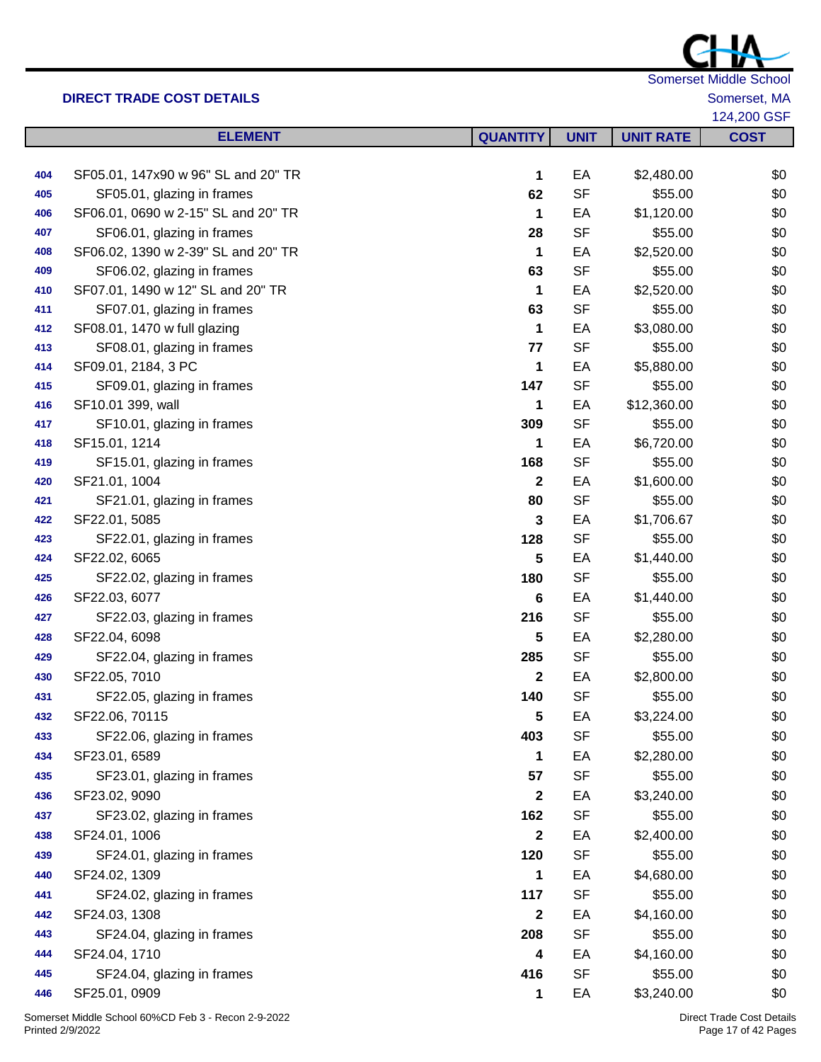**DIRECT TRADE COST DETAILS**

Somerset Middle School
Somerset, MA
124,200 GSF

| | ELEMENT | QUANTITY | UNIT | UNIT RATE | COST |
|---|---|---|---|---|---|
| 404 | SF05.01, 147x90 w 96" SL and 20" TR | 1 | EA | $2,480.00 | $0 |
| 405 | SF05.01, glazing in frames | 62 | SF | $55.00 | $0 |
| 406 | SF06.01, 0690 w 2-15" SL and 20" TR | 1 | EA | $1,120.00 | $0 |
| 407 | SF06.01, glazing in frames | 28 | SF | $55.00 | $0 |
| 408 | SF06.02, 1390 w 2-39" SL and 20" TR | 1 | EA | $2,520.00 | $0 |
| 409 | SF06.02, glazing in frames | 63 | SF | $55.00 | $0 |
| 410 | SF07.01, 1490 w 12" SL and 20" TR | 1 | EA | $2,520.00 | $0 |
| 411 | SF07.01, glazing in frames | 63 | SF | $55.00 | $0 |
| 412 | SF08.01, 1470 w full glazing | 1 | EA | $3,080.00 | $0 |
| 413 | SF08.01, glazing in frames | 77 | SF | $55.00 | $0 |
| 414 | SF09.01, 2184, 3 PC | 1 | EA | $5,880.00 | $0 |
| 415 | SF09.01, glazing in frames | 147 | SF | $55.00 | $0 |
| 416 | SF10.01 399, wall | 1 | EA | $12,360.00 | $0 |
| 417 | SF10.01, glazing in frames | 309 | SF | $55.00 | $0 |
| 418 | SF15.01, 1214 | 1 | EA | $6,720.00 | $0 |
| 419 | SF15.01, glazing in frames | 168 | SF | $55.00 | $0 |
| 420 | SF21.01, 1004 | 2 | EA | $1,600.00 | $0 |
| 421 | SF21.01, glazing in frames | 80 | SF | $55.00 | $0 |
| 422 | SF22.01, 5085 | 3 | EA | $1,706.67 | $0 |
| 423 | SF22.01, glazing in frames | 128 | SF | $55.00 | $0 |
| 424 | SF22.02, 6065 | 5 | EA | $1,440.00 | $0 |
| 425 | SF22.02, glazing in frames | 180 | SF | $55.00 | $0 |
| 426 | SF22.03, 6077 | 6 | EA | $1,440.00 | $0 |
| 427 | SF22.03, glazing in frames | 216 | SF | $55.00 | $0 |
| 428 | SF22.04, 6098 | 5 | EA | $2,280.00 | $0 |
| 429 | SF22.04, glazing in frames | 285 | SF | $55.00 | $0 |
| 430 | SF22.05, 7010 | 2 | EA | $2,800.00 | $0 |
| 431 | SF22.05, glazing in frames | 140 | SF | $55.00 | $0 |
| 432 | SF22.06, 70115 | 5 | EA | $3,224.00 | $0 |
| 433 | SF22.06, glazing in frames | 403 | SF | $55.00 | $0 |
| 434 | SF23.01, 6589 | 1 | EA | $2,280.00 | $0 |
| 435 | SF23.01, glazing in frames | 57 | SF | $55.00 | $0 |
| 436 | SF23.02, 9090 | 2 | EA | $3,240.00 | $0 |
| 437 | SF23.02, glazing in frames | 162 | SF | $55.00 | $0 |
| 438 | SF24.01, 1006 | 2 | EA | $2,400.00 | $0 |
| 439 | SF24.01, glazing in frames | 120 | SF | $55.00 | $0 |
| 440 | SF24.02, 1309 | 1 | EA | $4,680.00 | $0 |
| 441 | SF24.02, glazing in frames | 117 | SF | $55.00 | $0 |
| 442 | SF24.03, 1308 | 2 | EA | $4,160.00 | $0 |
| 443 | SF24.04, glazing in frames | 208 | SF | $55.00 | $0 |
| 444 | SF24.04, 1710 | 4 | EA | $4,160.00 | $0 |
| 445 | SF24.04, glazing in frames | 416 | SF | $55.00 | $0 |
| 446 | SF25.01, 0909 | 1 | EA | $3,240.00 | $0 |

Somerset Middle School 60%CD Feb 3 - Recon 2-9-2022
Printed 2/9/2022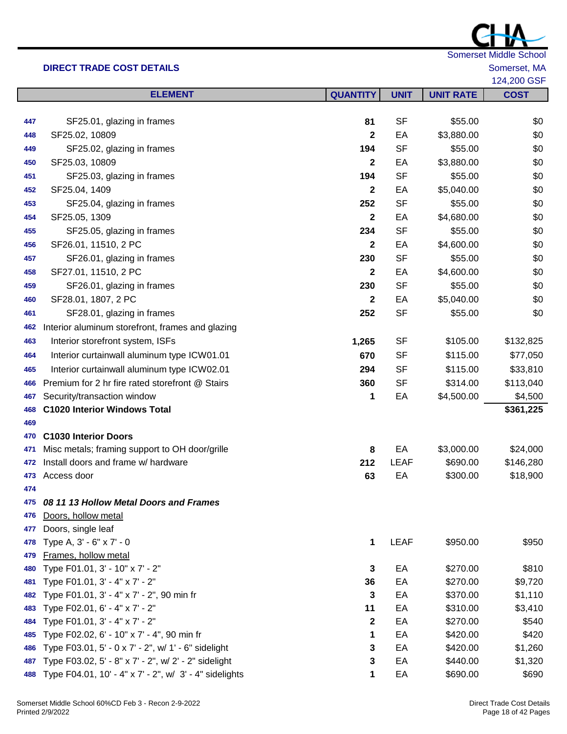**DIRECT TRADE COST DETAILS**

Somerset Middle School
Somerset, MA
124,200 GSF

| | ELEMENT | QUANTITY | UNIT | UNIT RATE | COST |
|---|---|---|---|---|---|
| 447 | SF25.01, glazing in frames | 81 | SF | $55.00 | $0 |
| 448 | SF25.02, 10809 | 2 | EA | $3,880.00 | $0 |
| 449 | SF25.02, glazing in frames | 194 | SF | $55.00 | $0 |
| 450 | SF25.03, 10809 | 2 | EA | $3,880.00 | $0 |
| 451 | SF25.03, glazing in frames | 194 | SF | $55.00 | $0 |
| 452 | SF25.04, 1409 | 2 | EA | $5,040.00 | $0 |
| 453 | SF25.04, glazing in frames | 252 | SF | $55.00 | $0 |
| 454 | SF25.05, 1309 | 2 | EA | $4,680.00 | $0 |
| 455 | SF25.05, glazing in frames | 234 | SF | $55.00 | $0 |
| 456 | SF26.01, 11510, 2 PC | 2 | EA | $4,600.00 | $0 |
| 457 | SF26.01, glazing in frames | 230 | SF | $55.00 | $0 |
| 458 | SF27.01, 11510, 2 PC | 2 | EA | $4,600.00 | $0 |
| 459 | SF26.01, glazing in frames | 230 | SF | $55.00 | $0 |
| 460 | SF28.01, 1807, 2 PC | 2 | EA | $5,040.00 | $0 |
| 461 | SF28.01, glazing in frames | 252 | SF | $55.00 | $0 |
| 462 | Interior aluminum storefront, frames and glazing | | | | |
| 463 | Interior storefront system, ISFs | 1,265 | SF | $105.00 | $132,825 |
| 464 | Interior curtainwall aluminum type ICW01.01 | 670 | SF | $115.00 | $77,050 |
| 465 | Interior curtainwall aluminum type ICW02.01 | 294 | SF | $115.00 | $33,810 |
| 466 | Premium for 2 hr fire rated storefront @ Stairs | 360 | SF | $314.00 | $113,040 |
| 467 | Security/transaction window | 1 | EA | $4,500.00 | $4,500 |
| 468 | **C1020 Interior Windows Total** | | | | **$361,225** |
| 469 | | | | | |
| 470 | **C1030 Interior Doors** | | | | |
| 471 | Misc metals; framing support to OH door/grille | 8 | EA | $3,000.00 | $24,000 |
| 472 | Install doors and frame w/ hardware | 212 | LEAF | $690.00 | $146,280 |
| 473 | Access door | 63 | EA | $300.00 | $18,900 |
| 474 | | | | | |
| 475 | ***08 11 13 Hollow Metal Doors and Frames*** | | | | |
| 476 | Doors, hollow metal | | | | |
| 477 | Doors, single leaf | | | | |
| 478 | Type A, 3' - 6" x 7' - 0 | 1 | LEAF | $950.00 | $950 |
| 479 | Frames, hollow metal | | | | |
| 480 | Type F01.01, 3' - 10" x 7' - 2" | 3 | EA | $270.00 | $810 |
| 481 | Type F01.01, 3' - 4" x 7' - 2" | 36 | EA | $270.00 | $9,720 |
| 482 | Type F01.01, 3' - 4" x 7' - 2", 90 min fr | 3 | EA | $370.00 | $1,110 |
| 483 | Type F02.01, 6' - 4" x 7' - 2" | 11 | EA | $310.00 | $3,410 |
| 484 | Type F01.01, 3' - 4" x 7' - 2" | 2 | EA | $270.00 | $540 |
| 485 | Type F02.02, 6' - 10" x 7' - 4", 90 min fr | 1 | EA | $420.00 | $420 |
| 486 | Type F03.01, 5' - 0 x 7' - 2", w/ 1' - 6" sidelight | 3 | EA | $420.00 | $1,260 |
| 487 | Type F03.02, 5' - 8" x 7' - 2", w/ 2' - 2" sidelight | 3 | EA | $440.00 | $1,320 |
| 488 | Type F04.01, 10' - 4" x 7' - 2", w/ 3' - 4" sidelights | 1 | EA | $690.00 | $690 |

Somerset Middle School 60%CD Feb 3 - Recon 2-9-2022
Printed 2/9/2022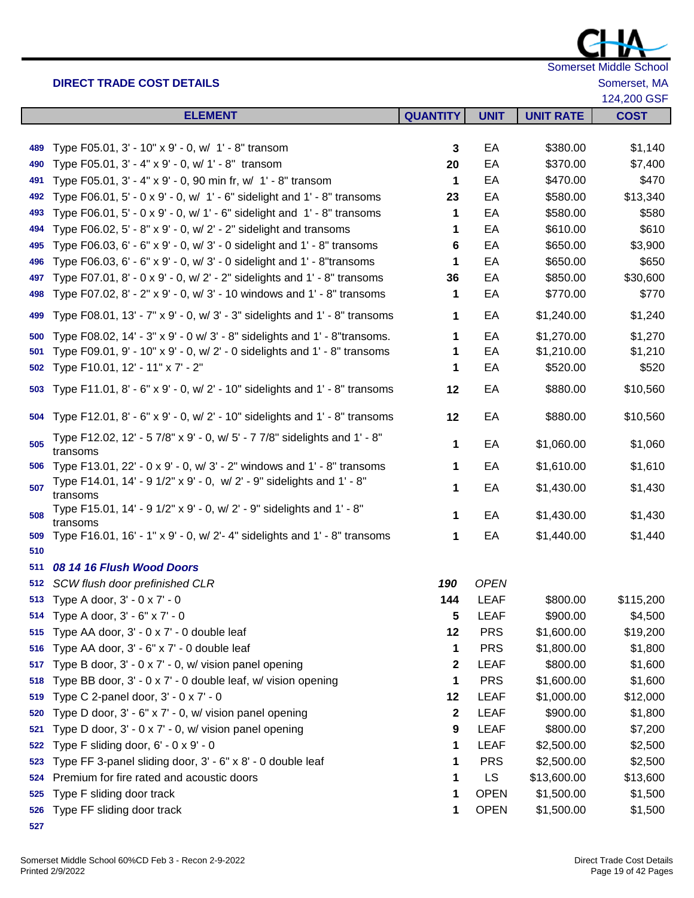**DIRECT TRADE COST DETAILS**

Somerset Middle School
Somerset, MA
124,200 GSF

| | ELEMENT | QUANTITY | UNIT | UNIT RATE | COST |
|---|---|---|---|---|---|
| 489 | Type F05.01, 3' - 10" x 9' - 0, w/ 1' - 8" transom | 3 | EA | $380.00 | $1,140 |
| 490 | Type F05.01, 3' - 4" x 9' - 0, w/ 1' - 8" transom | 20 | EA | $370.00 | $7,400 |
| 491 | Type F05.01, 3' - 4" x 9' - 0, 90 min fr, w/ 1' - 8" transom | 1 | EA | $470.00 | $470 |
| 492 | Type F06.01, 5' - 0 x 9' - 0, w/ 1' - 6" sidelight and 1' - 8" transoms | 23 | EA | $580.00 | $13,340 |
| 493 | Type F06.01, 5' - 0 x 9' - 0, w/ 1' - 6" sidelight and 1' - 8" transoms | 1 | EA | $580.00 | $580 |
| 494 | Type F06.02, 5' - 8" x 9' - 0, w/ 2' - 2" sidelight and transoms | 1 | EA | $610.00 | $610 |
| 495 | Type F06.03, 6' - 6" x 9' - 0, w/ 3' - 0 sidelight and 1' - 8" transoms | 6 | EA | $650.00 | $3,900 |
| 496 | Type F06.03, 6' - 6" x 9' - 0, w/ 3' - 0 sidelight and 1' - 8"transoms | 1 | EA | $650.00 | $650 |
| 497 | Type F07.01, 8' - 0 x 9' - 0, w/ 2' - 2" sidelights and 1' - 8" transoms | 36 | EA | $850.00 | $30,600 |
| 498 | Type F07.02, 8' - 2" x 9' - 0, w/ 3' - 10 windows and 1' - 8" transoms | 1 | EA | $770.00 | $770 |
| 499 | Type F08.01, 13' - 7" x 9' - 0, w/ 3' - 3" sidelights and 1' - 8" transoms | 1 | EA | $1,240.00 | $1,240 |
| 500 | Type F08.02, 14' - 3" x 9' - 0 w/ 3' - 8" sidelights and 1' - 8"transoms. | 1 | EA | $1,270.00 | $1,270 |
| 501 | Type F09.01, 9' - 10" x 9' - 0, w/ 2' - 0 sidelights and 1' - 8" transoms | 1 | EA | $1,210.00 | $1,210 |
| 502 | Type F10.01, 12' - 11" x 7' - 2" | 1 | EA | $520.00 | $520 |
| 503 | Type F11.01, 8' - 6" x 9' - 0, w/ 2' - 10" sidelights and 1' - 8" transoms | 12 | EA | $880.00 | $10,560 |
| 504 | Type F12.01, 8' - 6" x 9' - 0, w/ 2' - 10" sidelights and 1' - 8" transoms | 12 | EA | $880.00 | $10,560 |
| 505 | Type F12.02, 12' - 5 7/8" x 9' - 0, w/ 5' - 7 7/8" sidelights and 1' - 8" transoms | 1 | EA | $1,060.00 | $1,060 |
| 506 | Type F13.01, 22' - 0 x 9' - 0, w/ 3' - 2" windows and 1' - 8" transoms | 1 | EA | $1,610.00 | $1,610 |
| 507 | Type F14.01, 14' - 9 1/2" x 9' - 0, w/ 2' - 9" sidelights and 1' - 8" transoms | 1 | EA | $1,430.00 | $1,430 |
| 508 | Type F15.01, 14' - 9 1/2" x 9' - 0, w/ 2' - 9" sidelights and 1' - 8" transoms | 1 | EA | $1,430.00 | $1,430 |
| 509 | Type F16.01, 16' - 1" x 9' - 0, w/ 2'- 4" sidelights and 1' - 8" transoms | 1 | EA | $1,440.00 | $1,440 |
| 510 | | | | | |
| 511 | ***08 14 16 Flush Wood Doors*** | | | | |
| 512 | *SCW flush door prefinished CLR* | *190* | *OPEN* | | |
| 513 | Type A door, 3' - 0 x 7' - 0 | 144 | LEAF | $800.00 | $115,200 |
| 514 | Type A door, 3' - 6" x 7' - 0 | 5 | LEAF | $900.00 | $4,500 |
| 515 | Type AA door, 3' - 0 x 7' - 0 double leaf | 12 | PRS | $1,600.00 | $19,200 |
| 516 | Type AA door, 3' - 6" x 7' - 0 double leaf | 1 | PRS | $1,800.00 | $1,800 |
| 517 | Type B door, 3' - 0 x 7' - 0, w/ vision panel opening | 2 | LEAF | $800.00 | $1,600 |
| 518 | Type BB door, 3' - 0 x 7' - 0 double leaf, w/ vision opening | 1 | PRS | $1,600.00 | $1,600 |
| 519 | Type C 2-panel door, 3' - 0 x 7' - 0 | 12 | LEAF | $1,000.00 | $12,000 |
| 520 | Type D door, 3' - 6" x 7' - 0, w/ vision panel opening | 2 | LEAF | $900.00 | $1,800 |
| 521 | Type D door, 3' - 0 x 7' - 0, w/ vision panel opening | 9 | LEAF | $800.00 | $7,200 |
| 522 | Type F sliding door, 6' - 0 x 9' - 0 | 1 | LEAF | $2,500.00 | $2,500 |
| 523 | Type FF 3-panel sliding door, 3' - 6" x 8' - 0 double leaf | 1 | PRS | $2,500.00 | $2,500 |
| 524 | Premium for fire rated and acoustic doors | 1 | LS | $13,600.00 | $13,600 |
| 525 | Type F sliding door track | 1 | OPEN | $1,500.00 | $1,500 |
| 526 | Type FF sliding door track | 1 | OPEN | $1,500.00 | $1,500 |
| 527 | | | | | |

Somerset Middle School 60%CD Feb 3 - Recon 2-9-2022
Printed 2/9/2022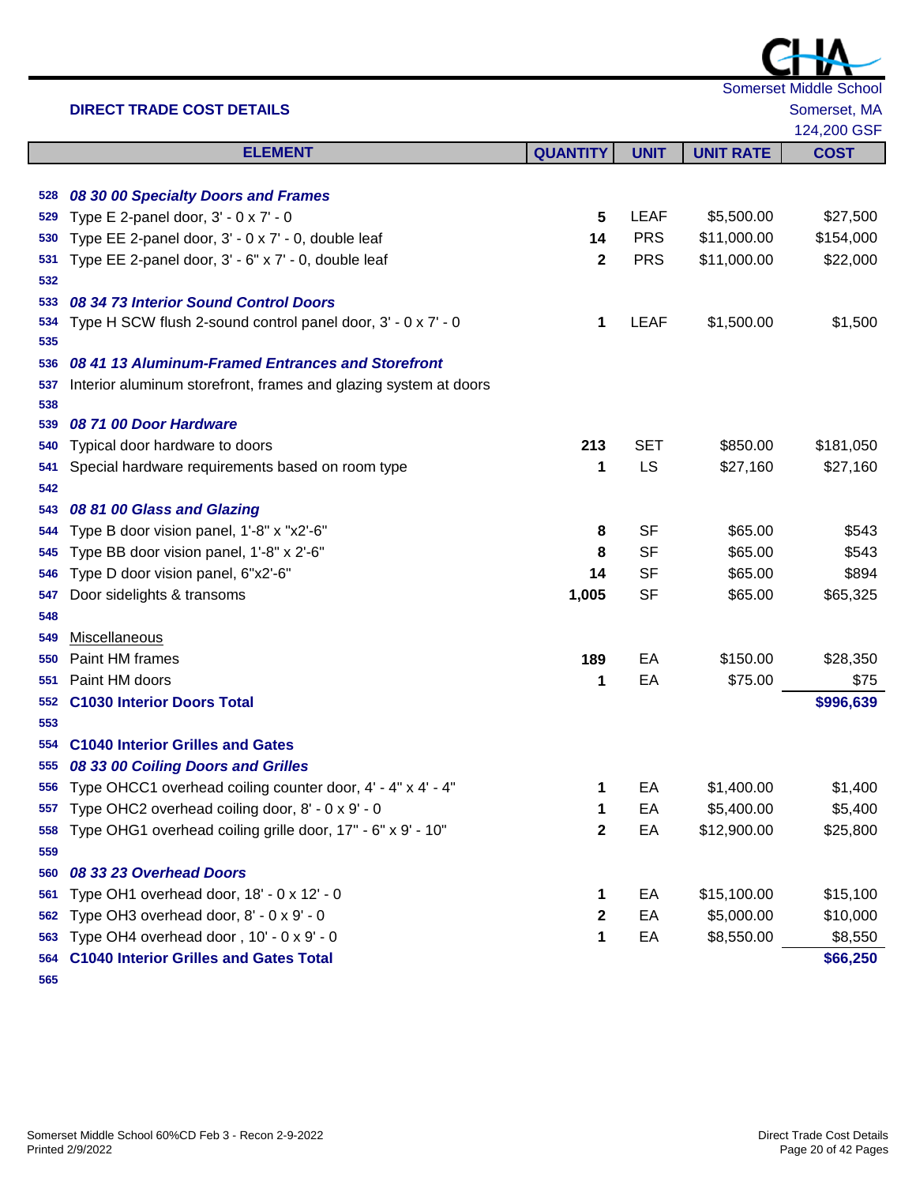## DIRECT TRADE COST DETAILS

Somerset Middle School
Somerset, MA
124,200 GSF

| | ELEMENT | QUANTITY | UNIT | UNIT RATE | COST |
|---|---|---|---|---|---|
| 528 | ***08 30 00 Specialty Doors and Frames*** | | | | |
| 529 | Type E 2-panel door, 3' - 0 x 7' - 0 | **5** | LEAF | $5,500.00 | $27,500 |
| 530 | Type EE 2-panel door, 3' - 0 x 7' - 0, double leaf | **14** | PRS | $11,000.00 | $154,000 |
| 531 | Type EE 2-panel door, 3' - 6" x 7' - 0, double leaf | **2** | PRS | $11,000.00 | $22,000 |
| 532 | | | | | |
| 533 | ***08 34 73 Interior Sound Control Doors*** | | | | |
| 534 | Type H SCW flush 2-sound control panel door, 3' - 0 x 7' - 0 | **1** | LEAF | $1,500.00 | $1,500 |
| 535 | | | | | |
| 536 | ***08 41 13 Aluminum-Framed Entrances and Storefront*** | | | | |
| 537 | Interior aluminum storefront, frames and glazing system at doors | | | | |
| 538 | | | | | |
| 539 | ***08 71 00 Door Hardware*** | | | | |
| 540 | Typical door hardware to doors | **213** | SET | $850.00 | $181,050 |
| 541 | Special hardware requirements based on room type | **1** | LS | $27,160 | $27,160 |
| 542 | | | | | |
| 543 | ***08 81 00 Glass and Glazing*** | | | | |
| 544 | Type B door vision panel, 1'-8" x "x2'-6" | **8** | SF | $65.00 | $543 |
| 545 | Type BB door vision panel, 1'-8" x 2'-6" | **8** | SF | $65.00 | $543 |
| 546 | Type D door vision panel, 6"x2'-6" | **14** | SF | $65.00 | $894 |
| 547 | Door sidelights & transoms | **1,005** | SF | $65.00 | $65,325 |
| 548 | | | | | |
| 549 | Miscellaneous | | | | |
| 550 | Paint HM frames | **189** | EA | $150.00 | $28,350 |
| 551 | Paint HM doors | **1** | EA | $75.00 | $75 |
| 552 | **C1030 Interior Doors Total** | | | | **$996,639** |
| 553 | | | | | |
| 554 | **C1040 Interior Grilles and Gates** | | | | |
| 555 | ***08 33 00 Coiling Doors and Grilles*** | | | | |
| 556 | Type OHCC1 overhead coiling counter door, 4' - 4" x 4' - 4" | **1** | EA | $1,400.00 | $1,400 |
| 557 | Type OHC2 overhead coiling door, 8' - 0 x 9' - 0 | **1** | EA | $5,400.00 | $5,400 |
| 558 | Type OHG1 overhead coiling grille door, 17" - 6" x 9' - 10" | **2** | EA | $12,900.00 | $25,800 |
| 559 | | | | | |
| 560 | ***08 33 23 Overhead Doors*** | | | | |
| 561 | Type OH1 overhead door, 18' - 0 x 12' - 0 | **1** | EA | $15,100.00 | $15,100 |
| 562 | Type OH3 overhead door, 8' - 0 x 9' - 0 | **2** | EA | $5,000.00 | $10,000 |
| 563 | Type OH4 overhead door , 10' - 0 x 9' - 0 | **1** | EA | $8,550.00 | $8,550 |
| 564 | **C1040 Interior Grilles and Gates Total** | | | | **$66,250** |
| 565 | | | | | |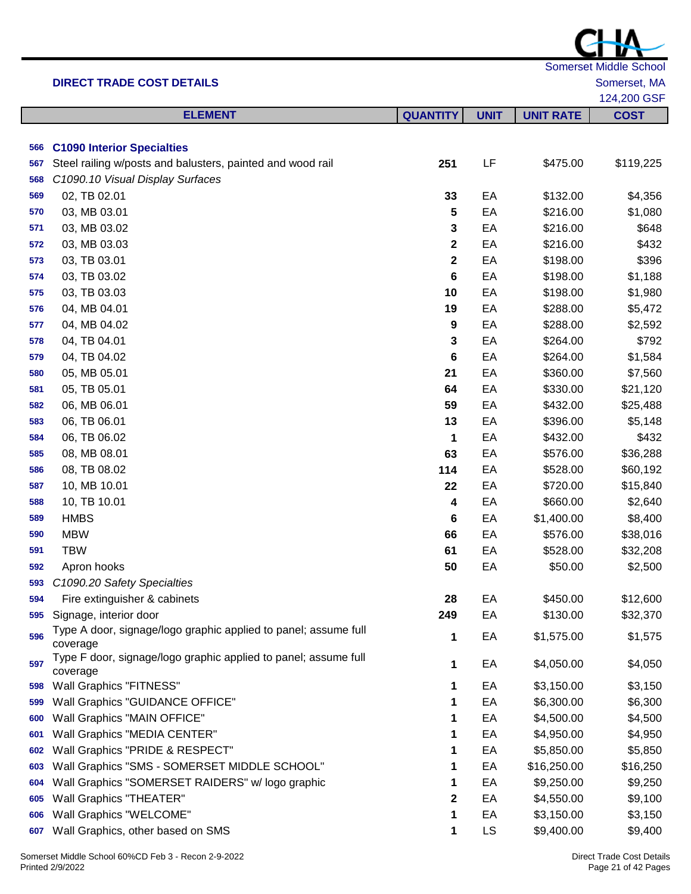**DIRECT TRADE COST DETAILS**

Somerset Middle School
Somerset, MA
124,200 GSF

| | ELEMENT | QUANTITY | UNIT | UNIT RATE | COST |
|---|---|---|---|---|---|
| 566 | **C1090 Interior Specialties** | | | | |
| 567 | Steel railing w/posts and balusters, painted and wood rail | **251** | LF | $475.00 | $119,225 |
| 568 | *C1090.10 Visual Display Surfaces* | | | | |
| 569 | 02, TB 02.01 | **33** | EA | $132.00 | $4,356 |
| 570 | 03, MB 03.01 | **5** | EA | $216.00 | $1,080 |
| 571 | 03, MB 03.02 | **3** | EA | $216.00 | $648 |
| 572 | 03, MB 03.03 | **2** | EA | $216.00 | $432 |
| 573 | 03, TB 03.01 | **2** | EA | $198.00 | $396 |
| 574 | 03, TB 03.02 | **6** | EA | $198.00 | $1,188 |
| 575 | 03, TB 03.03 | **10** | EA | $198.00 | $1,980 |
| 576 | 04, MB 04.01 | **19** | EA | $288.00 | $5,472 |
| 577 | 04, MB 04.02 | **9** | EA | $288.00 | $2,592 |
| 578 | 04, TB 04.01 | **3** | EA | $264.00 | $792 |
| 579 | 04, TB 04.02 | **6** | EA | $264.00 | $1,584 |
| 580 | 05, MB 05.01 | **21** | EA | $360.00 | $7,560 |
| 581 | 05, TB 05.01 | **64** | EA | $330.00 | $21,120 |
| 582 | 06, MB 06.01 | **59** | EA | $432.00 | $25,488 |
| 583 | 06, TB 06.01 | **13** | EA | $396.00 | $5,148 |
| 584 | 06, TB 06.02 | **1** | EA | $432.00 | $432 |
| 585 | 08, MB 08.01 | **63** | EA | $576.00 | $36,288 |
| 586 | 08, TB 08.02 | **114** | EA | $528.00 | $60,192 |
| 587 | 10, MB 10.01 | **22** | EA | $720.00 | $15,840 |
| 588 | 10, TB 10.01 | **4** | EA | $660.00 | $2,640 |
| 589 | HMBS | **6** | EA | $1,400.00 | $8,400 |
| 590 | MBW | **66** | EA | $576.00 | $38,016 |
| 591 | TBW | **61** | EA | $528.00 | $32,208 |
| 592 | Apron hooks | **50** | EA | $50.00 | $2,500 |
| 593 | *C1090.20 Safety Specialties* | | | | |
| 594 | Fire extinguisher & cabinets | **28** | EA | $450.00 | $12,600 |
| 595 | Signage, interior door | **249** | EA | $130.00 | $32,370 |
| 596 | Type A door, signage/logo graphic applied to panel; assume full coverage | **1** | EA | $1,575.00 | $1,575 |
| 597 | Type F door, signage/logo graphic applied to panel; assume full coverage | **1** | EA | $4,050.00 | $4,050 |
| 598 | Wall Graphics "FITNESS" | **1** | EA | $3,150.00 | $3,150 |
| 599 | Wall Graphics "GUIDANCE OFFICE" | **1** | EA | $6,300.00 | $6,300 |
| 600 | Wall Graphics "MAIN OFFICE" | **1** | EA | $4,500.00 | $4,500 |
| 601 | Wall Graphics "MEDIA CENTER" | **1** | EA | $4,950.00 | $4,950 |
| 602 | Wall Graphics "PRIDE & RESPECT" | **1** | EA | $5,850.00 | $5,850 |
| 603 | Wall Graphics "SMS - SOMERSET MIDDLE SCHOOL" | **1** | EA | $16,250.00 | $16,250 |
| 604 | Wall Graphics "SOMERSET RAIDERS" w/ logo graphic | **1** | EA | $9,250.00 | $9,250 |
| 605 | Wall Graphics "THEATER" | **2** | EA | $4,550.00 | $9,100 |
| 606 | Wall Graphics "WELCOME" | **1** | EA | $3,150.00 | $3,150 |
| 607 | Wall Graphics, other based on SMS | **1** | LS | $9,400.00 | $9,400 |

Somerset Middle School 60%CD Feb 3 - Recon 2-9-2022
Printed 2/9/2022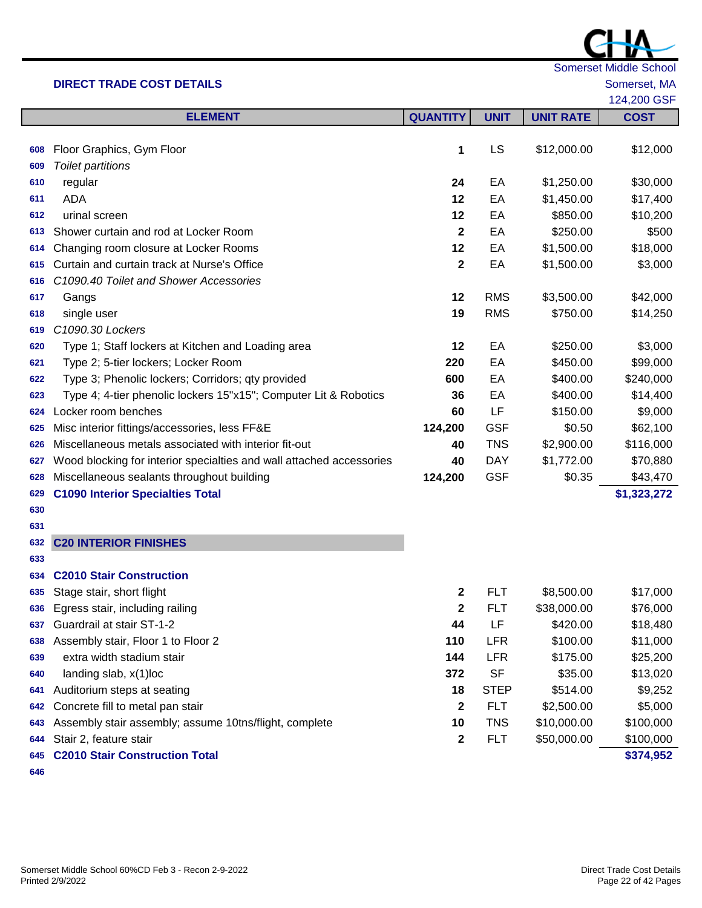**DIRECT TRADE COST DETAILS**

Somerset Middle School
Somerset, MA
124,200 GSF

| | ELEMENT | QUANTITY | UNIT | UNIT RATE | COST |
|---|---|---|---|---|---|
| 608 | Floor Graphics, Gym Floor | 1 | LS | $12,000.00 | $12,000 |
| 609 | *Toilet partitions* | | | | |
| 610 | regular | 24 | EA | $1,250.00 | $30,000 |
| 611 | ADA | 12 | EA | $1,450.00 | $17,400 |
| 612 | urinal screen | 12 | EA | $850.00 | $10,200 |
| 613 | Shower curtain and rod at Locker Room | 2 | EA | $250.00 | $500 |
| 614 | Changing room closure at Locker Rooms | 12 | EA | $1,500.00 | $18,000 |
| 615 | Curtain and curtain track at Nurse's Office | 2 | EA | $1,500.00 | $3,000 |
| 616 | *C1090.40 Toilet and Shower Accessories* | | | | |
| 617 | Gangs | 12 | RMS | $3,500.00 | $42,000 |
| 618 | single user | 19 | RMS | $750.00 | $14,250 |
| 619 | *C1090.30 Lockers* | | | | |
| 620 | Type 1; Staff lockers at Kitchen and Loading area | 12 | EA | $250.00 | $3,000 |
| 621 | Type 2; 5-tier lockers; Locker Room | 220 | EA | $450.00 | $99,000 |
| 622 | Type 3; Phenolic lockers; Corridors; qty provided | 600 | EA | $400.00 | $240,000 |
| 623 | Type 4; 4-tier phenolic lockers 15"x15"; Computer Lit & Robotics | 36 | EA | $400.00 | $14,400 |
| 624 | Locker room benches | 60 | LF | $150.00 | $9,000 |
| 625 | Misc interior fittings/accessories, less FF&E | 124,200 | GSF | $0.50 | $62,100 |
| 626 | Miscellaneous metals associated with interior fit-out | 40 | TNS | $2,900.00 | $116,000 |
| 627 | Wood blocking for interior specialties and wall attached accessories | 40 | DAY | $1,772.00 | $70,880 |
| 628 | Miscellaneous sealants throughout building | 124,200 | GSF | $0.35 | $43,470 |
| 629 | **C1090 Interior Specialties Total** | | | | **$1,323,272** |
| 630 | | | | | |
| 631 | | | | | |
| 632 | **C20 INTERIOR FINISHES** | | | | |
| 633 | | | | | |
| 634 | **C2010 Stair Construction** | | | | |
| 635 | Stage stair, short flight | 2 | FLT | $8,500.00 | $17,000 |
| 636 | Egress stair, including railing | 2 | FLT | $38,000.00 | $76,000 |
| 637 | Guardrail at stair ST-1-2 | 44 | LF | $420.00 | $18,480 |
| 638 | Assembly stair, Floor 1 to Floor 2 | 110 | LFR | $100.00 | $11,000 |
| 639 | extra width stadium stair | 144 | LFR | $175.00 | $25,200 |
| 640 | landing slab, x(1)loc | 372 | SF | $35.00 | $13,020 |
| 641 | Auditorium steps at seating | 18 | STEP | $514.00 | $9,252 |
| 642 | Concrete fill to metal pan stair | 2 | FLT | $2,500.00 | $5,000 |
| 643 | Assembly stair assembly; assume 10tns/flight, complete | 10 | TNS | $10,000.00 | $100,000 |
| 644 | Stair 2, feature stair | 2 | FLT | $50,000.00 | $100,000 |
| 645 | **C2010 Stair Construction Total** | | | | **$374,952** |
| 646 | | | | | |

Somerset Middle School 60%CD Feb 3 - Recon 2-9-2022
Printed 2/9/2022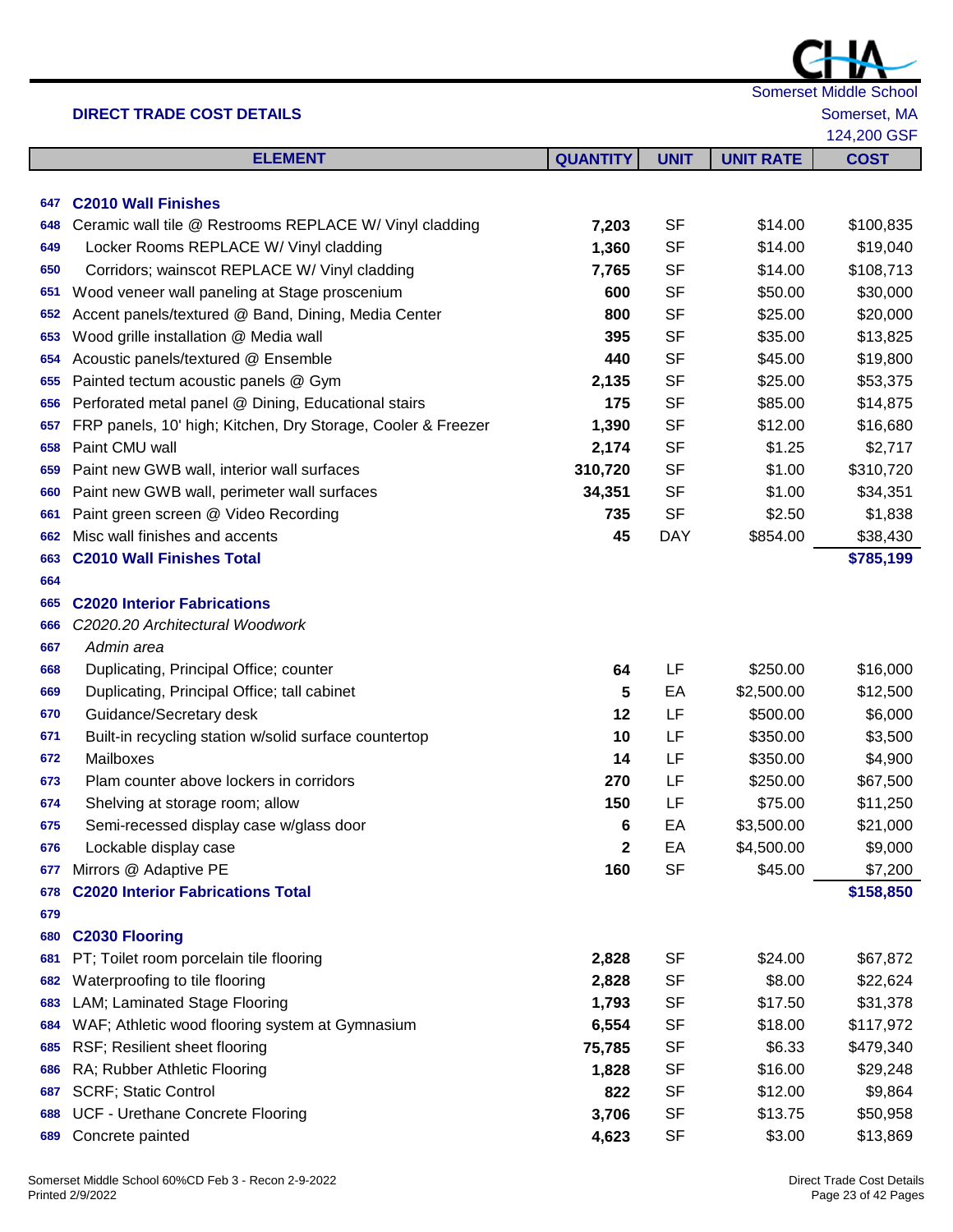Somerset Middle School
Somerset, MA
124,200 GSF

**DIRECT TRADE COST DETAILS**

| | ELEMENT | QUANTITY | UNIT | UNIT RATE | COST |
|---|---|---|---|---|---|
| 647 | **C2010 Wall Finishes** | | | | |
| 648 | Ceramic wall tile @ Restrooms REPLACE W/ Vinyl cladding | 7,203 | SF | $14.00 | $100,835 |
| 649 | Locker Rooms REPLACE W/ Vinyl cladding | 1,360 | SF | $14.00 | $19,040 |
| 650 | Corridors; wainscot REPLACE W/ Vinyl cladding | 7,765 | SF | $14.00 | $108,713 |
| 651 | Wood veneer wall paneling at Stage proscenium | 600 | SF | $50.00 | $30,000 |
| 652 | Accent panels/textured @ Band, Dining, Media Center | 800 | SF | $25.00 | $20,000 |
| 653 | Wood grille installation @ Media wall | 395 | SF | $35.00 | $13,825 |
| 654 | Acoustic panels/textured @ Ensemble | 440 | SF | $45.00 | $19,800 |
| 655 | Painted tectum acoustic panels @ Gym | 2,135 | SF | $25.00 | $53,375 |
| 656 | Perforated metal panel @ Dining, Educational stairs | 175 | SF | $85.00 | $14,875 |
| 657 | FRP panels, 10' high; Kitchen, Dry Storage, Cooler & Freezer | 1,390 | SF | $12.00 | $16,680 |
| 658 | Paint CMU wall | 2,174 | SF | $1.25 | $2,717 |
| 659 | Paint new GWB wall, interior wall surfaces | 310,720 | SF | $1.00 | $310,720 |
| 660 | Paint new GWB wall, perimeter wall surfaces | 34,351 | SF | $1.00 | $34,351 |
| 661 | Paint green screen @ Video Recording | 735 | SF | $2.50 | $1,838 |
| 662 | Misc wall finishes and accents | 45 | DAY | $854.00 | $38,430 |
| 663 | **C2010 Wall Finishes Total** | | | | **$785,199** |
| 664 | | | | | |
| 665 | **C2020 Interior Fabrications** | | | | |
| 666 | *C2020.20 Architectural Woodwork* | | | | |
| 667 | *Admin area* | | | | |
| 668 | Duplicating, Principal Office; counter | 64 | LF | $250.00 | $16,000 |
| 669 | Duplicating, Principal Office; tall cabinet | 5 | EA | $2,500.00 | $12,500 |
| 670 | Guidance/Secretary desk | 12 | LF | $500.00 | $6,000 |
| 671 | Built-in recycling station w/solid surface countertop | 10 | LF | $350.00 | $3,500 |
| 672 | Mailboxes | 14 | LF | $350.00 | $4,900 |
| 673 | Plam counter above lockers in corridors | 270 | LF | $250.00 | $67,500 |
| 674 | Shelving at storage room; allow | 150 | LF | $75.00 | $11,250 |
| 675 | Semi-recessed display case w/glass door | 6 | EA | $3,500.00 | $21,000 |
| 676 | Lockable display case | 2 | EA | $4,500.00 | $9,000 |
| 677 | Mirrors @ Adaptive PE | 160 | SF | $45.00 | $7,200 |
| 678 | **C2020 Interior Fabrications Total** | | | | **$158,850** |
| 679 | | | | | |
| 680 | **C2030 Flooring** | | | | |
| 681 | PT; Toilet room porcelain tile flooring | 2,828 | SF | $24.00 | $67,872 |
| 682 | Waterproofing to tile flooring | 2,828 | SF | $8.00 | $22,624 |
| 683 | LAM; Laminated Stage Flooring | 1,793 | SF | $17.50 | $31,378 |
| 684 | WAF; Athletic wood flooring system at Gymnasium | 6,554 | SF | $18.00 | $117,972 |
| 685 | RSF; Resilient sheet flooring | 75,785 | SF | $6.33 | $479,340 |
| 686 | RA; Rubber Athletic Flooring | 1,828 | SF | $16.00 | $29,248 |
| 687 | SCRF; Static Control | 822 | SF | $12.00 | $9,864 |
| 688 | UCF - Urethane Concrete Flooring | 3,706 | SF | $13.75 | $50,958 |
| 689 | Concrete painted | 4,623 | SF | $3.00 | $13,869 |

Somerset Middle School 60%CD Feb 3 - Recon 2-9-2022
Printed 2/9/2022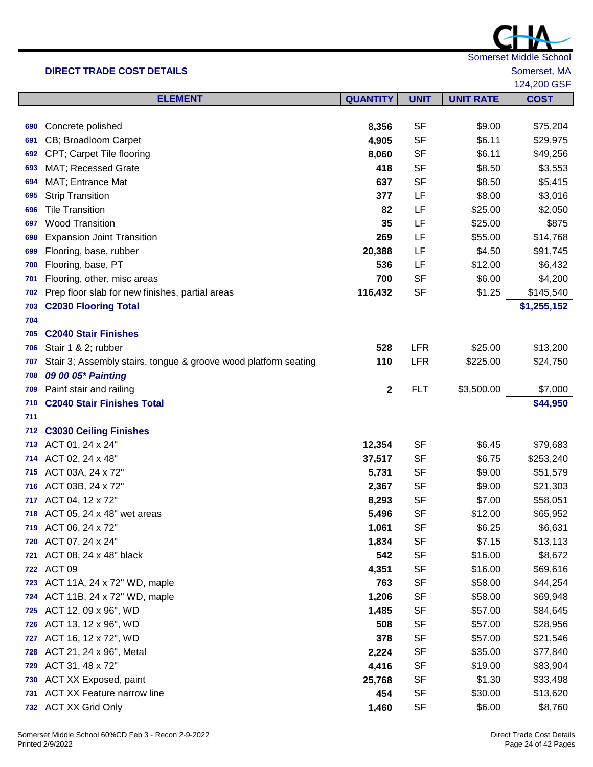Somerset Middle School
Somerset, MA
124,200 GSF

## DIRECT TRADE COST DETAILS

| | ELEMENT | QUANTITY | UNIT | UNIT RATE | COST |
|---|---|---|---|---|---|
| 690 | Concrete polished | **8,356** | SF | $9.00 | $75,204 |
| 691 | CB; Broadloom Carpet | **4,905** | SF | $6.11 | $29,975 |
| 692 | CPT; Carpet Tile flooring | **8,060** | SF | $6.11 | $49,256 |
| 693 | MAT; Recessed Grate | **418** | SF | $8.50 | $3,553 |
| 694 | MAT; Entrance Mat | **637** | SF | $8.50 | $5,415 |
| 695 | Strip Transition | **377** | LF | $8.00 | $3,016 |
| 696 | Tile Transition | **82** | LF | $25.00 | $2,050 |
| 697 | Wood Transition | **35** | LF | $25.00 | $875 |
| 698 | Expansion Joint Transition | **269** | LF | $55.00 | $14,768 |
| 699 | Flooring, base, rubber | **20,388** | LF | $4.50 | $91,745 |
| 700 | Flooring, base, PT | **536** | LF | $12.00 | $6,432 |
| 701 | Flooring, other, misc areas | **700** | SF | $6.00 | $4,200 |
| 702 | Prep floor slab for new finishes, partial areas | **116,432** | SF | $1.25 | $145,540 |
| 703 | **C2030 Flooring Total** | | | | **$1,255,152** |
| 704 | | | | | |
| 705 | **C2040 Stair Finishes** | | | | |
| 706 | Stair 1 & 2; rubber | **528** | LFR | $25.00 | $13,200 |
| 707 | Stair 3; Assembly stairs, tongue & groove wood platform seating | **110** | LFR | $225.00 | $24,750 |
| 708 | ***09 00 05* Painting*** | | | | |
| 709 | Paint stair and railing | **2** | FLT | $3,500.00 | $7,000 |
| 710 | **C2040 Stair Finishes Total** | | | | **$44,950** |
| 711 | | | | | |
| 712 | **C3030 Ceiling Finishes** | | | | |
| 713 | ACT 01, 24 x 24" | **12,354** | SF | $6.45 | $79,683 |
| 714 | ACT 02, 24 x 48" | **37,517** | SF | $6.75 | $253,240 |
| 715 | ACT 03A, 24 x 72" | **5,731** | SF | $9.00 | $51,579 |
| 716 | ACT 03B, 24 x 72" | **2,367** | SF | $9.00 | $21,303 |
| 717 | ACT 04, 12 x 72" | **8,293** | SF | $7.00 | $58,051 |
| 718 | ACT 05, 24 x 48" wet areas | **5,496** | SF | $12.00 | $65,952 |
| 719 | ACT 06, 24 x 72" | **1,061** | SF | $6.25 | $6,631 |
| 720 | ACT 07, 24 x 24" | **1,834** | SF | $7.15 | $13,113 |
| 721 | ACT 08, 24 x 48" black | **542** | SF | $16.00 | $8,672 |
| 722 | ACT 09 | **4,351** | SF | $16.00 | $69,616 |
| 723 | ACT 11A, 24 x 72" WD, maple | **763** | SF | $58.00 | $44,254 |
| 724 | ACT 11B, 24 x 72" WD, maple | **1,206** | SF | $58.00 | $69,948 |
| 725 | ACT 12, 09 x 96", WD | **1,485** | SF | $57.00 | $84,645 |
| 726 | ACT 13, 12 x 96", WD | **508** | SF | $57.00 | $28,956 |
| 727 | ACT 16, 12 x 72", WD | **378** | SF | $57.00 | $21,546 |
| 728 | ACT 21, 24 x 96", Metal | **2,224** | SF | $35.00 | $77,840 |
| 729 | ACT 31, 48 x 72" | **4,416** | SF | $19.00 | $83,904 |
| 730 | ACT XX Exposed, paint | **25,768** | SF | $1.30 | $33,498 |
| 731 | ACT XX Feature narrow line | **454** | SF | $30.00 | $13,620 |
| 732 | ACT XX Grid Only | **1,460** | SF | $6.00 | $8,760 |

Somerset Middle School 60%CD Feb 3 - Recon 2-9-2022
Printed 2/9/2022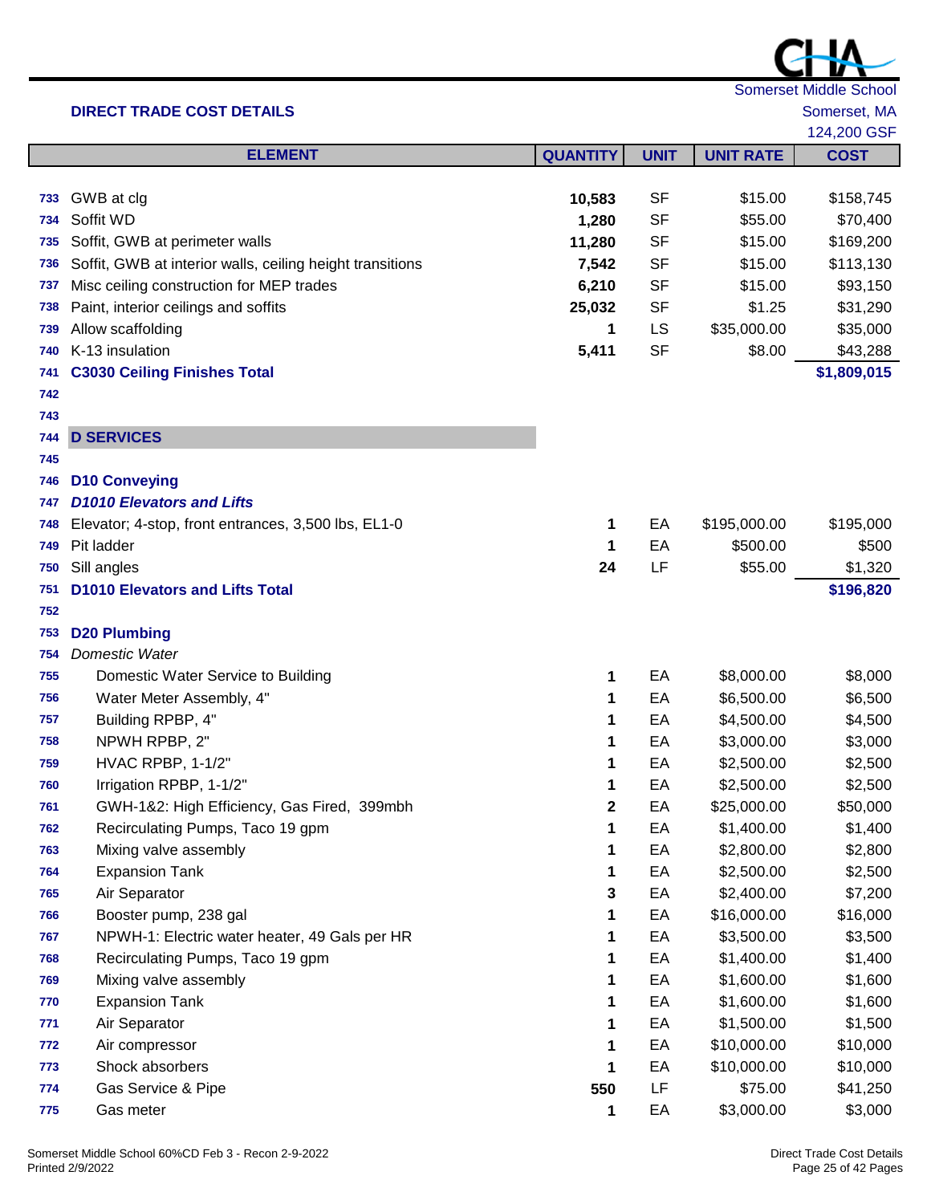**DIRECT TRADE COST DETAILS**

Somerset Middle School
Somerset, MA
124,200 GSF

| | ELEMENT | QUANTITY | UNIT | UNIT RATE | COST |
|---|---|---|---|---|---|
| 733 | GWB at clg | 10,583 | SF | $15.00 | $158,745 |
| 734 | Soffit WD | 1,280 | SF | $55.00 | $70,400 |
| 735 | Soffit, GWB at perimeter walls | 11,280 | SF | $15.00 | $169,200 |
| 736 | Soffit, GWB at interior walls, ceiling height transitions | 7,542 | SF | $15.00 | $113,130 |
| 737 | Misc ceiling construction for MEP trades | 6,210 | SF | $15.00 | $93,150 |
| 738 | Paint, interior ceilings and soffits | 25,032 | SF | $1.25 | $31,290 |
| 739 | Allow scaffolding | 1 | LS | $35,000.00 | $35,000 |
| 740 | K-13 insulation | 5,411 | SF | $8.00 | $43,288 |
| 741 | **C3030 Ceiling Finishes Total** | | | | **$1,809,015** |
| 742 | | | | | |
| 743 | | | | | |
| 744 | **D SERVICES** | | | | |
| 745 | | | | | |
| 746 | **D10 Conveying** | | | | |
| 747 | ***D1010 Elevators and Lifts*** | | | | |
| 748 | Elevator; 4-stop, front entrances, 3,500 lbs, EL1-0 | 1 | EA | $195,000.00 | $195,000 |
| 749 | Pit ladder | 1 | EA | $500.00 | $500 |
| 750 | Sill angles | 24 | LF | $55.00 | $1,320 |
| 751 | **D1010 Elevators and Lifts Total** | | | | **$196,820** |
| 752 | | | | | |
| 753 | **D20 Plumbing** | | | | |
| 754 | *Domestic Water* | | | | |
| 755 | Domestic Water Service to Building | 1 | EA | $8,000.00 | $8,000 |
| 756 | Water Meter Assembly, 4" | 1 | EA | $6,500.00 | $6,500 |
| 757 | Building RPBP, 4" | 1 | EA | $4,500.00 | $4,500 |
| 758 | NPWH RPBP, 2" | 1 | EA | $3,000.00 | $3,000 |
| 759 | HVAC RPBP, 1-1/2" | 1 | EA | $2,500.00 | $2,500 |
| 760 | Irrigation RPBP, 1-1/2" | 1 | EA | $2,500.00 | $2,500 |
| 761 | GWH-1&2: High Efficiency, Gas Fired, 399mbh | 2 | EA | $25,000.00 | $50,000 |
| 762 | Recirculating Pumps, Taco 19 gpm | 1 | EA | $1,400.00 | $1,400 |
| 763 | Mixing valve assembly | 1 | EA | $2,800.00 | $2,800 |
| 764 | Expansion Tank | 1 | EA | $2,500.00 | $2,500 |
| 765 | Air Separator | 3 | EA | $2,400.00 | $7,200 |
| 766 | Booster pump, 238 gal | 1 | EA | $16,000.00 | $16,000 |
| 767 | NPWH-1: Electric water heater, 49 Gals per HR | 1 | EA | $3,500.00 | $3,500 |
| 768 | Recirculating Pumps, Taco 19 gpm | 1 | EA | $1,400.00 | $1,400 |
| 769 | Mixing valve assembly | 1 | EA | $1,600.00 | $1,600 |
| 770 | Expansion Tank | 1 | EA | $1,600.00 | $1,600 |
| 771 | Air Separator | 1 | EA | $1,500.00 | $1,500 |
| 772 | Air compressor | 1 | EA | $10,000.00 | $10,000 |
| 773 | Shock absorbers | 1 | EA | $10,000.00 | $10,000 |
| 774 | Gas Service & Pipe | 550 | LF | $75.00 | $41,250 |
| 775 | Gas meter | 1 | EA | $3,000.00 | $3,000 |

Somerset Middle School 60%CD Feb 3 - Recon 2-9-2022
Printed 2/9/2022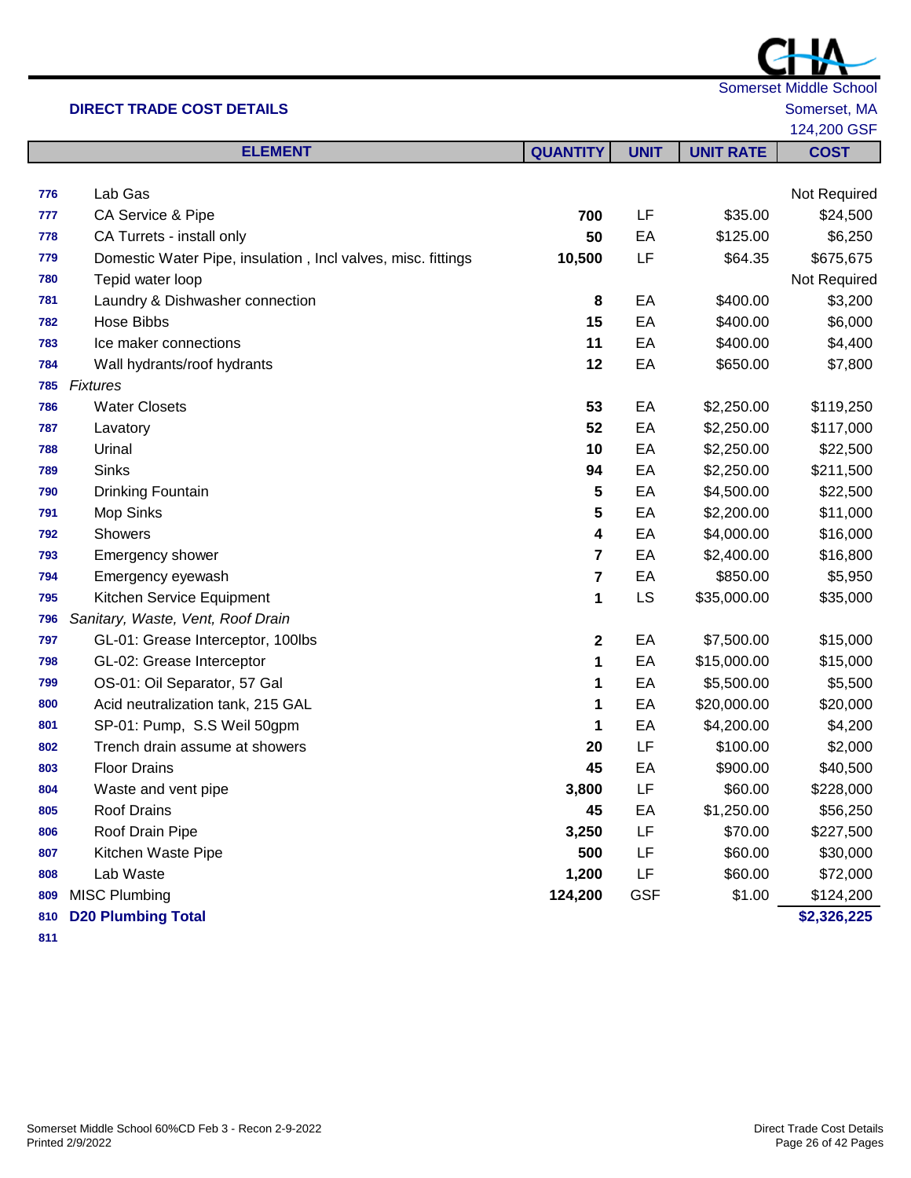## DIRECT TRADE COST DETAILS

Somerset Middle School
Somerset, MA
124,200 GSF

| | ELEMENT | QUANTITY | UNIT | UNIT RATE | COST |
|---|---|---|---|---|---|
| 776 | Lab Gas | | | | Not Required |
| 777 | CA Service & Pipe | 700 | LF | $35.00 | $24,500 |
| 778 | CA Turrets - install only | 50 | EA | $125.00 | $6,250 |
| 779 | Domestic Water Pipe, insulation , Incl valves, misc. fittings | 10,500 | LF | $64.35 | $675,675 |
| 780 | Tepid water loop | | | | Not Required |
| 781 | Laundry & Dishwasher connection | 8 | EA | $400.00 | $3,200 |
| 782 | Hose Bibbs | 15 | EA | $400.00 | $6,000 |
| 783 | Ice maker connections | 11 | EA | $400.00 | $4,400 |
| 784 | Wall hydrants/roof hydrants | 12 | EA | $650.00 | $7,800 |
| 785 | *Fixtures* | | | | |
| 786 | Water Closets | 53 | EA | $2,250.00 | $119,250 |
| 787 | Lavatory | 52 | EA | $2,250.00 | $117,000 |
| 788 | Urinal | 10 | EA | $2,250.00 | $22,500 |
| 789 | Sinks | 94 | EA | $2,250.00 | $211,500 |
| 790 | Drinking Fountain | 5 | EA | $4,500.00 | $22,500 |
| 791 | Mop Sinks | 5 | EA | $2,200.00 | $11,000 |
| 792 | Showers | 4 | EA | $4,000.00 | $16,000 |
| 793 | Emergency shower | 7 | EA | $2,400.00 | $16,800 |
| 794 | Emergency eyewash | 7 | EA | $850.00 | $5,950 |
| 795 | Kitchen Service Equipment | 1 | LS | $35,000.00 | $35,000 |
| 796 | *Sanitary, Waste, Vent, Roof Drain* | | | | |
| 797 | GL-01: Grease Interceptor, 100lbs | 2 | EA | $7,500.00 | $15,000 |
| 798 | GL-02: Grease Interceptor | 1 | EA | $15,000.00 | $15,000 |
| 799 | OS-01: Oil Separator, 57 Gal | 1 | EA | $5,500.00 | $5,500 |
| 800 | Acid neutralization tank, 215 GAL | 1 | EA | $20,000.00 | $20,000 |
| 801 | SP-01: Pump, S.S Weil 50gpm | 1 | EA | $4,200.00 | $4,200 |
| 802 | Trench drain assume at showers | 20 | LF | $100.00 | $2,000 |
| 803 | Floor Drains | 45 | EA | $900.00 | $40,500 |
| 804 | Waste and vent pipe | 3,800 | LF | $60.00 | $228,000 |
| 805 | Roof Drains | 45 | EA | $1,250.00 | $56,250 |
| 806 | Roof Drain Pipe | 3,250 | LF | $70.00 | $227,500 |
| 807 | Kitchen Waste Pipe | 500 | LF | $60.00 | $30,000 |
| 808 | Lab Waste | 1,200 | LF | $60.00 | $72,000 |
| 809 | MISC Plumbing | 124,200 | GSF | $1.00 | $124,200 |
| 810 | **D20 Plumbing Total** | | | | **$2,326,225** |
| 811 | | | | | |

Somerset Middle School 60%CD Feb 3 - Recon 2-9-2022
Printed 2/9/2022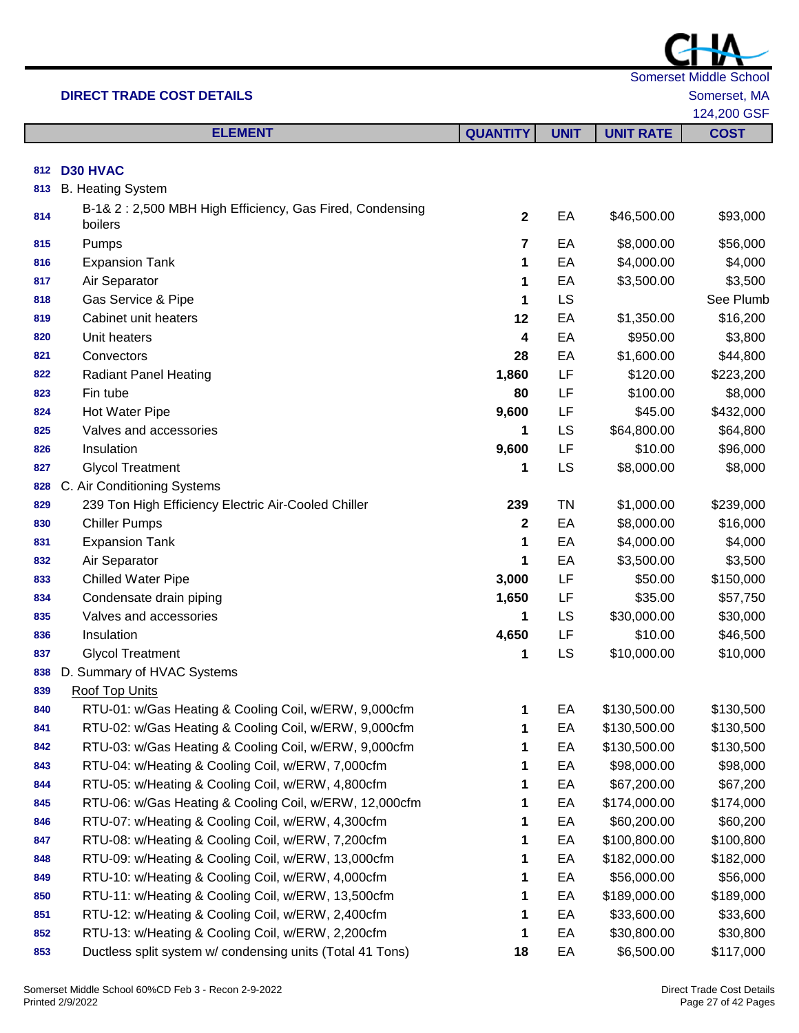**DIRECT TRADE COST DETAILS**

Somerset Middle School
Somerset, MA
124,200 GSF

| | ELEMENT | QUANTITY | UNIT | UNIT RATE | COST |
|---|---|---|---|---|---|
| 812 | **D30 HVAC** | | | | |
| 813 | B. Heating System | | | | |
| 814 | B-1& 2 : 2,500 MBH High Efficiency, Gas Fired, Condensing boilers | **2** | EA | $46,500.00 | $93,000 |
| 815 | Pumps | **7** | EA | $8,000.00 | $56,000 |
| 816 | Expansion Tank | **1** | EA | $4,000.00 | $4,000 |
| 817 | Air Separator | **1** | EA | $3,500.00 | $3,500 |
| 818 | Gas Service & Pipe | **1** | LS | | See Plumb |
| 819 | Cabinet unit heaters | **12** | EA | $1,350.00 | $16,200 |
| 820 | Unit heaters | **4** | EA | $950.00 | $3,800 |
| 821 | Convectors | **28** | EA | $1,600.00 | $44,800 |
| 822 | Radiant Panel Heating | **1,860** | LF | $120.00 | $223,200 |
| 823 | Fin tube | **80** | LF | $100.00 | $8,000 |
| 824 | Hot Water Pipe | **9,600** | LF | $45.00 | $432,000 |
| 825 | Valves and accessories | **1** | LS | $64,800.00 | $64,800 |
| 826 | Insulation | **9,600** | LF | $10.00 | $96,000 |
| 827 | Glycol Treatment | **1** | LS | $8,000.00 | $8,000 |
| 828 | C. Air Conditioning Systems | | | | |
| 829 | 239 Ton High Efficiency Electric Air-Cooled Chiller | **239** | TN | $1,000.00 | $239,000 |
| 830 | Chiller Pumps | **2** | EA | $8,000.00 | $16,000 |
| 831 | Expansion Tank | **1** | EA | $4,000.00 | $4,000 |
| 832 | Air Separator | **1** | EA | $3,500.00 | $3,500 |
| 833 | Chilled Water Pipe | **3,000** | LF | $50.00 | $150,000 |
| 834 | Condensate drain piping | **1,650** | LF | $35.00 | $57,750 |
| 835 | Valves and accessories | **1** | LS | $30,000.00 | $30,000 |
| 836 | Insulation | **4,650** | LF | $10.00 | $46,500 |
| 837 | Glycol Treatment | **1** | LS | $10,000.00 | $10,000 |
| 838 | D. Summary of HVAC Systems | | | | |
| 839 | Roof Top Units | | | | |
| 840 | RTU-01: w/Gas Heating & Cooling Coil, w/ERW, 9,000cfm | **1** | EA | $130,500.00 | $130,500 |
| 841 | RTU-02: w/Gas Heating & Cooling Coil, w/ERW, 9,000cfm | **1** | EA | $130,500.00 | $130,500 |
| 842 | RTU-03: w/Gas Heating & Cooling Coil, w/ERW, 9,000cfm | **1** | EA | $130,500.00 | $130,500 |
| 843 | RTU-04: w/Heating & Cooling Coil, w/ERW, 7,000cfm | **1** | EA | $98,000.00 | $98,000 |
| 844 | RTU-05: w/Heating & Cooling Coil, w/ERW, 4,800cfm | **1** | EA | $67,200.00 | $67,200 |
| 845 | RTU-06: w/Gas Heating & Cooling Coil, w/ERW, 12,000cfm | **1** | EA | $174,000.00 | $174,000 |
| 846 | RTU-07: w/Heating & Cooling Coil, w/ERW, 4,300cfm | **1** | EA | $60,200.00 | $60,200 |
| 847 | RTU-08: w/Heating & Cooling Coil, w/ERW, 7,200cfm | **1** | EA | $100,800.00 | $100,800 |
| 848 | RTU-09: w/Heating & Cooling Coil, w/ERW, 13,000cfm | **1** | EA | $182,000.00 | $182,000 |
| 849 | RTU-10: w/Heating & Cooling Coil, w/ERW, 4,000cfm | **1** | EA | $56,000.00 | $56,000 |
| 850 | RTU-11: w/Heating & Cooling Coil, w/ERW, 13,500cfm | **1** | EA | $189,000.00 | $189,000 |
| 851 | RTU-12: w/Heating & Cooling Coil, w/ERW, 2,400cfm | **1** | EA | $33,600.00 | $33,600 |
| 852 | RTU-13: w/Heating & Cooling Coil, w/ERW, 2,200cfm | **1** | EA | $30,800.00 | $30,800 |
| 853 | Ductless split system w/ condensing units (Total 41 Tons) | **18** | EA | $6,500.00 | $117,000 |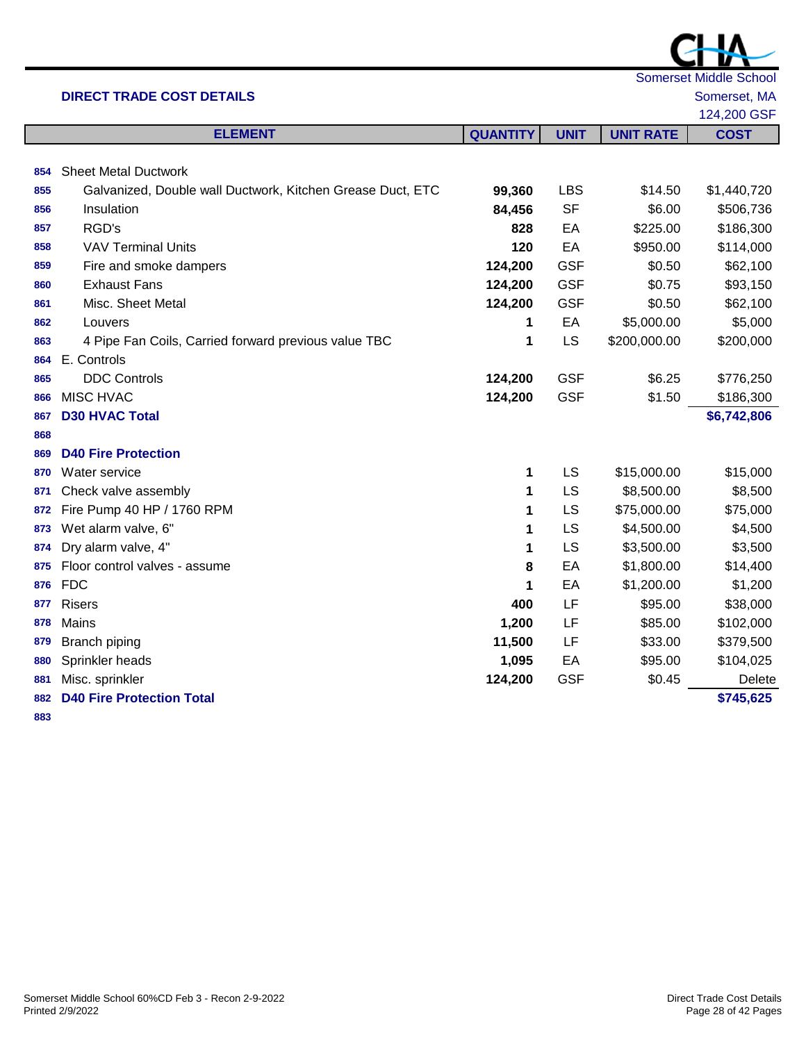## DIRECT TRADE COST DETAILS

Somerset Middle School
Somerset, MA
124,200 GSF

| | ELEMENT | QUANTITY | UNIT | UNIT RATE | COST |
|---|---|---|---|---|---|
| 854 | Sheet Metal Ductwork | | | | |
| 855 | Galvanized, Double wall Ductwork, Kitchen Grease Duct, ETC | **99,360** | LBS | $14.50 | $1,440,720 |
| 856 | Insulation | **84,456** | SF | $6.00 | $506,736 |
| 857 | RGD's | **828** | EA | $225.00 | $186,300 |
| 858 | VAV Terminal Units | **120** | EA | $950.00 | $114,000 |
| 859 | Fire and smoke dampers | **124,200** | GSF | $0.50 | $62,100 |
| 860 | Exhaust Fans | **124,200** | GSF | $0.75 | $93,150 |
| 861 | Misc. Sheet Metal | **124,200** | GSF | $0.50 | $62,100 |
| 862 | Louvers | **1** | EA | $5,000.00 | $5,000 |
| 863 | 4 Pipe Fan Coils, Carried forward previous value TBC | **1** | LS | $200,000.00 | $200,000 |
| 864 | E. Controls | | | | |
| 865 | DDC Controls | **124,200** | GSF | $6.25 | $776,250 |
| 866 | MISC HVAC | **124,200** | GSF | $1.50 | $186,300 |
| 867 | **D30 HVAC Total** | | | | **$6,742,806** |
| 868 | | | | | |
| 869 | **D40 Fire Protection** | | | | |
| 870 | Water service | **1** | LS | $15,000.00 | $15,000 |
| 871 | Check valve assembly | **1** | LS | $8,500.00 | $8,500 |
| 872 | Fire Pump 40 HP / 1760 RPM | **1** | LS | $75,000.00 | $75,000 |
| 873 | Wet alarm valve, 6" | **1** | LS | $4,500.00 | $4,500 |
| 874 | Dry alarm valve, 4" | **1** | LS | $3,500.00 | $3,500 |
| 875 | Floor control valves - assume | **8** | EA | $1,800.00 | $14,400 |
| 876 | FDC | **1** | EA | $1,200.00 | $1,200 |
| 877 | Risers | **400** | LF | $95.00 | $38,000 |
| 878 | Mains | **1,200** | LF | $85.00 | $102,000 |
| 879 | Branch piping | **11,500** | LF | $33.00 | $379,500 |
| 880 | Sprinkler heads | **1,095** | EA | $95.00 | $104,025 |
| 881 | Misc. sprinkler | **124,200** | GSF | $0.45 | Delete |
| 882 | **D40 Fire Protection Total** | | | | **$745,625** |
| 883 | | | | | |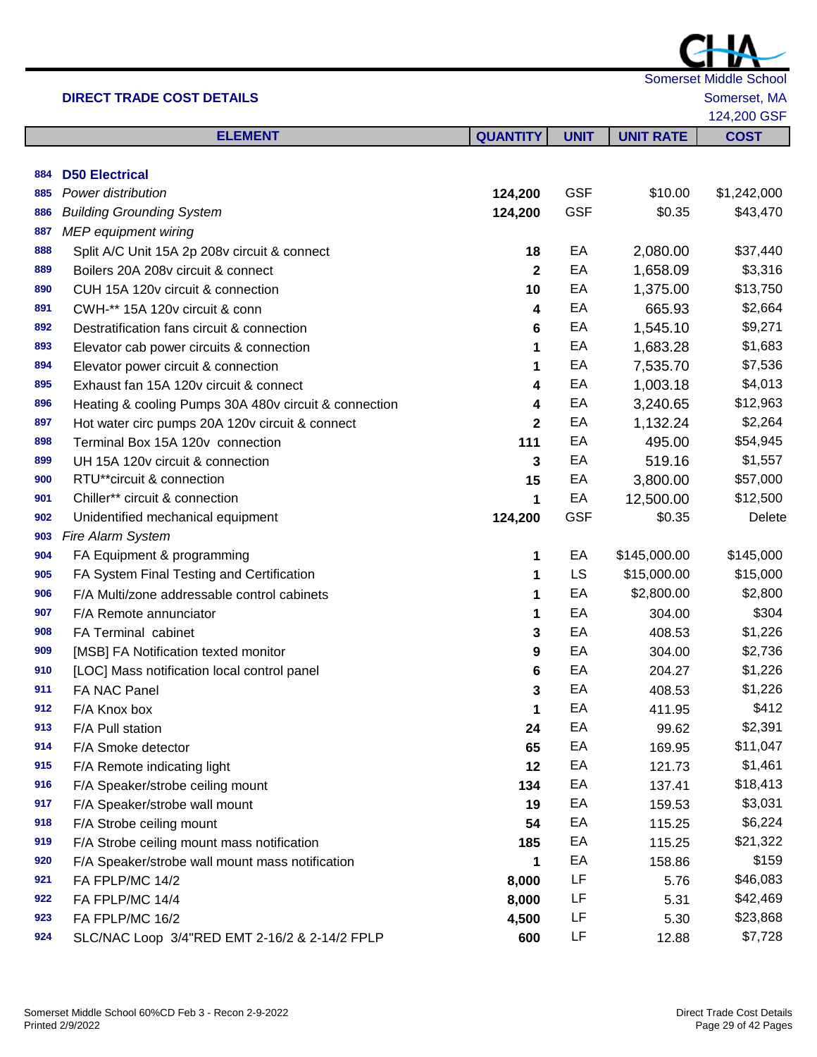Somerset Middle School
Somerset, MA
124,200 GSF

## DIRECT TRADE COST DETAILS

| | ELEMENT | QUANTITY | UNIT | UNIT RATE | COST |
|---|---|---|---|---|---|
| 884 | **D50 Electrical** | | | | |
| 885 | *Power distribution* | **124,200** | GSF | $10.00 | $1,242,000 |
| 886 | *Building Grounding System* | **124,200** | GSF | $0.35 | $43,470 |
| 887 | *MEP equipment wiring* | | | | |
| 888 | Split A/C Unit 15A 2p 208v circuit & connect | **18** | EA | 2,080.00 | $37,440 |
| 889 | Boilers 20A 208v circuit & connect | **2** | EA | 1,658.09 | $3,316 |
| 890 | CUH 15A 120v circuit & connection | **10** | EA | 1,375.00 | $13,750 |
| 891 | CWH-** 15A 120v circuit & conn | **4** | EA | 665.93 | $2,664 |
| 892 | Destratification fans circuit & connection | **6** | EA | 1,545.10 | $9,271 |
| 893 | Elevator cab power circuits & connection | **1** | EA | 1,683.28 | $1,683 |
| 894 | Elevator power circuit & connection | **1** | EA | 7,535.70 | $7,536 |
| 895 | Exhaust fan 15A 120v circuit & connect | **4** | EA | 1,003.18 | $4,013 |
| 896 | Heating & cooling Pumps 30A 480v circuit & connection | **4** | EA | 3,240.65 | $12,963 |
| 897 | Hot water circ pumps 20A 120v circuit & connect | **2** | EA | 1,132.24 | $2,264 |
| 898 | Terminal Box 15A 120v connection | **111** | EA | 495.00 | $54,945 |
| 899 | UH 15A 120v circuit & connection | **3** | EA | 519.16 | $1,557 |
| 900 | RTU**circuit & connection | **15** | EA | 3,800.00 | $57,000 |
| 901 | Chiller** circuit & connection | **1** | EA | 12,500.00 | $12,500 |
| 902 | Unidentified mechanical equipment | **124,200** | GSF | $0.35 | Delete |
| 903 | *Fire Alarm System* | | | | |
| 904 | FA Equipment & programming | **1** | EA | $145,000.00 | $145,000 |
| 905 | FA System Final Testing and Certification | **1** | LS | $15,000.00 | $15,000 |
| 906 | F/A Multi/zone addressable control cabinets | **1** | EA | $2,800.00 | $2,800 |
| 907 | F/A Remote annunciator | **1** | EA | 304.00 | $304 |
| 908 | FA Terminal cabinet | **3** | EA | 408.53 | $1,226 |
| 909 | [MSB] FA Notification texted monitor | **9** | EA | 304.00 | $2,736 |
| 910 | [LOC] Mass notification local control panel | **6** | EA | 204.27 | $1,226 |
| 911 | FA NAC Panel | **3** | EA | 408.53 | $1,226 |
| 912 | F/A Knox box | **1** | EA | 411.95 | $412 |
| 913 | F/A Pull station | **24** | EA | 99.62 | $2,391 |
| 914 | F/A Smoke detector | **65** | EA | 169.95 | $11,047 |
| 915 | F/A Remote indicating light | **12** | EA | 121.73 | $1,461 |
| 916 | F/A Speaker/strobe ceiling mount | **134** | EA | 137.41 | $18,413 |
| 917 | F/A Speaker/strobe wall mount | **19** | EA | 159.53 | $3,031 |
| 918 | F/A Strobe ceiling mount | **54** | EA | 115.25 | $6,224 |
| 919 | F/A Strobe ceiling mount mass notification | **185** | EA | 115.25 | $21,322 |
| 920 | F/A Speaker/strobe wall mount mass notification | **1** | EA | 158.86 | $159 |
| 921 | FA FPLP/MC 14/2 | **8,000** | LF | 5.76 | $46,083 |
| 922 | FA FPLP/MC 14/4 | **8,000** | LF | 5.31 | $42,469 |
| 923 | FA FPLP/MC 16/2 | **4,500** | LF | 5.30 | $23,868 |
| 924 | SLC/NAC Loop 3/4"RED EMT 2-16/2 & 2-14/2 FPLP | **600** | LF | 12.88 | $7,728 |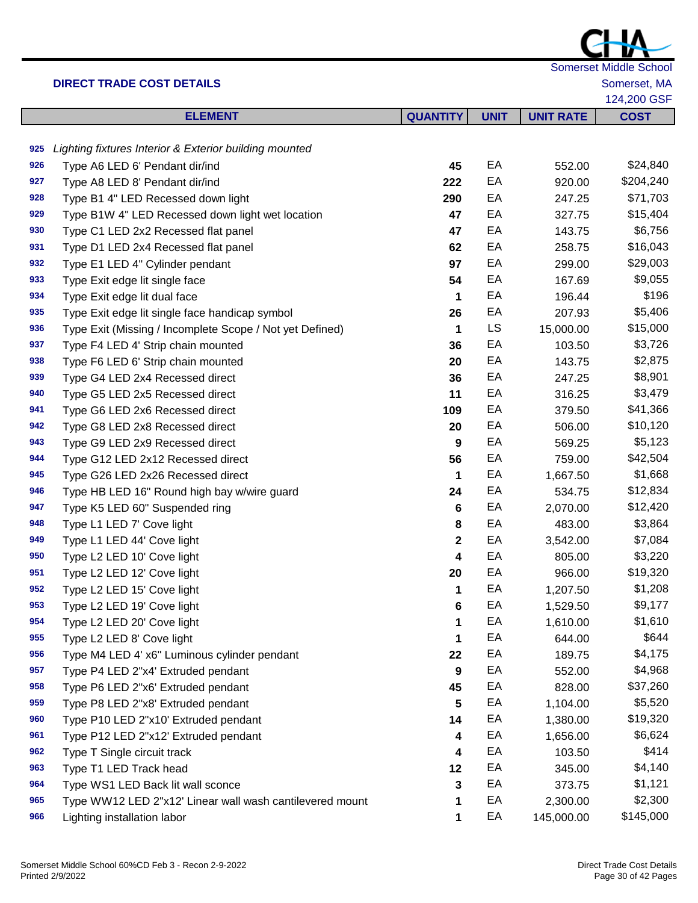**DIRECT TRADE COST DETAILS**

Somerset Middle School
Somerset, MA
124,200 GSF

| | ELEMENT | QUANTITY | UNIT | UNIT RATE | COST |
|---|---|---|---|---|---|
| 925 | *Lighting fixtures Interior & Exterior building mounted* | | | | |
| 926 | Type A6 LED 6' Pendant dir/ind | **45** | EA | 552.00 | $24,840 |
| 927 | Type A8 LED 8' Pendant dir/ind | **222** | EA | 920.00 | $204,240 |
| 928 | Type B1 4" LED Recessed down light | **290** | EA | 247.25 | $71,703 |
| 929 | Type B1W 4" LED Recessed down light wet location | **47** | EA | 327.75 | $15,404 |
| 930 | Type C1 LED 2x2 Recessed flat panel | **47** | EA | 143.75 | $6,756 |
| 931 | Type D1 LED 2x4 Recessed flat panel | **62** | EA | 258.75 | $16,043 |
| 932 | Type E1 LED 4" Cylinder pendant | **97** | EA | 299.00 | $29,003 |
| 933 | Type Exit edge lit single face | **54** | EA | 167.69 | $9,055 |
| 934 | Type Exit edge lit dual face | **1** | EA | 196.44 | $196 |
| 935 | Type Exit edge lit single face handicap symbol | **26** | EA | 207.93 | $5,406 |
| 936 | Type Exit (Missing / Incomplete Scope / Not yet Defined) | **1** | LS | 15,000.00 | $15,000 |
| 937 | Type F4 LED 4' Strip chain mounted | **36** | EA | 103.50 | $3,726 |
| 938 | Type F6 LED 6' Strip chain mounted | **20** | EA | 143.75 | $2,875 |
| 939 | Type G4 LED 2x4 Recessed direct | **36** | EA | 247.25 | $8,901 |
| 940 | Type G5 LED 2x5 Recessed direct | **11** | EA | 316.25 | $3,479 |
| 941 | Type G6 LED 2x6 Recessed direct | **109** | EA | 379.50 | $41,366 |
| 942 | Type G8 LED 2x8 Recessed direct | **20** | EA | 506.00 | $10,120 |
| 943 | Type G9 LED 2x9 Recessed direct | **9** | EA | 569.25 | $5,123 |
| 944 | Type G12 LED 2x12 Recessed direct | **56** | EA | 759.00 | $42,504 |
| 945 | Type G26 LED 2x26 Recessed direct | **1** | EA | 1,667.50 | $1,668 |
| 946 | Type HB LED 16" Round high bay w/wire guard | **24** | EA | 534.75 | $12,834 |
| 947 | Type K5 LED 60" Suspended ring | **6** | EA | 2,070.00 | $12,420 |
| 948 | Type L1 LED 7' Cove light | **8** | EA | 483.00 | $3,864 |
| 949 | Type L1 LED 44' Cove light | **2** | EA | 3,542.00 | $7,084 |
| 950 | Type L2 LED 10' Cove light | **4** | EA | 805.00 | $3,220 |
| 951 | Type L2 LED 12' Cove light | **20** | EA | 966.00 | $19,320 |
| 952 | Type L2 LED 15' Cove light | **1** | EA | 1,207.50 | $1,208 |
| 953 | Type L2 LED 19' Cove light | **6** | EA | 1,529.50 | $9,177 |
| 954 | Type L2 LED 20' Cove light | **1** | EA | 1,610.00 | $1,610 |
| 955 | Type L2 LED 8' Cove light | **1** | EA | 644.00 | $644 |
| 956 | Type M4 LED 4' x6" Luminous cylinder pendant | **22** | EA | 189.75 | $4,175 |
| 957 | Type P4 LED 2"x4' Extruded pendant | **9** | EA | 552.00 | $4,968 |
| 958 | Type P6 LED 2"x6' Extruded pendant | **45** | EA | 828.00 | $37,260 |
| 959 | Type P8 LED 2"x8' Extruded pendant | **5** | EA | 1,104.00 | $5,520 |
| 960 | Type P10 LED 2"x10' Extruded pendant | **14** | EA | 1,380.00 | $19,320 |
| 961 | Type P12 LED 2"x12' Extruded pendant | **4** | EA | 1,656.00 | $6,624 |
| 962 | Type T Single circuit track | **4** | EA | 103.50 | $414 |
| 963 | Type T1 LED Track head | **12** | EA | 345.00 | $4,140 |
| 964 | Type WS1 LED Back lit wall sconce | **3** | EA | 373.75 | $1,121 |
| 965 | Type WW12 LED 2"x12' Linear wall wash cantilevered mount | **1** | EA | 2,300.00 | $2,300 |
| 966 | Lighting installation labor | **1** | EA | 145,000.00 | $145,000 |

Somerset Middle School 60%CD Feb 3 - Recon 2-9-2022
Printed 2/9/2022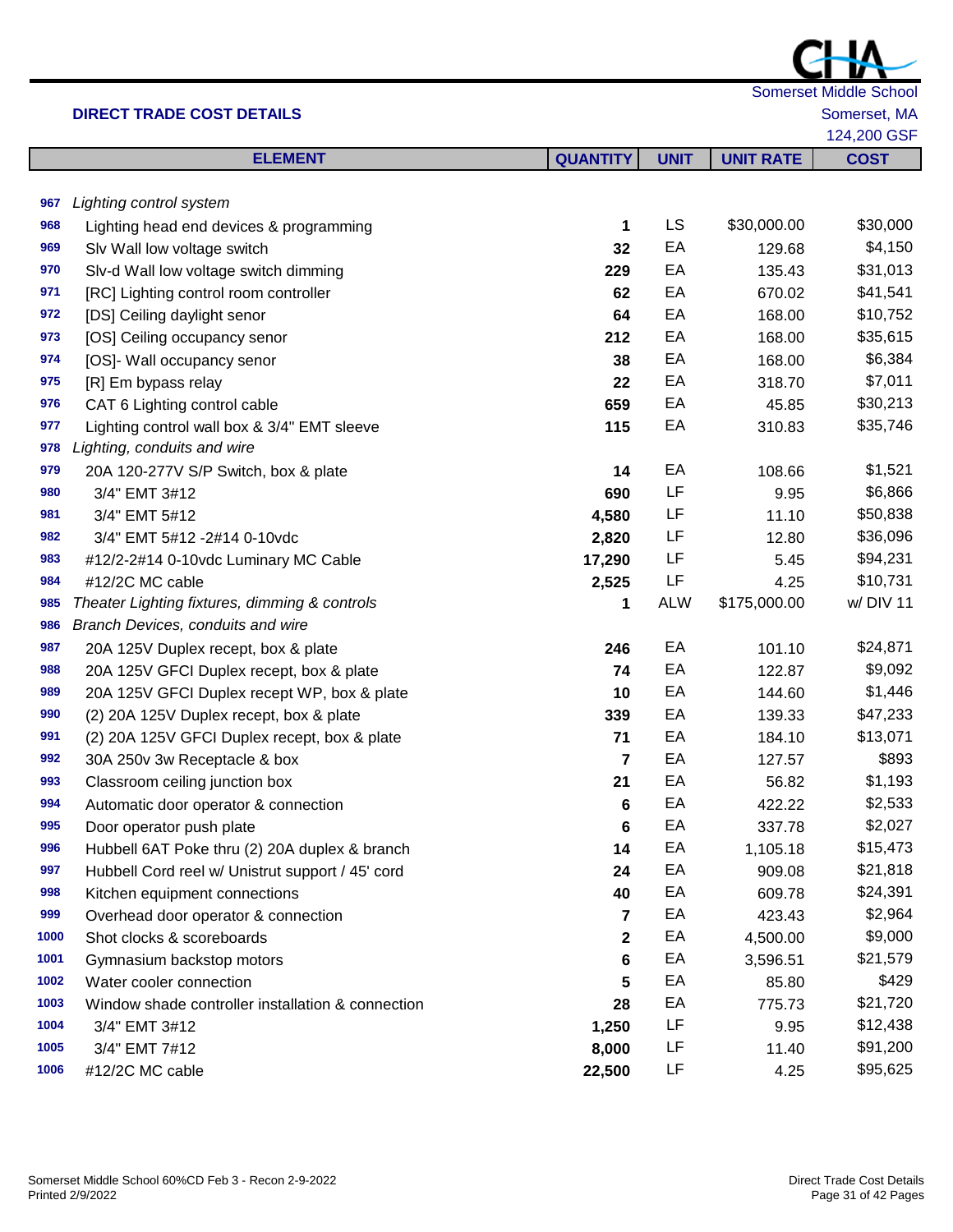**DIRECT TRADE COST DETAILS**

Somerset Middle School
Somerset, MA
124,200 GSF

| | ELEMENT | QUANTITY | UNIT | UNIT RATE | COST |
|---|---|---|---|---|---|
| 967 | *Lighting control system* | | | | |
| 968 | Lighting head end devices & programming | **1** | LS | $30,000.00 | $30,000 |
| 969 | Slv Wall low voltage switch | **32** | EA | 129.68 | $4,150 |
| 970 | Slv-d Wall low voltage switch dimming | **229** | EA | 135.43 | $31,013 |
| 971 | [RC] Lighting control room controller | **62** | EA | 670.02 | $41,541 |
| 972 | [DS] Ceiling daylight senor | **64** | EA | 168.00 | $10,752 |
| 973 | [OS] Ceiling occupancy senor | **212** | EA | 168.00 | $35,615 |
| 974 | [OS]- Wall occupancy senor | **38** | EA | 168.00 | $6,384 |
| 975 | [R] Em bypass relay | **22** | EA | 318.70 | $7,011 |
| 976 | CAT 6 Lighting control cable | **659** | EA | 45.85 | $30,213 |
| 977 | Lighting control wall box & 3/4" EMT sleeve | **115** | EA | 310.83 | $35,746 |
| 978 | *Lighting, conduits and wire* | | | | |
| 979 | 20A 120-277V S/P Switch, box & plate | **14** | EA | 108.66 | $1,521 |
| 980 | 3/4" EMT 3#12 | **690** | LF | 9.95 | $6,866 |
| 981 | 3/4" EMT 5#12 | **4,580** | LF | 11.10 | $50,838 |
| 982 | 3/4" EMT 5#12 -2#14 0-10vdc | **2,820** | LF | 12.80 | $36,096 |
| 983 | #12/2-2#14 0-10vdc Luminary MC Cable | **17,290** | LF | 5.45 | $94,231 |
| 984 | #12/2C MC cable | **2,525** | LF | 4.25 | $10,731 |
| 985 | *Theater Lighting fixtures, dimming & controls* | **1** | ALW | $175,000.00 | w/ DIV 11 |
| 986 | *Branch Devices, conduits and wire* | | | | |
| 987 | 20A 125V Duplex recept, box & plate | **246** | EA | 101.10 | $24,871 |
| 988 | 20A 125V GFCI Duplex recept, box & plate | **74** | EA | 122.87 | $9,092 |
| 989 | 20A 125V GFCI Duplex recept WP, box & plate | **10** | EA | 144.60 | $1,446 |
| 990 | (2) 20A 125V Duplex recept, box & plate | **339** | EA | 139.33 | $47,233 |
| 991 | (2) 20A 125V GFCI Duplex recept, box & plate | **71** | EA | 184.10 | $13,071 |
| 992 | 30A 250v 3w Receptacle & box | **7** | EA | 127.57 | $893 |
| 993 | Classroom ceiling junction box | **21** | EA | 56.82 | $1,193 |
| 994 | Automatic door operator & connection | **6** | EA | 422.22 | $2,533 |
| 995 | Door operator push plate | **6** | EA | 337.78 | $2,027 |
| 996 | Hubbell 6AT Poke thru (2) 20A duplex & branch | **14** | EA | 1,105.18 | $15,473 |
| 997 | Hubbell Cord reel w/ Unistrut support / 45' cord | **24** | EA | 909.08 | $21,818 |
| 998 | Kitchen equipment connections | **40** | EA | 609.78 | $24,391 |
| 999 | Overhead door operator & connection | **7** | EA | 423.43 | $2,964 |
| 1000 | Shot clocks & scoreboards | **2** | EA | 4,500.00 | $9,000 |
| 1001 | Gymnasium backstop motors | **6** | EA | 3,596.51 | $21,579 |
| 1002 | Water cooler connection | **5** | EA | 85.80 | $429 |
| 1003 | Window shade controller installation & connection | **28** | EA | 775.73 | $21,720 |
| 1004 | 3/4" EMT 3#12 | **1,250** | LF | 9.95 | $12,438 |
| 1005 | 3/4" EMT 7#12 | **8,000** | LF | 11.40 | $91,200 |
| 1006 | #12/2C MC cable | **22,500** | LF | 4.25 | $95,625 |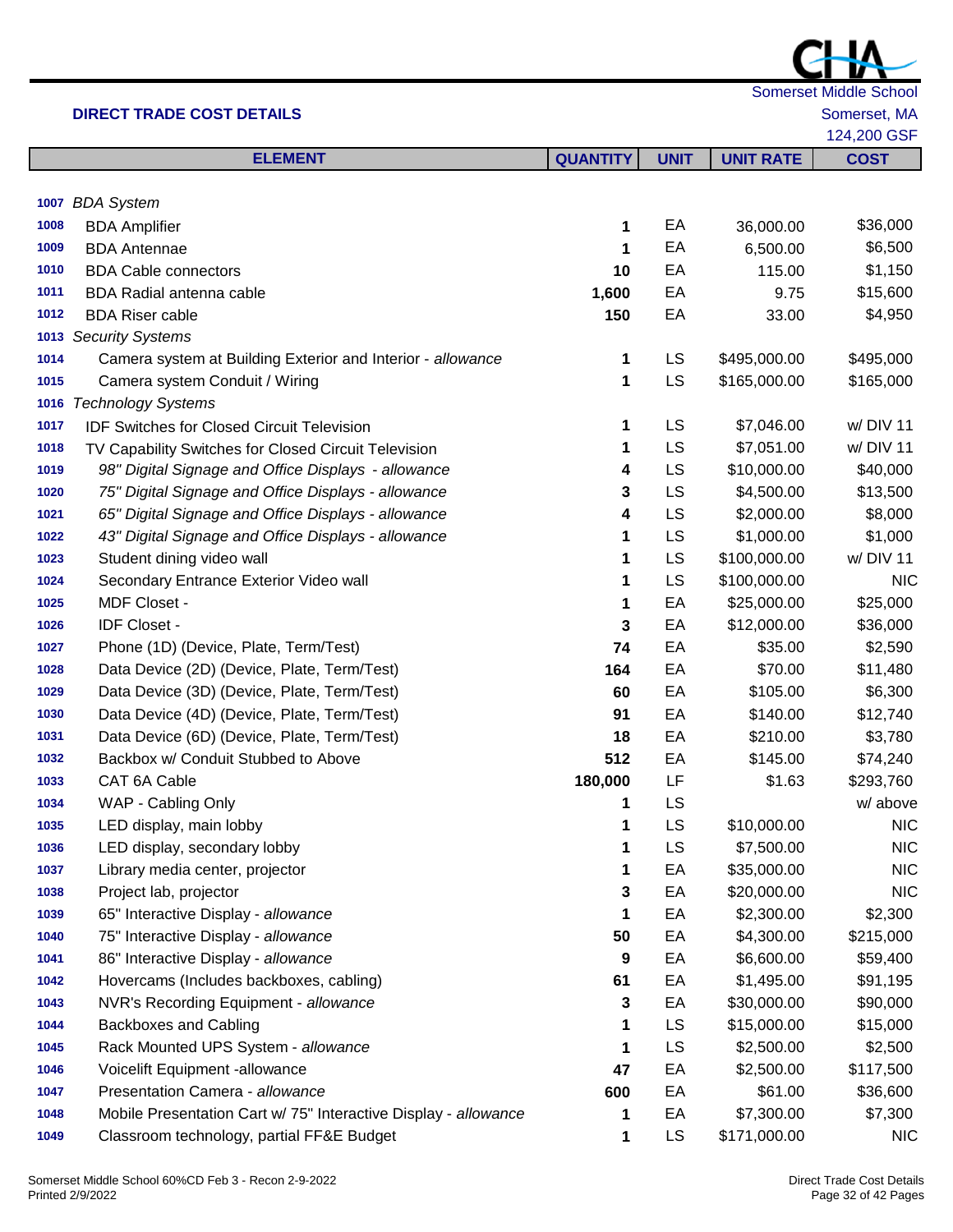**DIRECT TRADE COST DETAILS**

Somerset Middle School
Somerset, MA
124,200 GSF

| | ELEMENT | QUANTITY | UNIT | UNIT RATE | COST |
|---|---|---|---|---|---|
| 1007 | *BDA System* | | | | |
| 1008 | BDA Amplifier | 1 | EA | 36,000.00 | $36,000 |
| 1009 | BDA Antennae | 1 | EA | 6,500.00 | $6,500 |
| 1010 | BDA Cable connectors | 10 | EA | 115.00 | $1,150 |
| 1011 | BDA Radial antenna cable | 1,600 | EA | 9.75 | $15,600 |
| 1012 | BDA Riser cable | 150 | EA | 33.00 | $4,950 |
| 1013 | *Security Systems* | | | | |
| 1014 | Camera system at Building Exterior and Interior - *allowance* | 1 | LS | $495,000.00 | $495,000 |
| 1015 | Camera system Conduit / Wiring | 1 | LS | $165,000.00 | $165,000 |
| 1016 | *Technology Systems* | | | | |
| 1017 | IDF Switches for Closed Circuit Television | 1 | LS | $7,046.00 | w/ DIV 11 |
| 1018 | TV Capability Switches for Closed Circuit Television | 1 | LS | $7,051.00 | w/ DIV 11 |
| 1019 | *98" Digital Signage and Office Displays - allowance* | 4 | LS | $10,000.00 | $40,000 |
| 1020 | *75" Digital Signage and Office Displays - allowance* | 3 | LS | $4,500.00 | $13,500 |
| 1021 | *65" Digital Signage and Office Displays - allowance* | 4 | LS | $2,000.00 | $8,000 |
| 1022 | *43" Digital Signage and Office Displays - allowance* | 1 | LS | $1,000.00 | $1,000 |
| 1023 | Student dining video wall | 1 | LS | $100,000.00 | w/ DIV 11 |
| 1024 | Secondary Entrance Exterior Video wall | 1 | LS | $100,000.00 | NIC |
| 1025 | MDF Closet - | 1 | EA | $25,000.00 | $25,000 |
| 1026 | IDF Closet - | 3 | EA | $12,000.00 | $36,000 |
| 1027 | Phone (1D) (Device, Plate, Term/Test) | 74 | EA | $35.00 | $2,590 |
| 1028 | Data Device (2D) (Device, Plate, Term/Test) | 164 | EA | $70.00 | $11,480 |
| 1029 | Data Device (3D) (Device, Plate, Term/Test) | 60 | EA | $105.00 | $6,300 |
| 1030 | Data Device (4D) (Device, Plate, Term/Test) | 91 | EA | $140.00 | $12,740 |
| 1031 | Data Device (6D) (Device, Plate, Term/Test) | 18 | EA | $210.00 | $3,780 |
| 1032 | Backbox w/ Conduit Stubbed to Above | 512 | EA | $145.00 | $74,240 |
| 1033 | CAT 6A Cable | 180,000 | LF | $1.63 | $293,760 |
| 1034 | WAP - Cabling Only | 1 | LS | | w/ above |
| 1035 | LED display, main lobby | 1 | LS | $10,000.00 | NIC |
| 1036 | LED display, secondary lobby | 1 | LS | $7,500.00 | NIC |
| 1037 | Library media center, projector | 1 | EA | $35,000.00 | NIC |
| 1038 | Project lab, projector | 3 | EA | $20,000.00 | NIC |
| 1039 | 65" Interactive Display - *allowance* | 1 | EA | $2,300.00 | $2,300 |
| 1040 | 75" Interactive Display - *allowance* | 50 | EA | $4,300.00 | $215,000 |
| 1041 | 86" Interactive Display - *allowance* | 9 | EA | $6,600.00 | $59,400 |
| 1042 | Hovercams (Includes backboxes, cabling) | 61 | EA | $1,495.00 | $91,195 |
| 1043 | NVR's Recording Equipment - *allowance* | 3 | EA | $30,000.00 | $90,000 |
| 1044 | Backboxes and Cabling | 1 | LS | $15,000.00 | $15,000 |
| 1045 | Rack Mounted UPS System - *allowance* | 1 | LS | $2,500.00 | $2,500 |
| 1046 | Voicelift Equipment -allowance | 47 | EA | $2,500.00 | $117,500 |
| 1047 | Presentation Camera - *allowance* | 600 | EA | $61.00 | $36,600 |
| 1048 | Mobile Presentation Cart w/ 75" Interactive Display - *allowance* | 1 | EA | $7,300.00 | $7,300 |
| 1049 | Classroom technology, partial FF&E Budget | 1 | LS | $171,000.00 | NIC |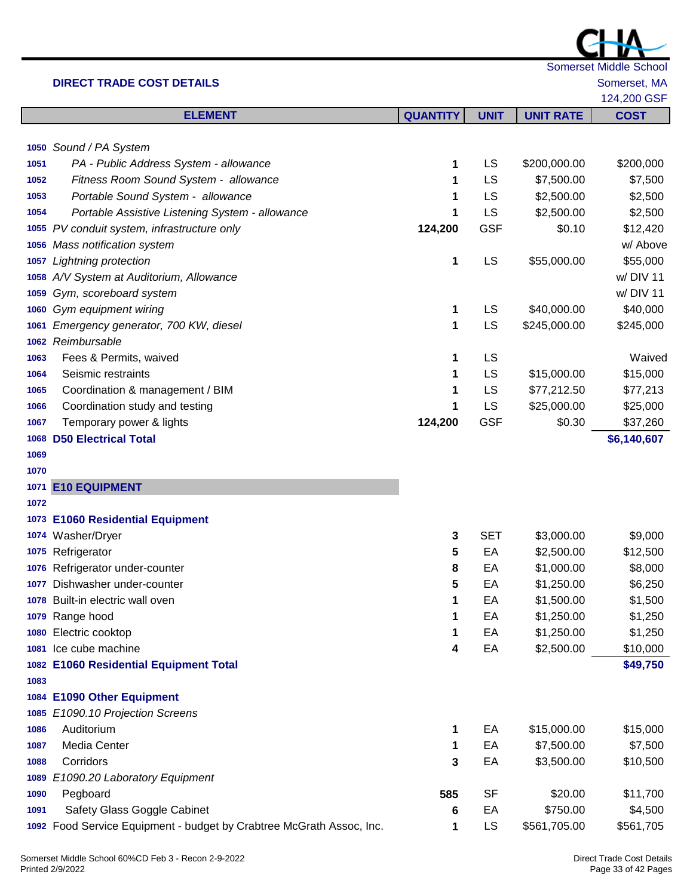**DIRECT TRADE COST DETAILS**

Somerset Middle School
Somerset, MA
124,200 GSF

| | ELEMENT | QUANTITY | UNIT | UNIT RATE | COST |
|---|---|---|---|---|---|
| 1050 | *Sound / PA System* | | | | |
| 1051 | *PA - Public Address System - allowance* | 1 | LS | $200,000.00 | $200,000 |
| 1052 | *Fitness Room Sound System - allowance* | 1 | LS | $7,500.00 | $7,500 |
| 1053 | *Portable Sound System - allowance* | 1 | LS | $2,500.00 | $2,500 |
| 1054 | *Portable Assistive Listening System - allowance* | 1 | LS | $2,500.00 | $2,500 |
| 1055 | *PV conduit system, infrastructure only* | 124,200 | GSF | $0.10 | $12,420 |
| 1056 | *Mass notification system* | | | | w/ Above |
| 1057 | *Lightning protection* | 1 | LS | $55,000.00 | $55,000 |
| 1058 | *A/V System at Auditorium, Allowance* | | | | w/ DIV 11 |
| 1059 | *Gym, scoreboard system* | | | | w/ DIV 11 |
| 1060 | *Gym equipment wiring* | 1 | LS | $40,000.00 | $40,000 |
| 1061 | *Emergency generator, 700 KW, diesel* | 1 | LS | $245,000.00 | $245,000 |
| 1062 | *Reimbursable* | | | | |
| 1063 | Fees & Permits, waived | 1 | LS | | Waived |
| 1064 | Seismic restraints | 1 | LS | $15,000.00 | $15,000 |
| 1065 | Coordination & management / BIM | 1 | LS | $77,212.50 | $77,213 |
| 1066 | Coordination study and testing | 1 | LS | $25,000.00 | $25,000 |
| 1067 | Temporary power & lights | 124,200 | GSF | $0.30 | $37,260 |
| 1068 | **D50 Electrical Total** | | | | **$6,140,607** |
| 1069 | | | | | |
| 1070 | | | | | |
| 1071 | **E10 EQUIPMENT** | | | | |
| 1072 | | | | | |
| 1073 | **E1060 Residential Equipment** | | | | |
| 1074 | Washer/Dryer | 3 | SET | $3,000.00 | $9,000 |
| 1075 | Refrigerator | 5 | EA | $2,500.00 | $12,500 |
| 1076 | Refrigerator under-counter | 8 | EA | $1,000.00 | $8,000 |
| 1077 | Dishwasher under-counter | 5 | EA | $1,250.00 | $6,250 |
| 1078 | Built-in electric wall oven | 1 | EA | $1,500.00 | $1,500 |
| 1079 | Range hood | 1 | EA | $1,250.00 | $1,250 |
| 1080 | Electric cooktop | 1 | EA | $1,250.00 | $1,250 |
| 1081 | Ice cube machine | 4 | EA | $2,500.00 | $10,000 |
| 1082 | **E1060 Residential Equipment Total** | | | | **$49,750** |
| 1083 | | | | | |
| 1084 | **E1090 Other Equipment** | | | | |
| 1085 | *E1090.10 Projection Screens* | | | | |
| 1086 | Auditorium | 1 | EA | $15,000.00 | $15,000 |
| 1087 | Media Center | 1 | EA | $7,500.00 | $7,500 |
| 1088 | Corridors | 3 | EA | $3,500.00 | $10,500 |
| 1089 | *E1090.20 Laboratory Equipment* | | | | |
| 1090 | Pegboard | 585 | SF | $20.00 | $11,700 |
| 1091 | Safety Glass Goggle Cabinet | 6 | EA | $750.00 | $4,500 |
| 1092 | Food Service Equipment - budget by Crabtree McGrath Assoc, Inc. | 1 | LS | $561,705.00 | $561,705 |

Somerset Middle School 60%CD Feb 3 - Recon 2-9-2022
Printed 2/9/2022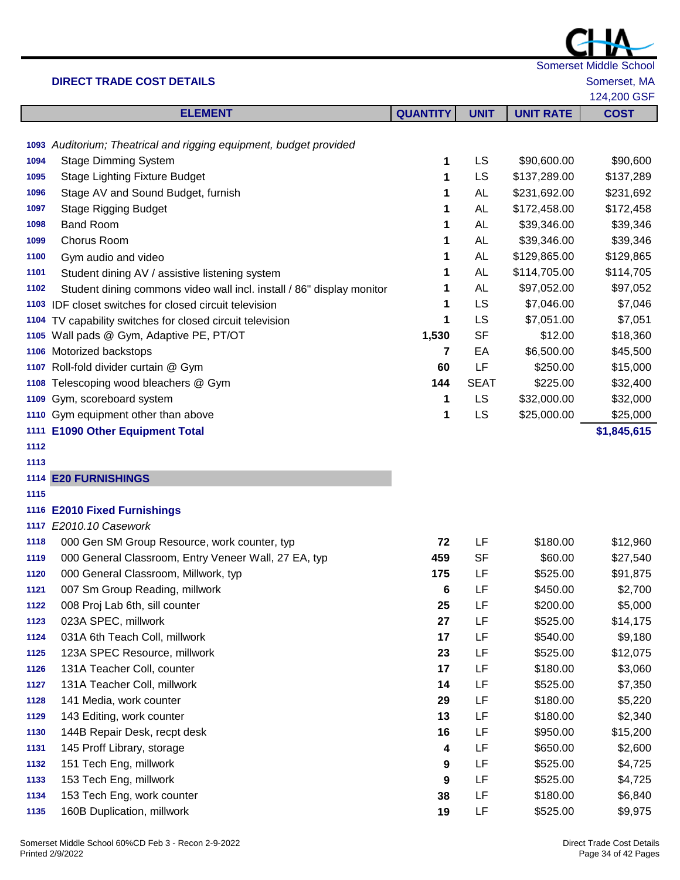**DIRECT TRADE COST DETAILS**

Somerset Middle School
Somerset, MA
124,200 GSF

| | ELEMENT | QUANTITY | UNIT | UNIT RATE | COST |
|---|---|---|---|---|---|
| 1093 | *Auditorium; Theatrical and rigging equipment, budget provided* | | | | |
| 1094 | Stage Dimming System | 1 | LS | $90,600.00 | $90,600 |
| 1095 | Stage Lighting Fixture Budget | 1 | LS | $137,289.00 | $137,289 |
| 1096 | Stage AV and Sound Budget, furnish | 1 | AL | $231,692.00 | $231,692 |
| 1097 | Stage Rigging Budget | 1 | AL | $172,458.00 | $172,458 |
| 1098 | Band Room | 1 | AL | $39,346.00 | $39,346 |
| 1099 | Chorus Room | 1 | AL | $39,346.00 | $39,346 |
| 1100 | Gym audio and video | 1 | AL | $129,865.00 | $129,865 |
| 1101 | Student dining AV / assistive listening system | 1 | AL | $114,705.00 | $114,705 |
| 1102 | Student dining commons video wall incl. install / 86" display monitor | 1 | AL | $97,052.00 | $97,052 |
| 1103 | IDF closet switches for closed circuit television | 1 | LS | $7,046.00 | $7,046 |
| 1104 | TV capability switches for closed circuit television | 1 | LS | $7,051.00 | $7,051 |
| 1105 | Wall pads @ Gym, Adaptive PE, PT/OT | 1,530 | SF | $12.00 | $18,360 |
| 1106 | Motorized backstops | 7 | EA | $6,500.00 | $45,500 |
| 1107 | Roll-fold divider curtain @ Gym | 60 | LF | $250.00 | $15,000 |
| 1108 | Telescoping wood bleachers @ Gym | 144 | SEAT | $225.00 | $32,400 |
| 1109 | Gym, scoreboard system | 1 | LS | $32,000.00 | $32,000 |
| 1110 | Gym equipment other than above | 1 | LS | $25,000.00 | $25,000 |
| 1111 | **E1090 Other Equipment Total** | | | | **$1,845,615** |
| 1112 | | | | | |
| 1113 | | | | | |
| 1114 | **E20 FURNISHINGS** | | | | |
| 1115 | | | | | |
| 1116 | **E2010 Fixed Furnishings** | | | | |
| 1117 | *E2010.10 Casework* | | | | |
| 1118 | 000 Gen SM Group Resource, work counter, typ | 72 | LF | $180.00 | $12,960 |
| 1119 | 000 General Classroom, Entry Veneer Wall, 27 EA, typ | 459 | SF | $60.00 | $27,540 |
| 1120 | 000 General Classroom, Millwork, typ | 175 | LF | $525.00 | $91,875 |
| 1121 | 007 Sm Group Reading, millwork | 6 | LF | $450.00 | $2,700 |
| 1122 | 008 Proj Lab 6th, sill counter | 25 | LF | $200.00 | $5,000 |
| 1123 | 023A SPEC, millwork | 27 | LF | $525.00 | $14,175 |
| 1124 | 031A 6th Teach Coll, millwork | 17 | LF | $540.00 | $9,180 |
| 1125 | 123A SPEC Resource, millwork | 23 | LF | $525.00 | $12,075 |
| 1126 | 131A Teacher Coll, counter | 17 | LF | $180.00 | $3,060 |
| 1127 | 131A Teacher Coll, millwork | 14 | LF | $525.00 | $7,350 |
| 1128 | 141 Media, work counter | 29 | LF | $180.00 | $5,220 |
| 1129 | 143 Editing, work counter | 13 | LF | $180.00 | $2,340 |
| 1130 | 144B Repair Desk, recpt desk | 16 | LF | $950.00 | $15,200 |
| 1131 | 145 Proff Library, storage | 4 | LF | $650.00 | $2,600 |
| 1132 | 151 Tech Eng, millwork | 9 | LF | $525.00 | $4,725 |
| 1133 | 153 Tech Eng, millwork | 9 | LF | $525.00 | $4,725 |
| 1134 | 153 Tech Eng, work counter | 38 | LF | $180.00 | $6,840 |
| 1135 | 160B Duplication, millwork | 19 | LF | $525.00 | $9,975 |

Somerset Middle School 60%CD Feb 3 - Recon 2-9-2022
Printed 2/9/2022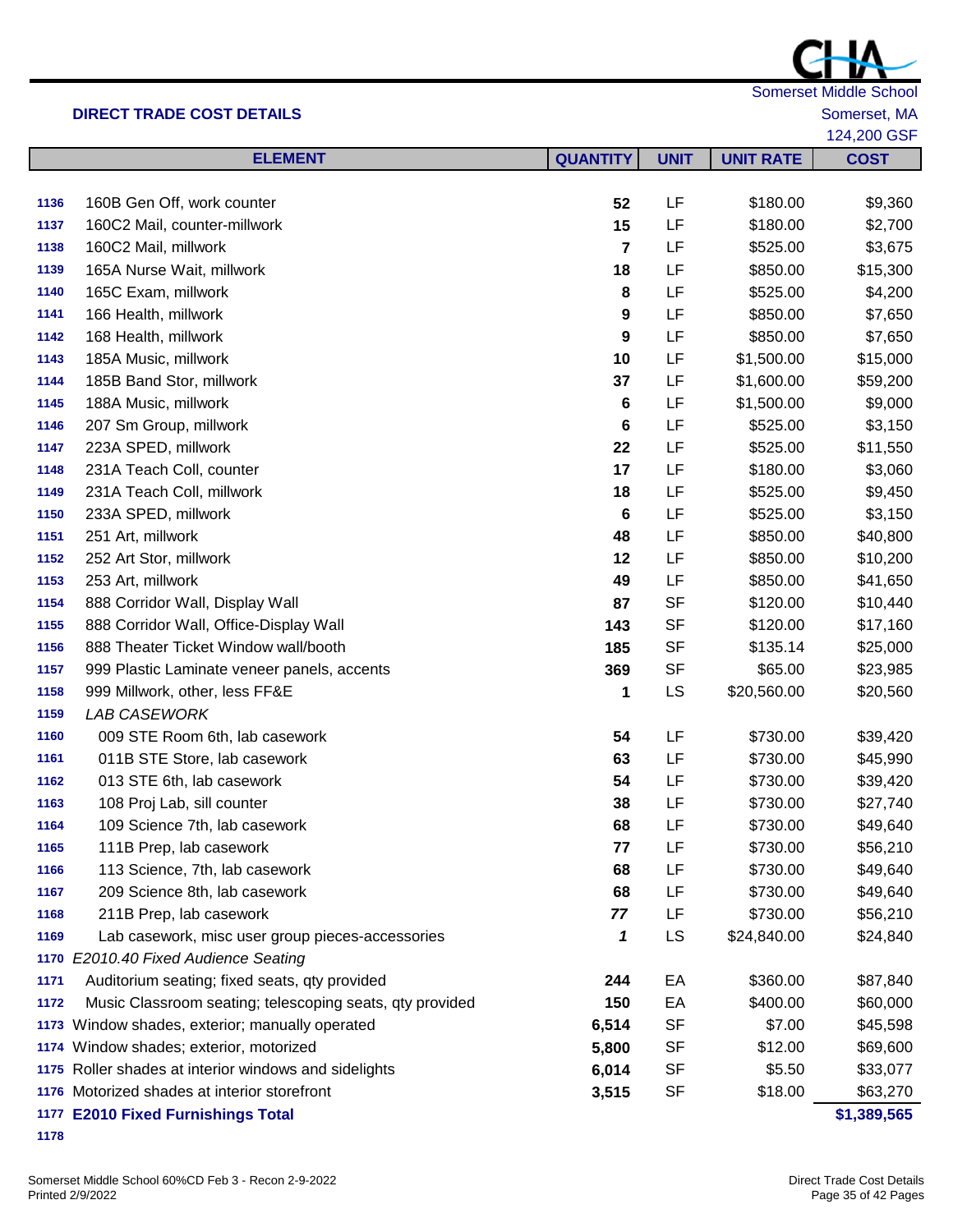**DIRECT TRADE COST DETAILS**

Somerset Middle School
Somerset, MA
124,200 GSF

| | ELEMENT | QUANTITY | UNIT | UNIT RATE | COST |
|---|---|---|---|---|---|
| 1136 | 160B Gen Off, work counter | 52 | LF | $180.00 | $9,360 |
| 1137 | 160C2 Mail, counter-millwork | 15 | LF | $180.00 | $2,700 |
| 1138 | 160C2 Mail, millwork | 7 | LF | $525.00 | $3,675 |
| 1139 | 165A Nurse Wait, millwork | 18 | LF | $850.00 | $15,300 |
| 1140 | 165C Exam, millwork | 8 | LF | $525.00 | $4,200 |
| 1141 | 166 Health, millwork | 9 | LF | $850.00 | $7,650 |
| 1142 | 168 Health, millwork | 9 | LF | $850.00 | $7,650 |
| 1143 | 185A Music, millwork | 10 | LF | $1,500.00 | $15,000 |
| 1144 | 185B Band Stor, millwork | 37 | LF | $1,600.00 | $59,200 |
| 1145 | 188A Music, millwork | 6 | LF | $1,500.00 | $9,000 |
| 1146 | 207 Sm Group, millwork | 6 | LF | $525.00 | $3,150 |
| 1147 | 223A SPED, millwork | 22 | LF | $525.00 | $11,550 |
| 1148 | 231A Teach Coll, counter | 17 | LF | $180.00 | $3,060 |
| 1149 | 231A Teach Coll, millwork | 18 | LF | $525.00 | $9,450 |
| 1150 | 233A SPED, millwork | 6 | LF | $525.00 | $3,150 |
| 1151 | 251 Art, millwork | 48 | LF | $850.00 | $40,800 |
| 1152 | 252 Art Stor, millwork | 12 | LF | $850.00 | $10,200 |
| 1153 | 253 Art, millwork | 49 | LF | $850.00 | $41,650 |
| 1154 | 888 Corridor Wall, Display Wall | 87 | SF | $120.00 | $10,440 |
| 1155 | 888 Corridor Wall, Office-Display Wall | 143 | SF | $120.00 | $17,160 |
| 1156 | 888 Theater Ticket Window wall/booth | 185 | SF | $135.14 | $25,000 |
| 1157 | 999 Plastic Laminate veneer panels, accents | 369 | SF | $65.00 | $23,985 |
| 1158 | 999 Millwork, other, less FF&E | 1 | LS | $20,560.00 | $20,560 |
| 1159 | *LAB CASEWORK* | | | | |
| 1160 | 009 STE Room 6th, lab casework | 54 | LF | $730.00 | $39,420 |
| 1161 | 011B STE Store, lab casework | 63 | LF | $730.00 | $45,990 |
| 1162 | 013 STE 6th, lab casework | 54 | LF | $730.00 | $39,420 |
| 1163 | 108 Proj Lab, sill counter | 38 | LF | $730.00 | $27,740 |
| 1164 | 109 Science 7th, lab casework | 68 | LF | $730.00 | $49,640 |
| 1165 | 111B Prep, lab casework | 77 | LF | $730.00 | $56,210 |
| 1166 | 113 Science, 7th, lab casework | 68 | LF | $730.00 | $49,640 |
| 1167 | 209 Science 8th, lab casework | 68 | LF | $730.00 | $49,640 |
| 1168 | 211B Prep, lab casework | *77* | LF | $730.00 | $56,210 |
| 1169 | Lab casework, misc user group pieces-accessories | *1* | LS | $24,840.00 | $24,840 |
| 1170 | *E2010.40 Fixed Audience Seating* | | | | |
| 1171 | Auditorium seating; fixed seats, qty provided | 244 | EA | $360.00 | $87,840 |
| 1172 | Music Classroom seating; telescoping seats, qty provided | 150 | EA | $400.00 | $60,000 |
| 1173 | Window shades, exterior; manually operated | 6,514 | SF | $7.00 | $45,598 |
| 1174 | Window shades; exterior, motorized | 5,800 | SF | $12.00 | $69,600 |
| 1175 | Roller shades at interior windows and sidelights | 6,014 | SF | $5.50 | $33,077 |
| 1176 | Motorized shades at interior storefront | 3,515 | SF | $18.00 | $63,270 |
| 1177 | **E2010 Fixed Furnishings Total** | | | | **$1,389,565** |
| 1178 | | | | | |

Somerset Middle School 60%CD Feb 3 - Recon 2-9-2022
Printed 2/9/2022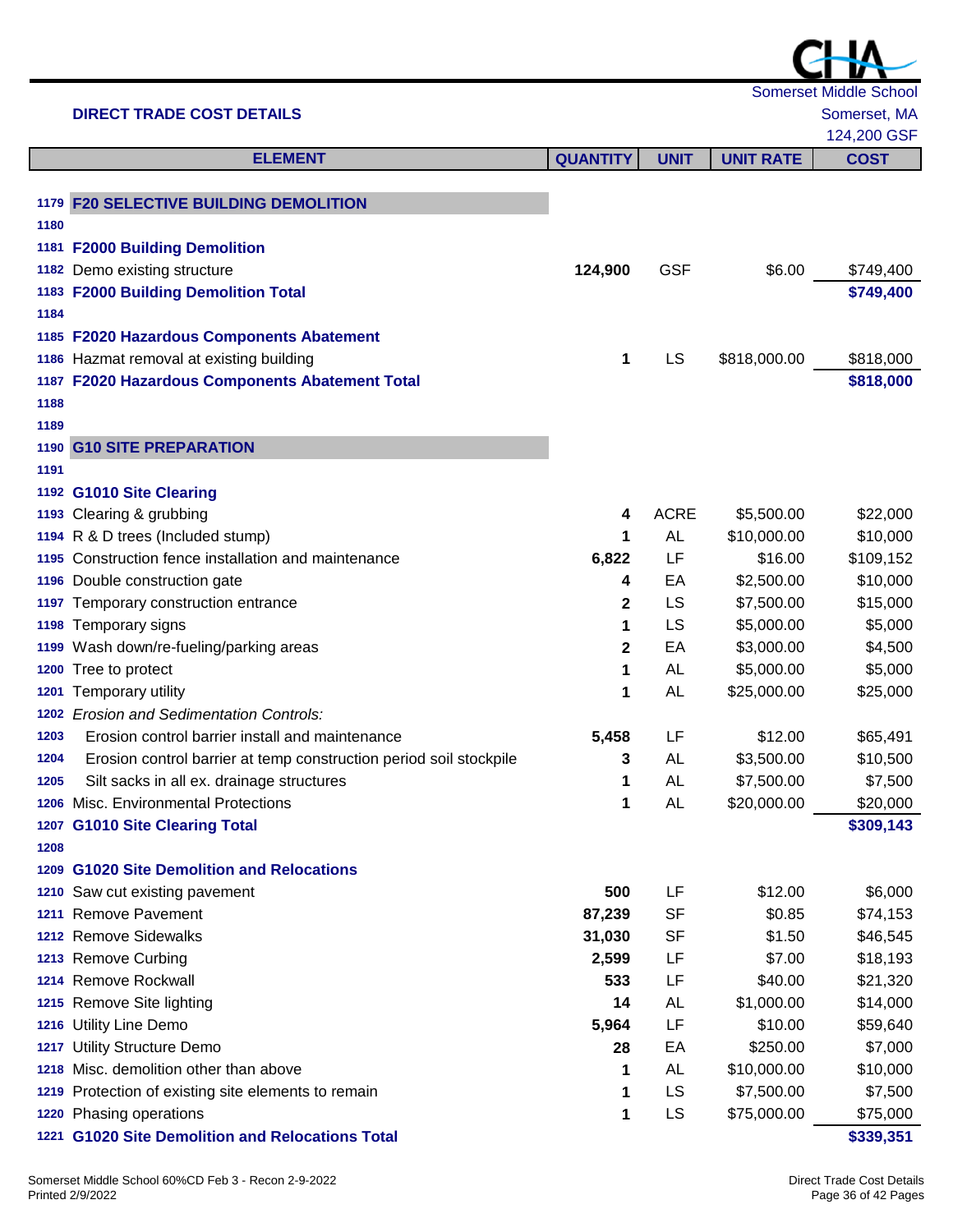**DIRECT TRADE COST DETAILS**

Somerset Middle School
Somerset, MA
124,200 GSF

| | ELEMENT | QUANTITY | UNIT | UNIT RATE | COST |
|---|---|---|---|---|---|
| 1179 | **F20 SELECTIVE BUILDING DEMOLITION** | | | | |
| 1180 | | | | | |
| 1181 | **F2000 Building Demolition** | | | | |
| 1182 | Demo existing structure | **124,900** | GSF | $6.00 | $749,400 |
| 1183 | **F2000 Building Demolition Total** | | | | **$749,400** |
| 1184 | | | | | |
| 1185 | **F2020 Hazardous Components Abatement** | | | | |
| 1186 | Hazmat removal at existing building | **1** | LS | $818,000.00 | $818,000 |
| 1187 | **F2020 Hazardous Components Abatement Total** | | | | **$818,000** |
| 1188 | | | | | |
| 1189 | | | | | |
| 1190 | **G10 SITE PREPARATION** | | | | |
| 1191 | | | | | |
| 1192 | **G1010 Site Clearing** | | | | |
| 1193 | Clearing & grubbing | **4** | ACRE | $5,500.00 | $22,000 |
| 1194 | R & D trees (Included stump) | **1** | AL | $10,000.00 | $10,000 |
| 1195 | Construction fence installation and maintenance | **6,822** | LF | $16.00 | $109,152 |
| 1196 | Double construction gate | **4** | EA | $2,500.00 | $10,000 |
| 1197 | Temporary construction entrance | **2** | LS | $7,500.00 | $15,000 |
| 1198 | Temporary signs | **1** | LS | $5,000.00 | $5,000 |
| 1199 | Wash down/re-fueling/parking areas | **2** | EA | $3,000.00 | $4,500 |
| 1200 | Tree to protect | **1** | AL | $5,000.00 | $5,000 |
| 1201 | Temporary utility | **1** | AL | $25,000.00 | $25,000 |
| 1202 | *Erosion and Sedimentation Controls:* | | | | |
| 1203 | Erosion control barrier install and maintenance | **5,458** | LF | $12.00 | $65,491 |
| 1204 | Erosion control barrier at temp construction period soil stockpile | **3** | AL | $3,500.00 | $10,500 |
| 1205 | Silt sacks in all ex. drainage structures | **1** | AL | $7,500.00 | $7,500 |
| 1206 | Misc. Environmental Protections | **1** | AL | $20,000.00 | $20,000 |
| 1207 | **G1010 Site Clearing Total** | | | | **$309,143** |
| 1208 | | | | | |
| 1209 | **G1020 Site Demolition and Relocations** | | | | |
| 1210 | Saw cut existing pavement | **500** | LF | $12.00 | $6,000 |
| 1211 | Remove Pavement | **87,239** | SF | $0.85 | $74,153 |
| 1212 | Remove Sidewalks | **31,030** | SF | $1.50 | $46,545 |
| 1213 | Remove Curbing | **2,599** | LF | $7.00 | $18,193 |
| 1214 | Remove Rockwall | **533** | LF | $40.00 | $21,320 |
| 1215 | Remove Site lighting | **14** | AL | $1,000.00 | $14,000 |
| 1216 | Utility Line Demo | **5,964** | LF | $10.00 | $59,640 |
| 1217 | Utility Structure Demo | **28** | EA | $250.00 | $7,000 |
| 1218 | Misc. demolition other than above | **1** | AL | $10,000.00 | $10,000 |
| 1219 | Protection of existing site elements to remain | **1** | LS | $7,500.00 | $7,500 |
| 1220 | Phasing operations | **1** | LS | $75,000.00 | $75,000 |
| 1221 | **G1020 Site Demolition and Relocations Total** | | | | **$339,351** |

Somerset Middle School 60%CD Feb 3 - Recon 2-9-2022
Printed 2/9/2022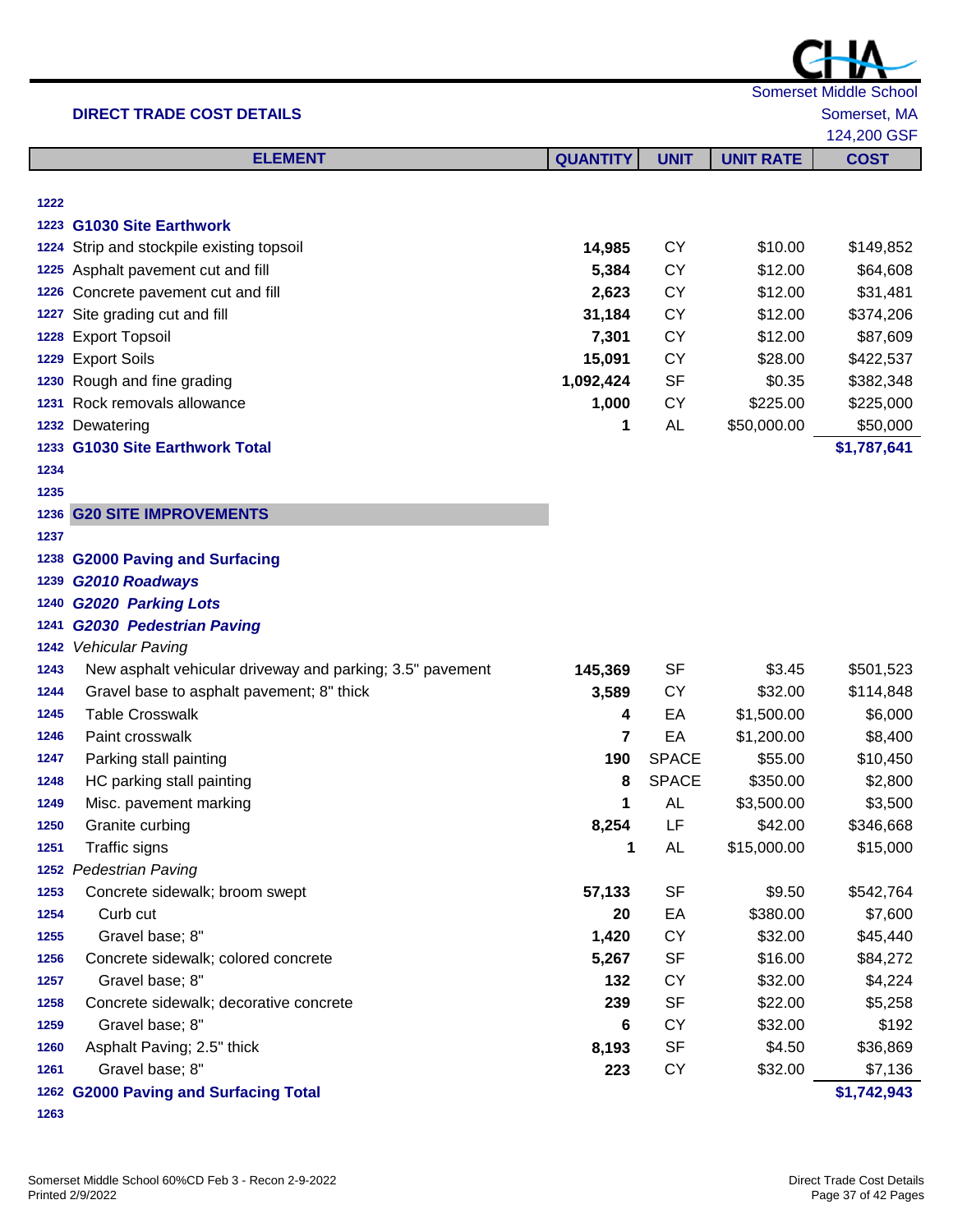**DIRECT TRADE COST DETAILS**

Somerset Middle School
Somerset, MA
124,200 GSF

| | ELEMENT | QUANTITY | UNIT | UNIT RATE | COST |
|---|---|---|---|---|---|
| 1222 | | | | | |
| 1223 | **G1030 Site Earthwork** | | | | |
| 1224 | Strip and stockpile existing topsoil | **14,985** | CY | $10.00 | $149,852 |
| 1225 | Asphalt pavement cut and fill | **5,384** | CY | $12.00 | $64,608 |
| 1226 | Concrete pavement cut and fill | **2,623** | CY | $12.00 | $31,481 |
| 1227 | Site grading cut and fill | **31,184** | CY | $12.00 | $374,206 |
| 1228 | Export Topsoil | **7,301** | CY | $12.00 | $87,609 |
| 1229 | Export Soils | **15,091** | CY | $28.00 | $422,537 |
| 1230 | Rough and fine grading | **1,092,424** | SF | $0.35 | $382,348 |
| 1231 | Rock removals allowance | **1,000** | CY | $225.00 | $225,000 |
| 1232 | Dewatering | **1** | AL | $50,000.00 | $50,000 |
| 1233 | **G1030 Site Earthwork Total** | | | | **$1,787,641** |
| 1234 | | | | | |
| 1235 | | | | | |
| 1236 | **G20 SITE IMPROVEMENTS** | | | | |
| 1237 | | | | | |
| 1238 | **G2000 Paving and Surfacing** | | | | |
| 1239 | ***G2010 Roadways*** | | | | |
| 1240 | ***G2020 Parking Lots*** | | | | |
| 1241 | ***G2030 Pedestrian Paving*** | | | | |
| 1242 | *Vehicular Paving* | | | | |
| 1243 | New asphalt vehicular driveway and parking; 3.5" pavement | **145,369** | SF | $3.45 | $501,523 |
| 1244 | Gravel base to asphalt pavement; 8" thick | **3,589** | CY | $32.00 | $114,848 |
| 1245 | Table Crosswalk | **4** | EA | $1,500.00 | $6,000 |
| 1246 | Paint crosswalk | **7** | EA | $1,200.00 | $8,400 |
| 1247 | Parking stall painting | **190** | SPACE | $55.00 | $10,450 |
| 1248 | HC parking stall painting | **8** | SPACE | $350.00 | $2,800 |
| 1249 | Misc. pavement marking | **1** | AL | $3,500.00 | $3,500 |
| 1250 | Granite curbing | **8,254** | LF | $42.00 | $346,668 |
| 1251 | Traffic signs | **1** | AL | $15,000.00 | $15,000 |
| 1252 | *Pedestrian Paving* | | | | |
| 1253 | Concrete sidewalk; broom swept | **57,133** | SF | $9.50 | $542,764 |
| 1254 | Curb cut | **20** | EA | $380.00 | $7,600 |
| 1255 | Gravel base; 8" | **1,420** | CY | $32.00 | $45,440 |
| 1256 | Concrete sidewalk; colored concrete | **5,267** | SF | $16.00 | $84,272 |
| 1257 | Gravel base; 8" | **132** | CY | $32.00 | $4,224 |
| 1258 | Concrete sidewalk; decorative concrete | **239** | SF | $22.00 | $5,258 |
| 1259 | Gravel base; 8" | **6** | CY | $32.00 | $192 |
| 1260 | Asphalt Paving; 2.5" thick | **8,193** | SF | $4.50 | $36,869 |
| 1261 | Gravel base; 8" | **223** | CY | $32.00 | $7,136 |
| 1262 | **G2000 Paving and Surfacing Total** | | | | **$1,742,943** |
| 1263 | | | | | |

Somerset Middle School 60%CD Feb 3 - Recon 2-9-2022
Printed 2/9/2022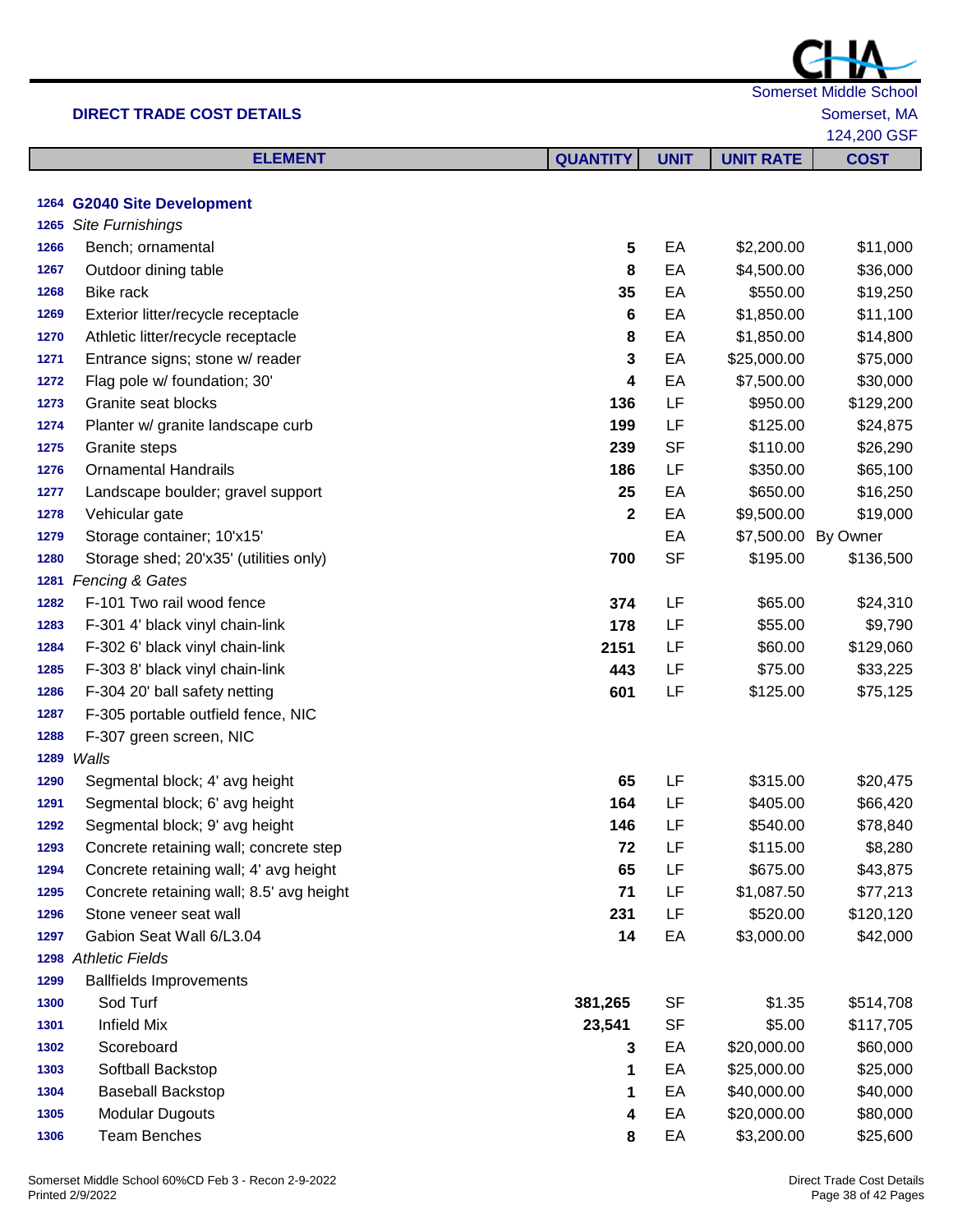**DIRECT TRADE COST DETAILS**

Somerset Middle School
Somerset, MA
124,200 GSF

| | ELEMENT | QUANTITY | UNIT | UNIT RATE | COST |
|---|---|---|---|---|---|
| 1264 | **G2040 Site Development** | | | | |
| 1265 | *Site Furnishings* | | | | |
| 1266 | Bench; ornamental | 5 | EA | $2,200.00 | $11,000 |
| 1267 | Outdoor dining table | 8 | EA | $4,500.00 | $36,000 |
| 1268 | Bike rack | 35 | EA | $550.00 | $19,250 |
| 1269 | Exterior litter/recycle receptacle | 6 | EA | $1,850.00 | $11,100 |
| 1270 | Athletic litter/recycle receptacle | 8 | EA | $1,850.00 | $14,800 |
| 1271 | Entrance signs; stone w/ reader | 3 | EA | $25,000.00 | $75,000 |
| 1272 | Flag pole w/ foundation; 30' | 4 | EA | $7,500.00 | $30,000 |
| 1273 | Granite seat blocks | 136 | LF | $950.00 | $129,200 |
| 1274 | Planter w/ granite landscape curb | 199 | LF | $125.00 | $24,875 |
| 1275 | Granite steps | 239 | SF | $110.00 | $26,290 |
| 1276 | Ornamental Handrails | 186 | LF | $350.00 | $65,100 |
| 1277 | Landscape boulder; gravel support | 25 | EA | $650.00 | $16,250 |
| 1278 | Vehicular gate | 2 | EA | $9,500.00 | $19,000 |
| 1279 | Storage container; 10'x15' | | EA | $7,500.00 | By Owner |
| 1280 | Storage shed; 20'x35' (utilities only) | 700 | SF | $195.00 | $136,500 |
| 1281 | *Fencing & Gates* | | | | |
| 1282 | F-101 Two rail wood fence | 374 | LF | $65.00 | $24,310 |
| 1283 | F-301 4' black vinyl chain-link | 178 | LF | $55.00 | $9,790 |
| 1284 | F-302 6' black vinyl chain-link | 2151 | LF | $60.00 | $129,060 |
| 1285 | F-303 8' black vinyl chain-link | 443 | LF | $75.00 | $33,225 |
| 1286 | F-304 20' ball safety netting | 601 | LF | $125.00 | $75,125 |
| 1287 | F-305 portable outfield fence, NIC | | | | |
| 1288 | F-307 green screen, NIC | | | | |
| 1289 | *Walls* | | | | |
| 1290 | Segmental block; 4' avg height | 65 | LF | $315.00 | $20,475 |
| 1291 | Segmental block; 6' avg height | 164 | LF | $405.00 | $66,420 |
| 1292 | Segmental block; 9' avg height | 146 | LF | $540.00 | $78,840 |
| 1293 | Concrete retaining wall; concrete step | 72 | LF | $115.00 | $8,280 |
| 1294 | Concrete retaining wall; 4' avg height | 65 | LF | $675.00 | $43,875 |
| 1295 | Concrete retaining wall; 8.5' avg height | 71 | LF | $1,087.50 | $77,213 |
| 1296 | Stone veneer seat wall | 231 | LF | $520.00 | $120,120 |
| 1297 | Gabion Seat Wall 6/L3.04 | 14 | EA | $3,000.00 | $42,000 |
| 1298 | *Athletic Fields* | | | | |
| 1299 | Ballfields Improvements | | | | |
| 1300 | Sod Turf | 381,265 | SF | $1.35 | $514,708 |
| 1301 | Infield Mix | 23,541 | SF | $5.00 | $117,705 |
| 1302 | Scoreboard | 3 | EA | $20,000.00 | $60,000 |
| 1303 | Softball Backstop | 1 | EA | $25,000.00 | $25,000 |
| 1304 | Baseball Backstop | 1 | EA | $40,000.00 | $40,000 |
| 1305 | Modular Dugouts | 4 | EA | $20,000.00 | $80,000 |
| 1306 | Team Benches | 8 | EA | $3,200.00 | $25,600 |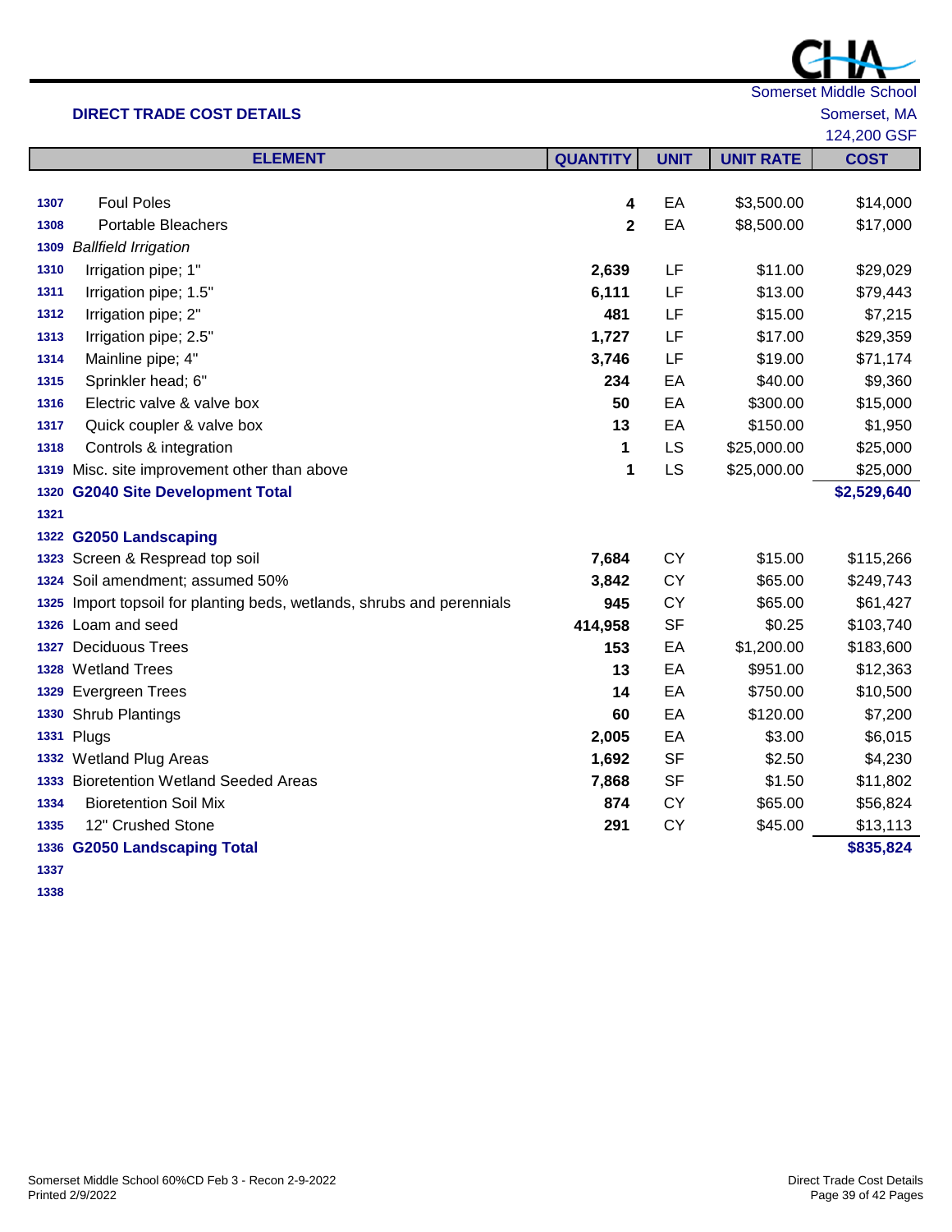**DIRECT TRADE COST DETAILS**

Somerset Middle School
Somerset, MA
124,200 GSF

| | ELEMENT | QUANTITY | UNIT | UNIT RATE | COST |
|---|---|---|---|---|---|
| 1307 | Foul Poles | **4** | EA | $3,500.00 | $14,000 |
| 1308 | Portable Bleachers | **2** | EA | $8,500.00 | $17,000 |
| 1309 | *Ballfield Irrigation* | | | | |
| 1310 | Irrigation pipe; 1" | **2,639** | LF | $11.00 | $29,029 |
| 1311 | Irrigation pipe; 1.5" | **6,111** | LF | $13.00 | $79,443 |
| 1312 | Irrigation pipe; 2" | **481** | LF | $15.00 | $7,215 |
| 1313 | Irrigation pipe; 2.5" | **1,727** | LF | $17.00 | $29,359 |
| 1314 | Mainline pipe; 4" | **3,746** | LF | $19.00 | $71,174 |
| 1315 | Sprinkler head; 6" | **234** | EA | $40.00 | $9,360 |
| 1316 | Electric valve & valve box | **50** | EA | $300.00 | $15,000 |
| 1317 | Quick coupler & valve box | **13** | EA | $150.00 | $1,950 |
| 1318 | Controls & integration | **1** | LS | $25,000.00 | $25,000 |
| 1319 | Misc. site improvement other than above | **1** | LS | $25,000.00 | $25,000 |
| 1320 | **G2040 Site Development Total** | | | | **$2,529,640** |
| 1321 | | | | | |
| 1322 | **G2050 Landscaping** | | | | |
| 1323 | Screen & Respread top soil | **7,684** | CY | $15.00 | $115,266 |
| 1324 | Soil amendment; assumed 50% | **3,842** | CY | $65.00 | $249,743 |
| 1325 | Import topsoil for planting beds, wetlands, shrubs and perennials | **945** | CY | $65.00 | $61,427 |
| 1326 | Loam and seed | **414,958** | SF | $0.25 | $103,740 |
| 1327 | Deciduous Trees | **153** | EA | $1,200.00 | $183,600 |
| 1328 | Wetland Trees | **13** | EA | $951.00 | $12,363 |
| 1329 | Evergreen Trees | **14** | EA | $750.00 | $10,500 |
| 1330 | Shrub Plantings | **60** | EA | $120.00 | $7,200 |
| 1331 | Plugs | **2,005** | EA | $3.00 | $6,015 |
| 1332 | Wetland Plug Areas | **1,692** | SF | $2.50 | $4,230 |
| 1333 | Bioretention Wetland Seeded Areas | **7,868** | SF | $1.50 | $11,802 |
| 1334 | Bioretention Soil Mix | **874** | CY | $65.00 | $56,824 |
| 1335 | 12" Crushed Stone | **291** | CY | $45.00 | $13,113 |
| 1336 | **G2050 Landscaping Total** | | | | **$835,824** |
| 1337 | | | | | |
| 1338 | | | | | |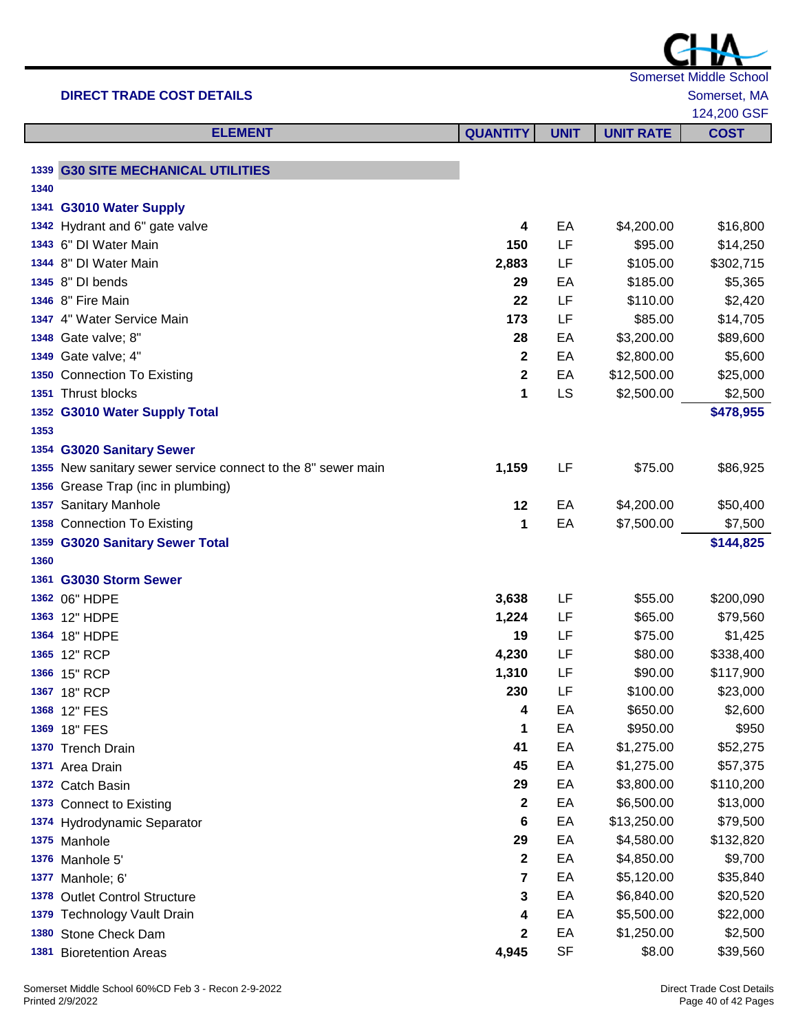**DIRECT TRADE COST DETAILS**

Somerset Middle School
Somerset, MA
124,200 GSF

| | ELEMENT | QUANTITY | UNIT | UNIT RATE | COST |
|---|---|---|---|---|---|
| 1339 | **G30 SITE MECHANICAL UTILITIES** | | | | |
| 1340 | | | | | |
| 1341 | **G3010 Water Supply** | | | | |
| 1342 | Hydrant and 6" gate valve | **4** | EA | $4,200.00 | $16,800 |
| 1343 | 6" DI Water Main | **150** | LF | $95.00 | $14,250 |
| 1344 | 8" DI Water Main | **2,883** | LF | $105.00 | $302,715 |
| 1345 | 8" DI bends | **29** | EA | $185.00 | $5,365 |
| 1346 | 8" Fire Main | **22** | LF | $110.00 | $2,420 |
| 1347 | 4" Water Service Main | **173** | LF | $85.00 | $14,705 |
| 1348 | Gate valve; 8" | **28** | EA | $3,200.00 | $89,600 |
| 1349 | Gate valve; 4" | **2** | EA | $2,800.00 | $5,600 |
| 1350 | Connection To Existing | **2** | EA | $12,500.00 | $25,000 |
| 1351 | Thrust blocks | **1** | LS | $2,500.00 | $2,500 |
| 1352 | **G3010 Water Supply Total** | | | | **$478,955** |
| 1353 | | | | | |
| 1354 | **G3020 Sanitary Sewer** | | | | |
| 1355 | New sanitary sewer service connect to the 8" sewer main | **1,159** | LF | $75.00 | $86,925 |
| 1356 | Grease Trap (inc in plumbing) | | | | |
| 1357 | Sanitary Manhole | **12** | EA | $4,200.00 | $50,400 |
| 1358 | Connection To Existing | **1** | EA | $7,500.00 | $7,500 |
| 1359 | **G3020 Sanitary Sewer Total** | | | | **$144,825** |
| 1360 | | | | | |
| 1361 | **G3030 Storm Sewer** | | | | |
| 1362 | 06" HDPE | **3,638** | LF | $55.00 | $200,090 |
| 1363 | 12" HDPE | **1,224** | LF | $65.00 | $79,560 |
| 1364 | 18" HDPE | **19** | LF | $75.00 | $1,425 |
| 1365 | 12" RCP | **4,230** | LF | $80.00 | $338,400 |
| 1366 | 15" RCP | **1,310** | LF | $90.00 | $117,900 |
| 1367 | 18" RCP | **230** | LF | $100.00 | $23,000 |
| 1368 | 12" FES | **4** | EA | $650.00 | $2,600 |
| 1369 | 18" FES | **1** | EA | $950.00 | $950 |
| 1370 | Trench Drain | **41** | EA | $1,275.00 | $52,275 |
| 1371 | Area Drain | **45** | EA | $1,275.00 | $57,375 |
| 1372 | Catch Basin | **29** | EA | $3,800.00 | $110,200 |
| 1373 | Connect to Existing | **2** | EA | $6,500.00 | $13,000 |
| 1374 | Hydrodynamic Separator | **6** | EA | $13,250.00 | $79,500 |
| 1375 | Manhole | **29** | EA | $4,580.00 | $132,820 |
| 1376 | Manhole 5' | **2** | EA | $4,850.00 | $9,700 |
| 1377 | Manhole; 6' | **7** | EA | $5,120.00 | $35,840 |
| 1378 | Outlet Control Structure | **3** | EA | $6,840.00 | $20,520 |
| 1379 | Technology Vault Drain | **4** | EA | $5,500.00 | $22,000 |
| 1380 | Stone Check Dam | **2** | EA | $1,250.00 | $2,500 |
| 1381 | Bioretention Areas | **4,945** | SF | $8.00 | $39,560 |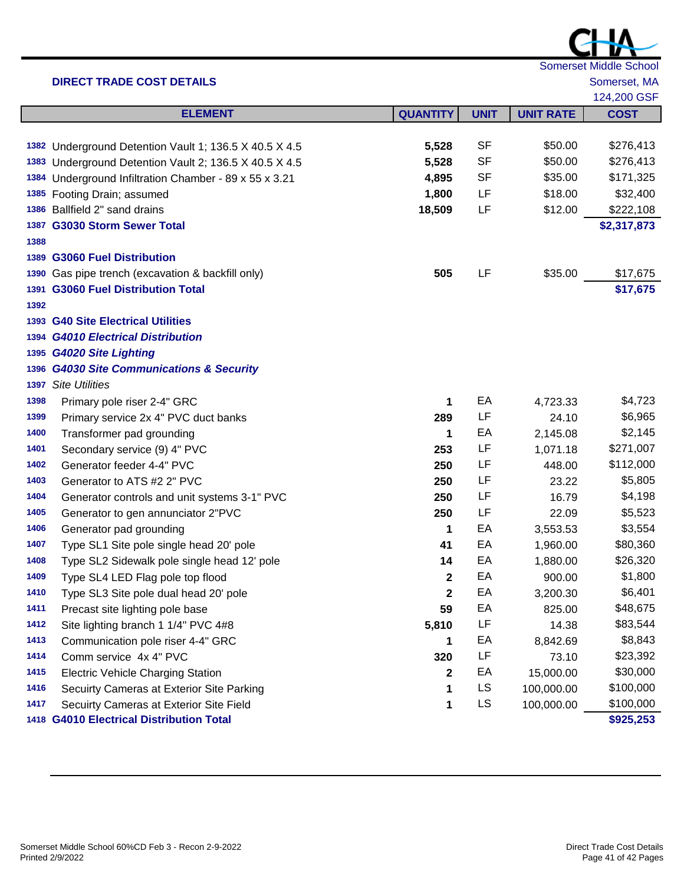**DIRECT TRADE COST DETAILS**

Somerset Middle School
Somerset, MA
124,200 GSF

| | ELEMENT | QUANTITY | UNIT | UNIT RATE | COST |
|---|---|---|---|---|---|
| 1382 | Underground Detention Vault 1; 136.5 X 40.5 X 4.5 | **5,528** | SF | $50.00 | $276,413 |
| 1383 | Underground Detention Vault 2; 136.5 X 40.5 X 4.5 | **5,528** | SF | $50.00 | $276,413 |
| 1384 | Underground Infiltration Chamber - 89 x 55 x 3.21 | **4,895** | SF | $35.00 | $171,325 |
| 1385 | Footing Drain; assumed | **1,800** | LF | $18.00 | $32,400 |
| 1386 | Ballfield 2" sand drains | **18,509** | LF | $12.00 | $222,108 |
| 1387 | **G3030 Storm Sewer Total** | | | | **$2,317,873** |
| 1388 | | | | | |
| 1389 | **G3060 Fuel Distribution** | | | | |
| 1390 | Gas pipe trench (excavation & backfill only) | **505** | LF | $35.00 | $17,675 |
| 1391 | **G3060 Fuel Distribution Total** | | | | **$17,675** |
| 1392 | | | | | |
| 1393 | **G40 Site Electrical Utilities** | | | | |
| 1394 | ***G4010 Electrical Distribution*** | | | | |
| 1395 | ***G4020 Site Lighting*** | | | | |
| 1396 | ***G4030 Site Communications & Security*** | | | | |
| 1397 | *Site Utilities* | | | | |
| 1398 | Primary pole riser 2-4" GRC | **1** | EA | 4,723.33 | $4,723 |
| 1399 | Primary service 2x 4" PVC duct banks | **289** | LF | 24.10 | $6,965 |
| 1400 | Transformer pad grounding | **1** | EA | 2,145.08 | $2,145 |
| 1401 | Secondary service (9) 4" PVC | **253** | LF | 1,071.18 | $271,007 |
| 1402 | Generator feeder 4-4" PVC | **250** | LF | 448.00 | $112,000 |
| 1403 | Generator to ATS #2 2" PVC | **250** | LF | 23.22 | $5,805 |
| 1404 | Generator controls and unit systems 3-1" PVC | **250** | LF | 16.79 | $4,198 |
| 1405 | Generator to gen annunciator 2"PVC | **250** | LF | 22.09 | $5,523 |
| 1406 | Generator pad grounding | **1** | EA | 3,553.53 | $3,554 |
| 1407 | Type SL1 Site pole single head 20' pole | **41** | EA | 1,960.00 | $80,360 |
| 1408 | Type SL2 Sidewalk pole single head 12' pole | **14** | EA | 1,880.00 | $26,320 |
| 1409 | Type SL4 LED Flag pole top flood | **2** | EA | 900.00 | $1,800 |
| 1410 | Type SL3 Site pole dual head 20' pole | **2** | EA | 3,200.30 | $6,401 |
| 1411 | Precast site lighting pole base | **59** | EA | 825.00 | $48,675 |
| 1412 | Site lighting branch 1 1/4" PVC 4#8 | **5,810** | LF | 14.38 | $83,544 |
| 1413 | Communication pole riser 4-4" GRC | **1** | EA | 8,842.69 | $8,843 |
| 1414 | Comm service 4x 4" PVC | **320** | LF | 73.10 | $23,392 |
| 1415 | Electric Vehicle Charging Station | **2** | EA | 15,000.00 | $30,000 |
| 1416 | Secuirty Cameras at Exterior Site Parking | **1** | LS | 100,000.00 | $100,000 |
| 1417 | Secuirty Cameras at Exterior Site Field | **1** | LS | 100,000.00 | $100,000 |
| 1418 | **G4010 Electrical Distribution Total** | | | | **$925,253** |

Somerset Middle School 60%CD Feb 3 - Recon 2-9-2022
Printed 2/9/2022

Direct Trade Cost Details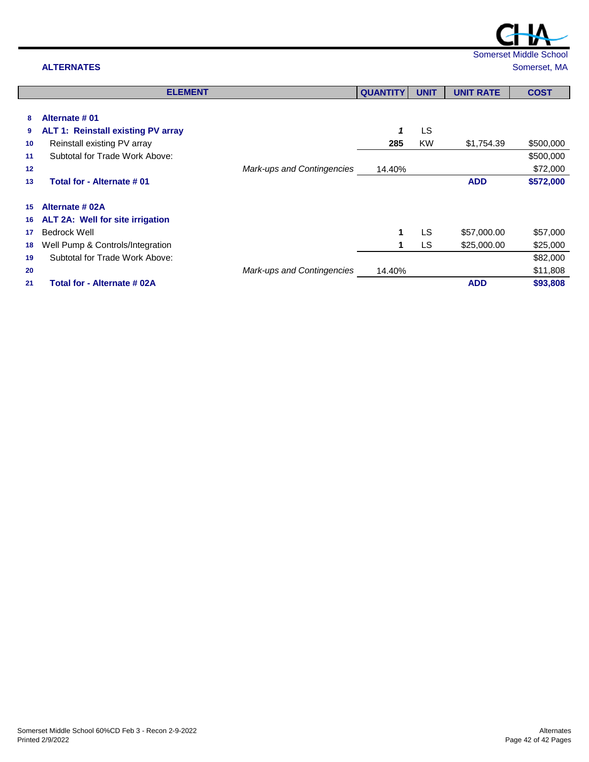Somerset Middle School
Somerset, MA

**ALTERNATES**

| | ELEMENT | | QUANTITY | UNIT | UNIT RATE | COST |
|---|---|---|---|---|---|---|
| 8 | **Alternate # 01** | | | | | |
| 9 | **ALT 1: Reinstall existing PV array** | | ***1*** | LS | | |
| 10 | Reinstall existing PV array | | **285** | KW | $1,754.39 | $500,000 |
| 11 | Subtotal for Trade Work Above: | | | | | $500,000 |
| 12 | | *Mark-ups and Contingencies* | 14.40% | | | $72,000 |
| 13 | **Total for - Alternate # 01** | | | | **ADD** | **$572,000** |
| 15 | **Alternate # 02A** | | | | | |
| 16 | **ALT 2A: Well for site irrigation** | | | | | |
| 17 | Bedrock Well | | **1** | LS | $57,000.00 | $57,000 |
| 18 | Well Pump & Controls/Integration | | **1** | LS | $25,000.00 | $25,000 |
| 19 | Subtotal for Trade Work Above: | | | | | $82,000 |
| 20 | | *Mark-ups and Contingencies* | 14.40% | | | $11,808 |
| 21 | **Total for - Alternate # 02A** | | | | **ADD** | **$93,808** |